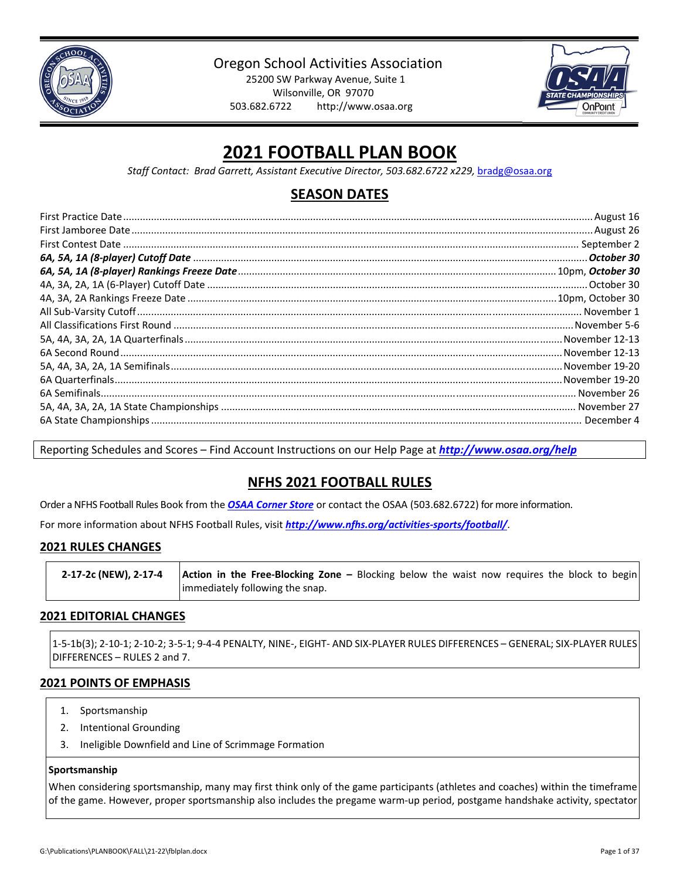Oregon School Activities Association
25200 SW Parkway Avenue, Suite 1
Wilsonville, OR 97070
503.682.6722 http://www.osaa.org

# 2021 FOOTBALL PLAN BOOK

*Staff Contact: Brad Garrett, Assistant Executive Director, 503.682.6722 x229, bradg@osaa.org*

## SEASON DATES

| | |
|---|---|
| First Practice Date | August 16 |
| First Jamboree Date | August 26 |
| First Contest Date | September 2 |
| ***6A, 5A, 1A (8-player) Cutoff Date*** | ***October 30*** |
| ***6A, 5A, 1A (8-player) Rankings Freeze Date*** | 10pm, ***October 30*** |
| 4A, 3A, 2A, 1A (6-Player) Cutoff Date | October 30 |
| 4A, 3A, 2A Rankings Freeze Date | 10pm, October 30 |
| All Sub-Varsity Cutoff | November 1 |
| All Classifications First Round | November 5-6 |
| 5A, 4A, 3A, 2A, 1A Quarterfinals | November 12-13 |
| 6A Second Round | November 12-13 |
| 5A, 4A, 3A, 2A, 1A Semifinals | November 19-20 |
| 6A Quarterfinals | November 19-20 |
| 6A Semifinals | November 26 |
| 5A, 4A, 3A, 2A, 1A State Championships | November 27 |
| 6A State Championships | December 4 |

Reporting Schedules and Scores – Find Account Instructions on our Help Page at ***http://www.osaa.org/help***

## NFHS 2021 FOOTBALL RULES

Order a NFHS Football Rules Book from the ***OSAA Corner Store*** or contact the OSAA (503.682.6722) for more information.

For more information about NFHS Football Rules, visit ***http://www.nfhs.org/activities-sports/football/***.

### 2021 RULES CHANGES

| | |
|---|---|
| **2-17-2c (NEW), 2-17-4** | **Action in the Free-Blocking Zone –** Blocking below the waist now requires the block to begin immediately following the snap. |

### 2021 EDITORIAL CHANGES

1-5-1b(3); 2-10-1; 2-10-2; 3-5-1; 9-4-4 PENALTY, NINE-, EIGHT- AND SIX-PLAYER RULES DIFFERENCES – GENERAL; SIX-PLAYER RULES DIFFERENCES – RULES 2 and 7.

### 2021 POINTS OF EMPHASIS

1. Sportsmanship
2. Intentional Grounding
3. Ineligible Downfield and Line of Scrimmage Formation

**Sportsmanship**

When considering sportsmanship, many may first think only of the game participants (athletes and coaches) within the timeframe of the game. However, proper sportsmanship also includes the pregame warm-up period, postgame handshake activity, spectator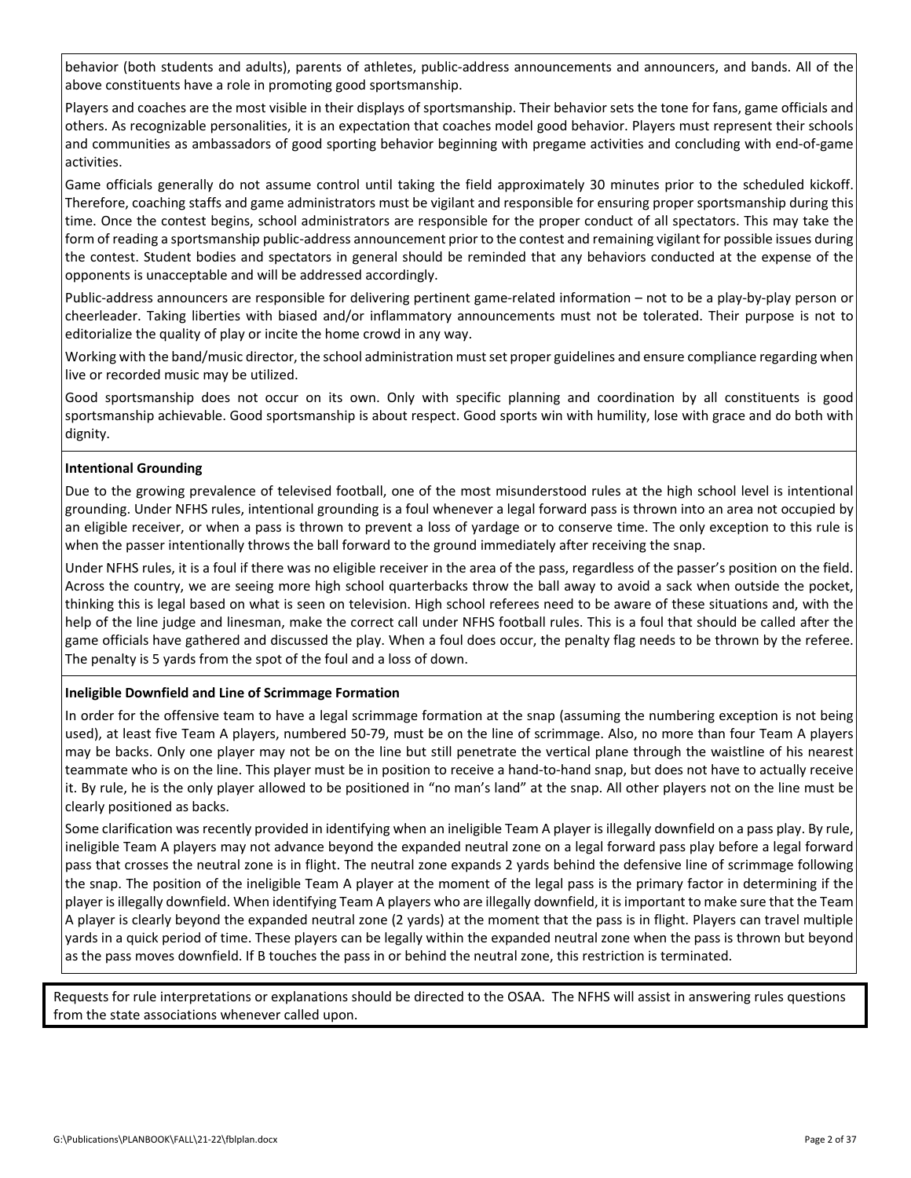behavior (both students and adults), parents of athletes, public-address announcements and announcers, and bands. All of the above constituents have a role in promoting good sportsmanship.

Players and coaches are the most visible in their displays of sportsmanship. Their behavior sets the tone for fans, game officials and others. As recognizable personalities, it is an expectation that coaches model good behavior. Players must represent their schools and communities as ambassadors of good sporting behavior beginning with pregame activities and concluding with end-of-game activities.

Game officials generally do not assume control until taking the field approximately 30 minutes prior to the scheduled kickoff. Therefore, coaching staffs and game administrators must be vigilant and responsible for ensuring proper sportsmanship during this time. Once the contest begins, school administrators are responsible for the proper conduct of all spectators. This may take the form of reading a sportsmanship public-address announcement prior to the contest and remaining vigilant for possible issues during the contest. Student bodies and spectators in general should be reminded that any behaviors conducted at the expense of the opponents is unacceptable and will be addressed accordingly.

Public-address announcers are responsible for delivering pertinent game-related information – not to be a play-by-play person or cheerleader. Taking liberties with biased and/or inflammatory announcements must not be tolerated. Their purpose is not to editorialize the quality of play or incite the home crowd in any way.

Working with the band/music director, the school administration must set proper guidelines and ensure compliance regarding when live or recorded music may be utilized.

Good sportsmanship does not occur on its own. Only with specific planning and coordination by all constituents is good sportsmanship achievable. Good sportsmanship is about respect. Good sports win with humility, lose with grace and do both with dignity.

**Intentional Grounding**

Due to the growing prevalence of televised football, one of the most misunderstood rules at the high school level is intentional grounding. Under NFHS rules, intentional grounding is a foul whenever a legal forward pass is thrown into an area not occupied by an eligible receiver, or when a pass is thrown to prevent a loss of yardage or to conserve time. The only exception to this rule is when the passer intentionally throws the ball forward to the ground immediately after receiving the snap.

Under NFHS rules, it is a foul if there was no eligible receiver in the area of the pass, regardless of the passer's position on the field. Across the country, we are seeing more high school quarterbacks throw the ball away to avoid a sack when outside the pocket, thinking this is legal based on what is seen on television. High school referees need to be aware of these situations and, with the help of the line judge and linesman, make the correct call under NFHS football rules. This is a foul that should be called after the game officials have gathered and discussed the play. When a foul does occur, the penalty flag needs to be thrown by the referee. The penalty is 5 yards from the spot of the foul and a loss of down.

**Ineligible Downfield and Line of Scrimmage Formation**

In order for the offensive team to have a legal scrimmage formation at the snap (assuming the numbering exception is not being used), at least five Team A players, numbered 50-79, must be on the line of scrimmage. Also, no more than four Team A players may be backs. Only one player may not be on the line but still penetrate the vertical plane through the waistline of his nearest teammate who is on the line. This player must be in position to receive a hand-to-hand snap, but does not have to actually receive it. By rule, he is the only player allowed to be positioned in "no man's land" at the snap. All other players not on the line must be clearly positioned as backs.

Some clarification was recently provided in identifying when an ineligible Team A player is illegally downfield on a pass play. By rule, ineligible Team A players may not advance beyond the expanded neutral zone on a legal forward pass play before a legal forward pass that crosses the neutral zone is in flight. The neutral zone expands 2 yards behind the defensive line of scrimmage following the snap. The position of the ineligible Team A player at the moment of the legal pass is the primary factor in determining if the player is illegally downfield. When identifying Team A players who are illegally downfield, it is important to make sure that the Team A player is clearly beyond the expanded neutral zone (2 yards) at the moment that the pass is in flight. Players can travel multiple yards in a quick period of time. These players can be legally within the expanded neutral zone when the pass is thrown but beyond as the pass moves downfield. If B touches the pass in or behind the neutral zone, this restriction is terminated.

Requests for rule interpretations or explanations should be directed to the OSAA. The NFHS will assist in answering rules questions from the state associations whenever called upon.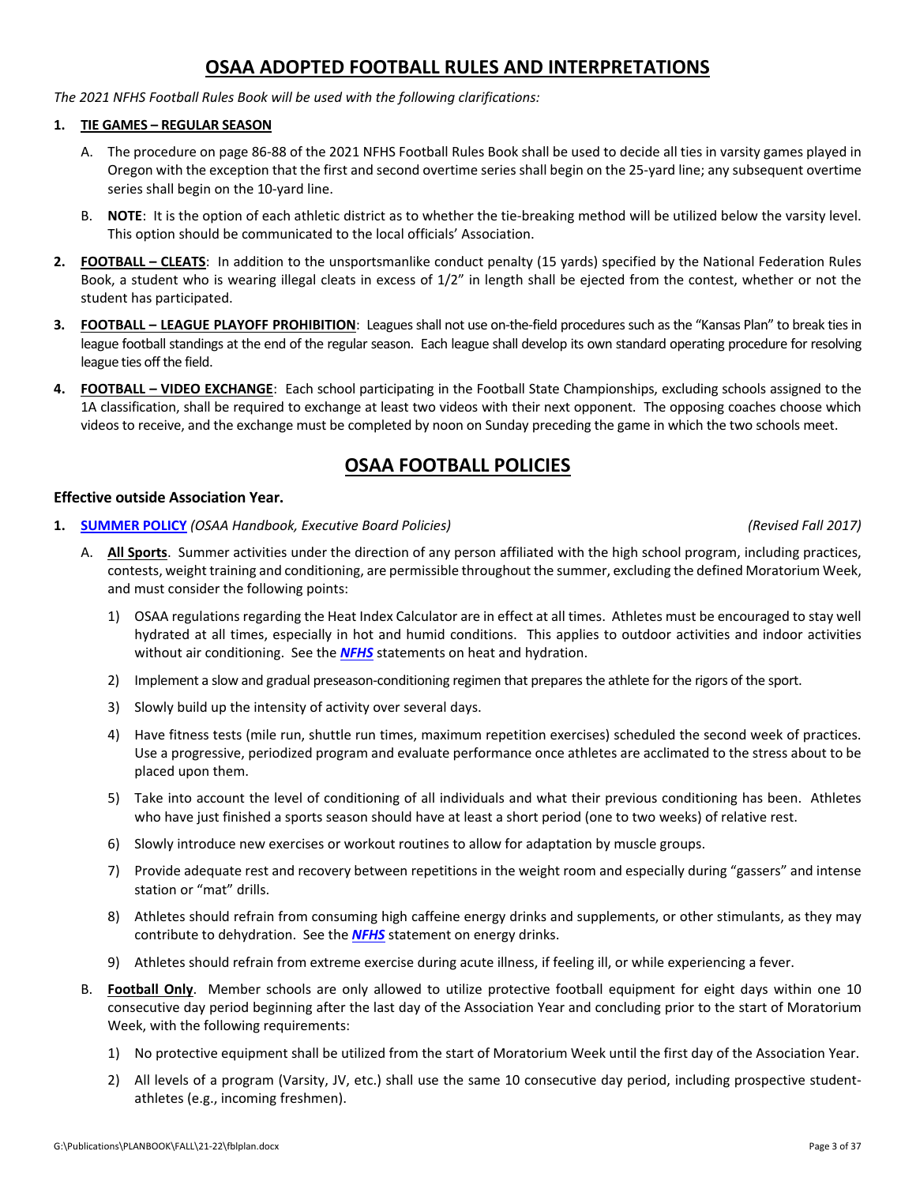# OSAA ADOPTED FOOTBALL RULES AND INTERPRETATIONS

*The 2021 NFHS Football Rules Book will be used with the following clarifications:*

1. **TIE GAMES – REGULAR SEASON**

   A. The procedure on page 86-88 of the 2021 NFHS Football Rules Book shall be used to decide all ties in varsity games played in Oregon with the exception that the first and second overtime series shall begin on the 25-yard line; any subsequent overtime series shall begin on the 10-yard line.

   B. **NOTE**: It is the option of each athletic district as to whether the tie-breaking method will be utilized below the varsity level. This option should be communicated to the local officials' Association.

2. **FOOTBALL – CLEATS**: In addition to the unsportsmanlike conduct penalty (15 yards) specified by the National Federation Rules Book, a student who is wearing illegal cleats in excess of 1/2" in length shall be ejected from the contest, whether or not the student has participated.

3. **FOOTBALL – LEAGUE PLAYOFF PROHIBITION**: Leagues shall not use on-the-field procedures such as the "Kansas Plan" to break ties in league football standings at the end of the regular season. Each league shall develop its own standard operating procedure for resolving league ties off the field.

4. **FOOTBALL – VIDEO EXCHANGE**: Each school participating in the Football State Championships, excluding schools assigned to the 1A classification, shall be required to exchange at least two videos with their next opponent. The opposing coaches choose which videos to receive, and the exchange must be completed by noon on Sunday preceding the game in which the two schools meet.

# OSAA FOOTBALL POLICIES

### Effective outside Association Year.

1. **SUMMER POLICY** *(OSAA Handbook, Executive Board Policies)* *(Revised Fall 2017)*

   A. **All Sports**. Summer activities under the direction of any person affiliated with the high school program, including practices, contests, weight training and conditioning, are permissible throughout the summer, excluding the defined Moratorium Week, and must consider the following points:

      1) OSAA regulations regarding the Heat Index Calculator are in effect at all times. Athletes must be encouraged to stay well hydrated at all times, especially in hot and humid conditions. This applies to outdoor activities and indoor activities without air conditioning. See the ***NFHS*** statements on heat and hydration.

      2) Implement a slow and gradual preseason-conditioning regimen that prepares the athlete for the rigors of the sport.

      3) Slowly build up the intensity of activity over several days.

      4) Have fitness tests (mile run, shuttle run times, maximum repetition exercises) scheduled the second week of practices. Use a progressive, periodized program and evaluate performance once athletes are acclimated to the stress about to be placed upon them.

      5) Take into account the level of conditioning of all individuals and what their previous conditioning has been. Athletes who have just finished a sports season should have at least a short period (one to two weeks) of relative rest.

      6) Slowly introduce new exercises or workout routines to allow for adaptation by muscle groups.

      7) Provide adequate rest and recovery between repetitions in the weight room and especially during "gassers" and intense station or "mat" drills.

      8) Athletes should refrain from consuming high caffeine energy drinks and supplements, or other stimulants, as they may contribute to dehydration. See the ***NFHS*** statement on energy drinks.

      9) Athletes should refrain from extreme exercise during acute illness, if feeling ill, or while experiencing a fever.

   B. **Football Only**. Member schools are only allowed to utilize protective football equipment for eight days within one 10 consecutive day period beginning after the last day of the Association Year and concluding prior to the start of Moratorium Week, with the following requirements:

      1) No protective equipment shall be utilized from the start of Moratorium Week until the first day of the Association Year.

      2) All levels of a program (Varsity, JV, etc.) shall use the same 10 consecutive day period, including prospective student-athletes (e.g., incoming freshmen).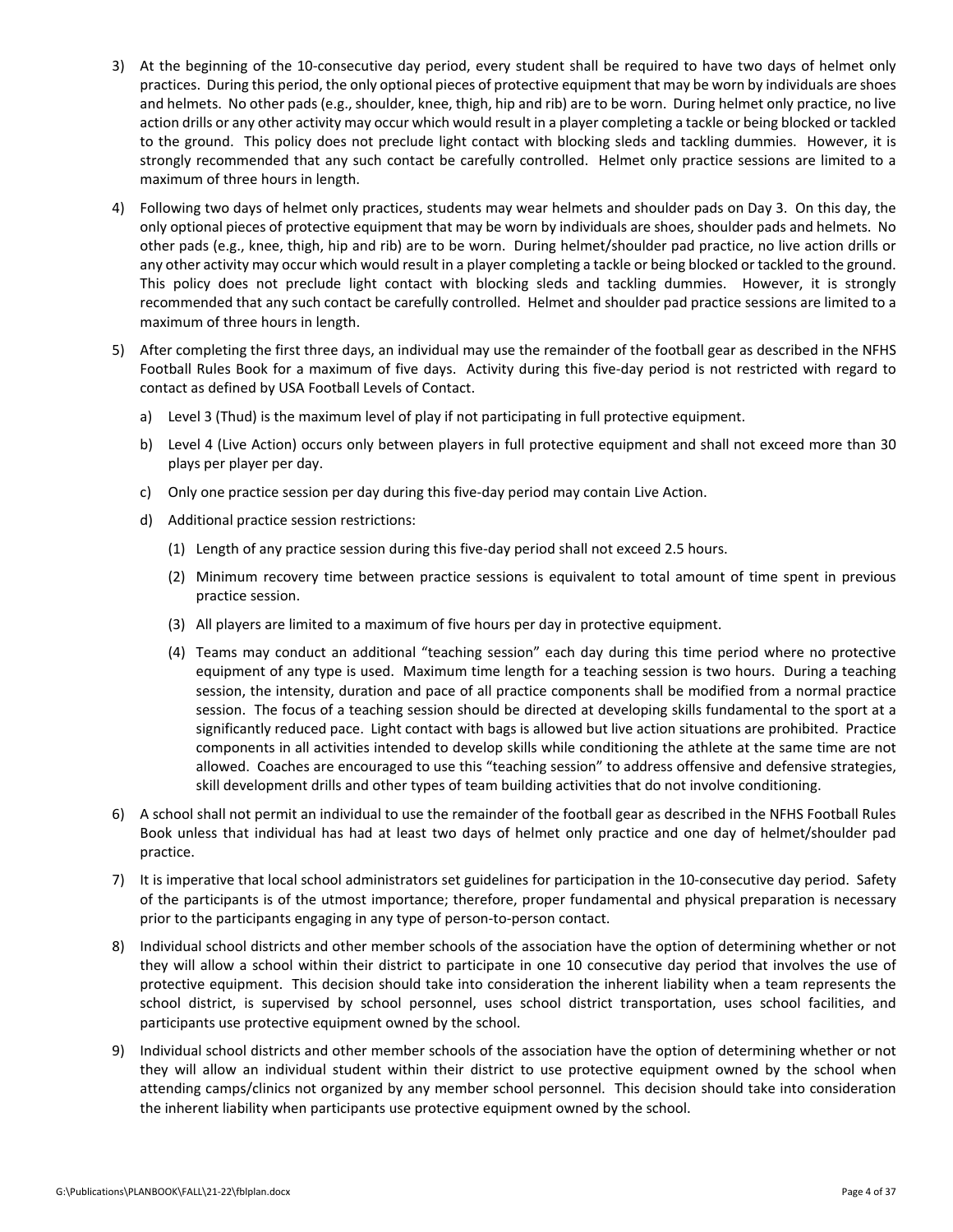3) At the beginning of the 10-consecutive day period, every student shall be required to have two days of helmet only practices. During this period, the only optional pieces of protective equipment that may be worn by individuals are shoes and helmets. No other pads (e.g., shoulder, knee, thigh, hip and rib) are to be worn. During helmet only practice, no live action drills or any other activity may occur which would result in a player completing a tackle or being blocked or tackled to the ground. This policy does not preclude light contact with blocking sleds and tackling dummies. However, it is strongly recommended that any such contact be carefully controlled. Helmet only practice sessions are limited to a maximum of three hours in length.

4) Following two days of helmet only practices, students may wear helmets and shoulder pads on Day 3. On this day, the only optional pieces of protective equipment that may be worn by individuals are shoes, shoulder pads and helmets. No other pads (e.g., knee, thigh, hip and rib) are to be worn. During helmet/shoulder pad practice, no live action drills or any other activity may occur which would result in a player completing a tackle or being blocked or tackled to the ground. This policy does not preclude light contact with blocking sleds and tackling dummies. However, it is strongly recommended that any such contact be carefully controlled. Helmet and shoulder pad practice sessions are limited to a maximum of three hours in length.

5) After completing the first three days, an individual may use the remainder of the football gear as described in the NFHS Football Rules Book for a maximum of five days. Activity during this five-day period is not restricted with regard to contact as defined by USA Football Levels of Contact.

   a) Level 3 (Thud) is the maximum level of play if not participating in full protective equipment.

   b) Level 4 (Live Action) occurs only between players in full protective equipment and shall not exceed more than 30 plays per player per day.

   c) Only one practice session per day during this five-day period may contain Live Action.

   d) Additional practice session restrictions:

      (1) Length of any practice session during this five-day period shall not exceed 2.5 hours.

      (2) Minimum recovery time between practice sessions is equivalent to total amount of time spent in previous practice session.

      (3) All players are limited to a maximum of five hours per day in protective equipment.

      (4) Teams may conduct an additional "teaching session" each day during this time period where no protective equipment of any type is used. Maximum time length for a teaching session is two hours. During a teaching session, the intensity, duration and pace of all practice components shall be modified from a normal practice session. The focus of a teaching session should be directed at developing skills fundamental to the sport at a significantly reduced pace. Light contact with bags is allowed but live action situations are prohibited. Practice components in all activities intended to develop skills while conditioning the athlete at the same time are not allowed. Coaches are encouraged to use this "teaching session" to address offensive and defensive strategies, skill development drills and other types of team building activities that do not involve conditioning.

6) A school shall not permit an individual to use the remainder of the football gear as described in the NFHS Football Rules Book unless that individual has had at least two days of helmet only practice and one day of helmet/shoulder pad practice.

7) It is imperative that local school administrators set guidelines for participation in the 10-consecutive day period. Safety of the participants is of the utmost importance; therefore, proper fundamental and physical preparation is necessary prior to the participants engaging in any type of person-to-person contact.

8) Individual school districts and other member schools of the association have the option of determining whether or not they will allow a school within their district to participate in one 10 consecutive day period that involves the use of protective equipment. This decision should take into consideration the inherent liability when a team represents the school district, is supervised by school personnel, uses school district transportation, uses school facilities, and participants use protective equipment owned by the school.

9) Individual school districts and other member schools of the association have the option of determining whether or not they will allow an individual student within their district to use protective equipment owned by the school when attending camps/clinics not organized by any member school personnel. This decision should take into consideration the inherent liability when participants use protective equipment owned by the school.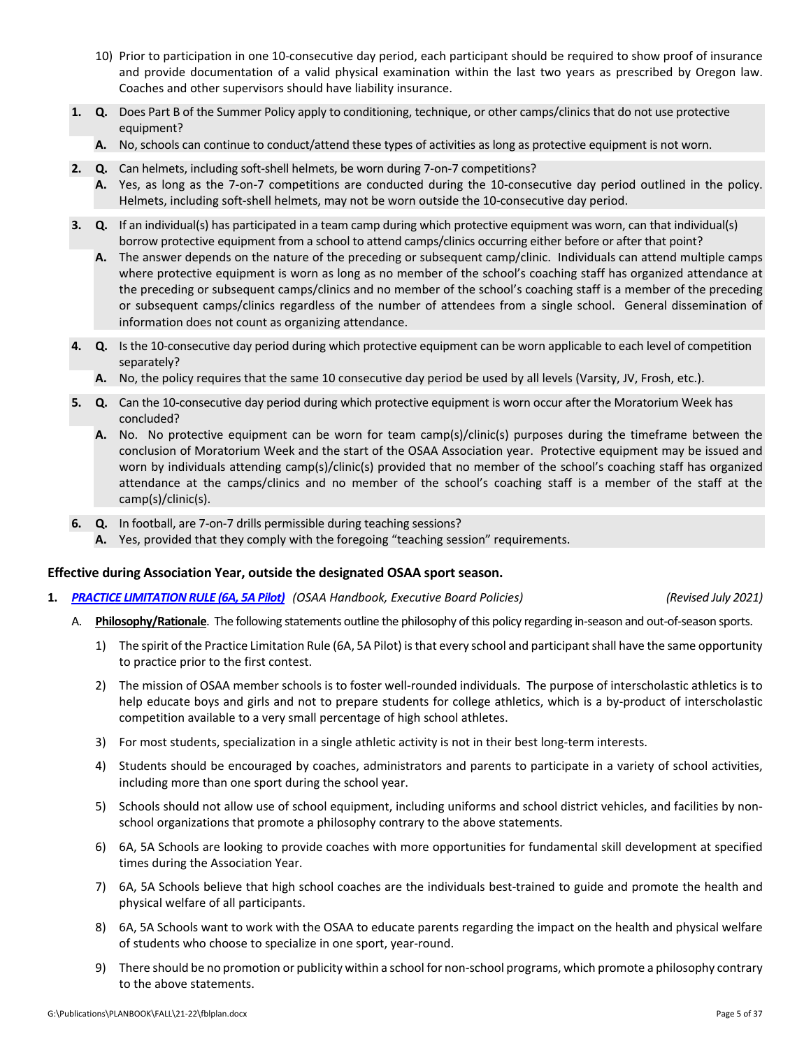10) Prior to participation in one 10-consecutive day period, each participant should be required to show proof of insurance and provide documentation of a valid physical examination within the last two years as prescribed by Oregon law. Coaches and other supervisors should have liability insurance.

1. **Q.** Does Part B of the Summer Policy apply to conditioning, technique, or other camps/clinics that do not use protective equipment?
   **A.** No, schools can continue to conduct/attend these types of activities as long as protective equipment is not worn.

2. **Q.** Can helmets, including soft-shell helmets, be worn during 7-on-7 competitions?
   **A.** Yes, as long as the 7-on-7 competitions are conducted during the 10-consecutive day period outlined in the policy. Helmets, including soft-shell helmets, may not be worn outside the 10-consecutive day period.

3. **Q.** If an individual(s) has participated in a team camp during which protective equipment was worn, can that individual(s) borrow protective equipment from a school to attend camps/clinics occurring either before or after that point?
   **A.** The answer depends on the nature of the preceding or subsequent camp/clinic. Individuals can attend multiple camps where protective equipment is worn as long as no member of the school's coaching staff has organized attendance at the preceding or subsequent camps/clinics and no member of the school's coaching staff is a member of the preceding or subsequent camps/clinics regardless of the number of attendees from a single school. General dissemination of information does not count as organizing attendance.

4. **Q.** Is the 10-consecutive day period during which protective equipment can be worn applicable to each level of competition separately?
   **A.** No, the policy requires that the same 10 consecutive day period be used by all levels (Varsity, JV, Frosh, etc.).

5. **Q.** Can the 10-consecutive day period during which protective equipment is worn occur after the Moratorium Week has concluded?
   **A.** No. No protective equipment can be worn for team camp(s)/clinic(s) purposes during the timeframe between the conclusion of Moratorium Week and the start of the OSAA Association year. Protective equipment may be issued and worn by individuals attending camp(s)/clinic(s) provided that no member of the school's coaching staff has organized attendance at the camps/clinics and no member of the school's coaching staff is a member of the staff at the camp(s)/clinic(s).

6. **Q.** In football, are 7-on-7 drills permissible during teaching sessions?
   **A.** Yes, provided that they comply with the foregoing "teaching session" requirements.

### Effective during Association Year, outside the designated OSAA sport season.

1. ***PRACTICE LIMITATION RULE (6A, 5A Pilot)*** *(OSAA Handbook, Executive Board Policies)* *(Revised July 2021)*

   A. **Philosophy/Rationale**. The following statements outline the philosophy of this policy regarding in-season and out-of-season sports.

      1) The spirit of the Practice Limitation Rule (6A, 5A Pilot) is that every school and participant shall have the same opportunity to practice prior to the first contest.

      2) The mission of OSAA member schools is to foster well-rounded individuals. The purpose of interscholastic athletics is to help educate boys and girls and not to prepare students for college athletics, which is a by-product of interscholastic competition available to a very small percentage of high school athletes.

      3) For most students, specialization in a single athletic activity is not in their best long-term interests.

      4) Students should be encouraged by coaches, administrators and parents to participate in a variety of school activities, including more than one sport during the school year.

      5) Schools should not allow use of school equipment, including uniforms and school district vehicles, and facilities by non-school organizations that promote a philosophy contrary to the above statements.

      6) 6A, 5A Schools are looking to provide coaches with more opportunities for fundamental skill development at specified times during the Association Year.

      7) 6A, 5A Schools believe that high school coaches are the individuals best-trained to guide and promote the health and physical welfare of all participants.

      8) 6A, 5A Schools want to work with the OSAA to educate parents regarding the impact on the health and physical welfare of students who choose to specialize in one sport, year-round.

      9) There should be no promotion or publicity within a school for non-school programs, which promote a philosophy contrary to the above statements.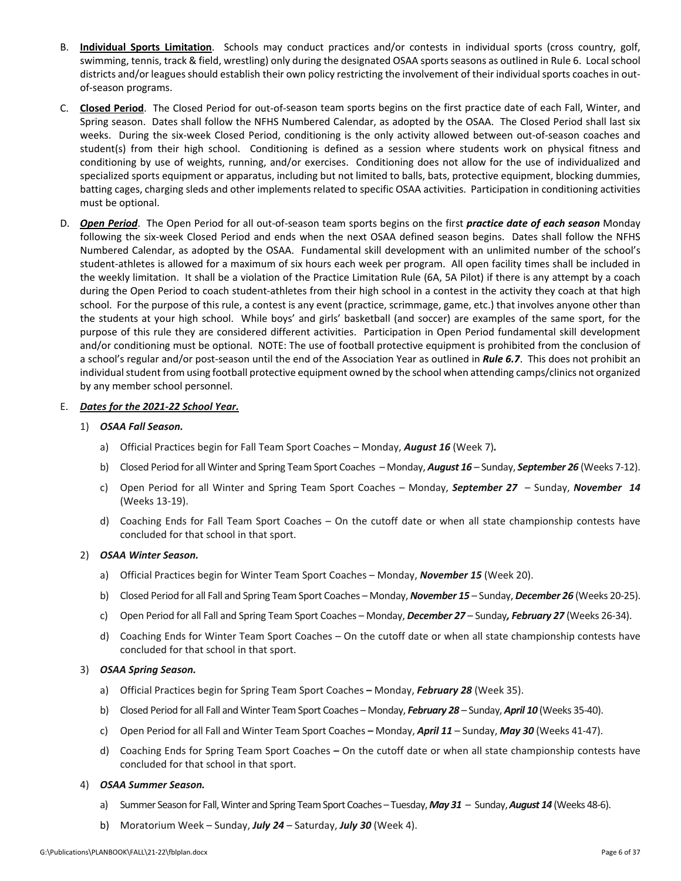B. **Individual Sports Limitation**. Schools may conduct practices and/or contests in individual sports (cross country, golf, swimming, tennis, track & field, wrestling) only during the designated OSAA sports seasons as outlined in Rule 6. Local school districts and/or leagues should establish their own policy restricting the involvement of their individual sports coaches in out-of-season programs.

C. **Closed Period**. The Closed Period for out-of-season team sports begins on the first practice date of each Fall, Winter, and Spring season. Dates shall follow the NFHS Numbered Calendar, as adopted by the OSAA. The Closed Period shall last six weeks. During the six-week Closed Period, conditioning is the only activity allowed between out-of-season coaches and student(s) from their high school. Conditioning is defined as a session where students work on physical fitness and conditioning by use of weights, running, and/or exercises. Conditioning does not allow for the use of individualized and specialized sports equipment or apparatus, including but not limited to balls, bats, protective equipment, blocking dummies, batting cages, charging sleds and other implements related to specific OSAA activities. Participation in conditioning activities must be optional.

D. ***Open Period***. The Open Period for all out-of-season team sports begins on the first ***practice date of each season*** Monday following the six-week Closed Period and ends when the next OSAA defined season begins. Dates shall follow the NFHS Numbered Calendar, as adopted by the OSAA. Fundamental skill development with an unlimited number of the school's student-athletes is allowed for a maximum of six hours each week per program. All open facility times shall be included in the weekly limitation. It shall be a violation of the Practice Limitation Rule (6A, 5A Pilot) if there is any attempt by a coach during the Open Period to coach student-athletes from their high school in a contest in the activity they coach at that high school. For the purpose of this rule, a contest is any event (practice, scrimmage, game, etc.) that involves anyone other than the students at your high school. While boys' and girls' basketball (and soccer) are examples of the same sport, for the purpose of this rule they are considered different activities. Participation in Open Period fundamental skill development and/or conditioning must be optional. NOTE: The use of football protective equipment is prohibited from the conclusion of a school's regular and/or post-season until the end of the Association Year as outlined in ***Rule 6.7***. This does not prohibit an individual student from using football protective equipment owned by the school when attending camps/clinics not organized by any member school personnel.

E. ***Dates for the 2021-22 School Year.***

1) ***OSAA Fall Season.***

   a) Official Practices begin for Fall Team Sport Coaches – Monday, ***August 16*** (Week 7)***.***

   b) Closed Period for all Winter and Spring Team Sport Coaches – Monday, ***August 16*** – Sunday, ***September 26*** (Weeks 7-12).

   c) Open Period for all Winter and Spring Team Sport Coaches – Monday, ***September 27*** – Sunday, ***November 14*** (Weeks 13-19).

   d) Coaching Ends for Fall Team Sport Coaches – On the cutoff date or when all state championship contests have concluded for that school in that sport.

2) ***OSAA Winter Season.***

   a) Official Practices begin for Winter Team Sport Coaches – Monday, ***November 15*** (Week 20).

   b) Closed Period for all Fall and Spring Team Sport Coaches – Monday, ***November 15*** – Sunday, ***December 26*** (Weeks 20-25).

   c) Open Period for all Fall and Spring Team Sport Coaches – Monday, ***December 27*** – Sunday***, February 27*** (Weeks 26-34).

   d) Coaching Ends for Winter Team Sport Coaches – On the cutoff date or when all state championship contests have concluded for that school in that sport.

3) ***OSAA Spring Season.***

   a) Official Practices begin for Spring Team Sport Coaches **–** Monday, ***February 28*** (Week 35).

   b) Closed Period for all Fall and Winter Team Sport Coaches – Monday, ***February 28*** – Sunday, ***April 10*** (Weeks 35-40).

   c) Open Period for all Fall and Winter Team Sport Coaches **–** Monday, ***April 11*** – Sunday, ***May 30*** (Weeks 41-47).

   d) Coaching Ends for Spring Team Sport Coaches **–** On the cutoff date or when all state championship contests have concluded for that school in that sport.

4) ***OSAA Summer Season.***

   a) Summer Season for Fall, Winter and Spring Team Sport Coaches – Tuesday, ***May 31*** – Sunday, ***August 14*** (Weeks 48-6).

   b) Moratorium Week – Sunday, ***July 24*** – Saturday, ***July 30*** (Week 4).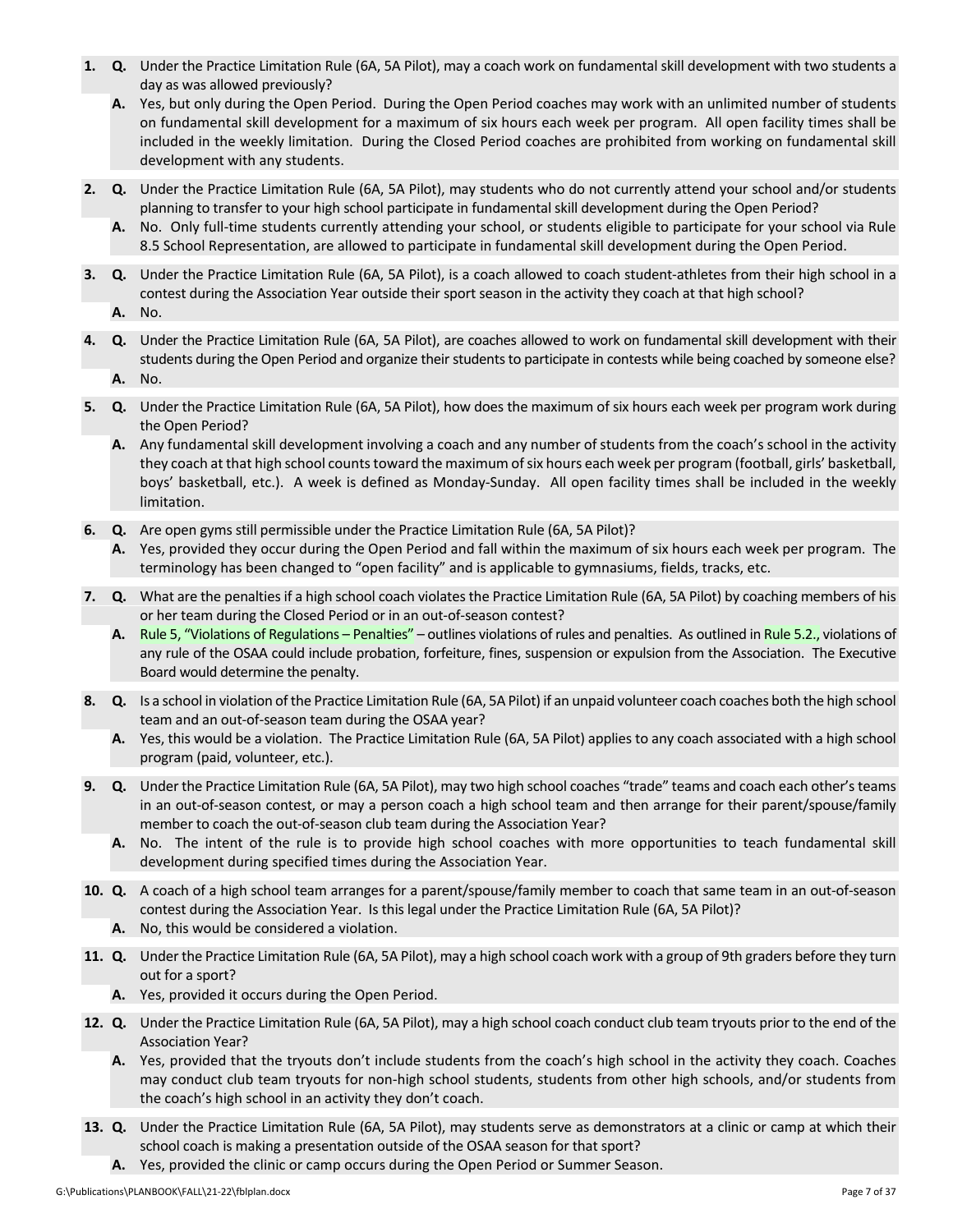1. **Q.** Under the Practice Limitation Rule (6A, 5A Pilot), may a coach work on fundamental skill development with two students a day as was allowed previously?

   **A.** Yes, but only during the Open Period. During the Open Period coaches may work with an unlimited number of students on fundamental skill development for a maximum of six hours each week per program. All open facility times shall be included in the weekly limitation. During the Closed Period coaches are prohibited from working on fundamental skill development with any students.

2. **Q.** Under the Practice Limitation Rule (6A, 5A Pilot), may students who do not currently attend your school and/or students planning to transfer to your high school participate in fundamental skill development during the Open Period?

   **A.** No. Only full-time students currently attending your school, or students eligible to participate for your school via Rule 8.5 School Representation, are allowed to participate in fundamental skill development during the Open Period.

3. **Q.** Under the Practice Limitation Rule (6A, 5A Pilot), is a coach allowed to coach student-athletes from their high school in a contest during the Association Year outside their sport season in the activity they coach at that high school?

   **A.** No.

4. **Q.** Under the Practice Limitation Rule (6A, 5A Pilot), are coaches allowed to work on fundamental skill development with their students during the Open Period and organize their students to participate in contests while being coached by someone else?

   **A.** No.

5. **Q.** Under the Practice Limitation Rule (6A, 5A Pilot), how does the maximum of six hours each week per program work during the Open Period?

   **A.** Any fundamental skill development involving a coach and any number of students from the coach's school in the activity they coach at that high school counts toward the maximum of six hours each week per program (football, girls' basketball, boys' basketball, etc.). A week is defined as Monday-Sunday. All open facility times shall be included in the weekly limitation.

6. **Q.** Are open gyms still permissible under the Practice Limitation Rule (6A, 5A Pilot)?

   **A.** Yes, provided they occur during the Open Period and fall within the maximum of six hours each week per program. The terminology has been changed to "open facility" and is applicable to gymnasiums, fields, tracks, etc.

7. **Q.** What are the penalties if a high school coach violates the Practice Limitation Rule (6A, 5A Pilot) by coaching members of his or her team during the Closed Period or in an out-of-season contest?

   **A.** Rule 5, "Violations of Regulations – Penalties" – outlines violations of rules and penalties. As outlined in Rule 5.2., violations of any rule of the OSAA could include probation, forfeiture, fines, suspension or expulsion from the Association. The Executive Board would determine the penalty.

8. **Q.** Is a school in violation of the Practice Limitation Rule (6A, 5A Pilot) if an unpaid volunteer coach coaches both the high school team and an out-of-season team during the OSAA year?

   **A.** Yes, this would be a violation. The Practice Limitation Rule (6A, 5A Pilot) applies to any coach associated with a high school program (paid, volunteer, etc.).

9. **Q.** Under the Practice Limitation Rule (6A, 5A Pilot), may two high school coaches "trade" teams and coach each other's teams in an out-of-season contest, or may a person coach a high school team and then arrange for their parent/spouse/family member to coach the out-of-season club team during the Association Year?

   **A.** No. The intent of the rule is to provide high school coaches with more opportunities to teach fundamental skill development during specified times during the Association Year.

10. **Q.** A coach of a high school team arranges for a parent/spouse/family member to coach that same team in an out-of-season contest during the Association Year. Is this legal under the Practice Limitation Rule (6A, 5A Pilot)?

    **A.** No, this would be considered a violation.

11. **Q.** Under the Practice Limitation Rule (6A, 5A Pilot), may a high school coach work with a group of 9th graders before they turn out for a sport?

    **A.** Yes, provided it occurs during the Open Period.

12. **Q.** Under the Practice Limitation Rule (6A, 5A Pilot), may a high school coach conduct club team tryouts prior to the end of the Association Year?

    **A.** Yes, provided that the tryouts don't include students from the coach's high school in the activity they coach. Coaches may conduct club team tryouts for non-high school students, students from other high schools, and/or students from the coach's high school in an activity they don't coach.

13. **Q.** Under the Practice Limitation Rule (6A, 5A Pilot), may students serve as demonstrators at a clinic or camp at which their school coach is making a presentation outside of the OSAA season for that sport?

    **A.** Yes, provided the clinic or camp occurs during the Open Period or Summer Season.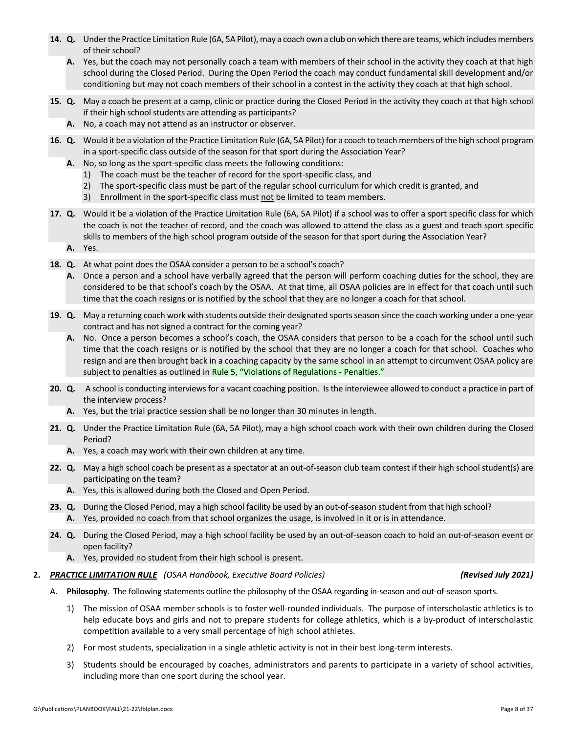**14. Q.** Under the Practice Limitation Rule (6A, 5A Pilot), may a coach own a club on which there are teams, which includes members of their school?

**A.** Yes, but the coach may not personally coach a team with members of their school in the activity they coach at that high school during the Closed Period. During the Open Period the coach may conduct fundamental skill development and/or conditioning but may not coach members of their school in a contest in the activity they coach at that high school.

**15. Q.** May a coach be present at a camp, clinic or practice during the Closed Period in the activity they coach at that high school if their high school students are attending as participants?

**A.** No, a coach may not attend as an instructor or observer.

**16. Q.** Would it be a violation of the Practice Limitation Rule (6A, 5A Pilot) for a coach to teach members of the high school program in a sport-specific class outside of the season for that sport during the Association Year?

**A.** No, so long as the sport-specific class meets the following conditions:

1) The coach must be the teacher of record for the sport-specific class, and
2) The sport-specific class must be part of the regular school curriculum for which credit is granted, and
3) Enrollment in the sport-specific class must not be limited to team members.

**17. Q.** Would it be a violation of the Practice Limitation Rule (6A, 5A Pilot) if a school was to offer a sport specific class for which the coach is not the teacher of record, and the coach was allowed to attend the class as a guest and teach sport specific skills to members of the high school program outside of the season for that sport during the Association Year?

**A.** Yes.

**18. Q.** At what point does the OSAA consider a person to be a school's coach?

**A.** Once a person and a school have verbally agreed that the person will perform coaching duties for the school, they are considered to be that school's coach by the OSAA. At that time, all OSAA policies are in effect for that coach until such time that the coach resigns or is notified by the school that they are no longer a coach for that school.

**19. Q.** May a returning coach work with students outside their designated sports season since the coach working under a one-year contract and has not signed a contract for the coming year?

**A.** No. Once a person becomes a school's coach, the OSAA considers that person to be a coach for the school until such time that the coach resigns or is notified by the school that they are no longer a coach for that school. Coaches who resign and are then brought back in a coaching capacity by the same school in an attempt to circumvent OSAA policy are subject to penalties as outlined in Rule 5, "Violations of Regulations - Penalties."

**20. Q.** A school is conducting interviews for a vacant coaching position. Is the interviewee allowed to conduct a practice in part of the interview process?

**A.** Yes, but the trial practice session shall be no longer than 30 minutes in length.

**21. Q.** Under the Practice Limitation Rule (6A, 5A Pilot), may a high school coach work with their own children during the Closed Period?

**A.** Yes, a coach may work with their own children at any time.

**22. Q.** May a high school coach be present as a spectator at an out-of-season club team contest if their high school student(s) are participating on the team?

**A.** Yes, this is allowed during both the Closed and Open Period.

**23. Q.** During the Closed Period, may a high school facility be used by an out-of-season student from that high school?

**A.** Yes, provided no coach from that school organizes the usage, is involved in it or is in attendance.

**24. Q.** During the Closed Period, may a high school facility be used by an out-of-season coach to hold an out-of-season event or open facility?

**A.** Yes, provided no student from their high school is present.

## 2. ***PRACTICE LIMITATION RULE*** *(OSAA Handbook, Executive Board Policies)* ***(Revised July 2021)***

A. **Philosophy**. The following statements outline the philosophy of the OSAA regarding in-season and out-of-season sports.

1) The mission of OSAA member schools is to foster well-rounded individuals. The purpose of interscholastic athletics is to help educate boys and girls and not to prepare students for college athletics, which is a by-product of interscholastic competition available to a very small percentage of high school athletes.
2) For most students, specialization in a single athletic activity is not in their best long-term interests.
3) Students should be encouraged by coaches, administrators and parents to participate in a variety of school activities, including more than one sport during the school year.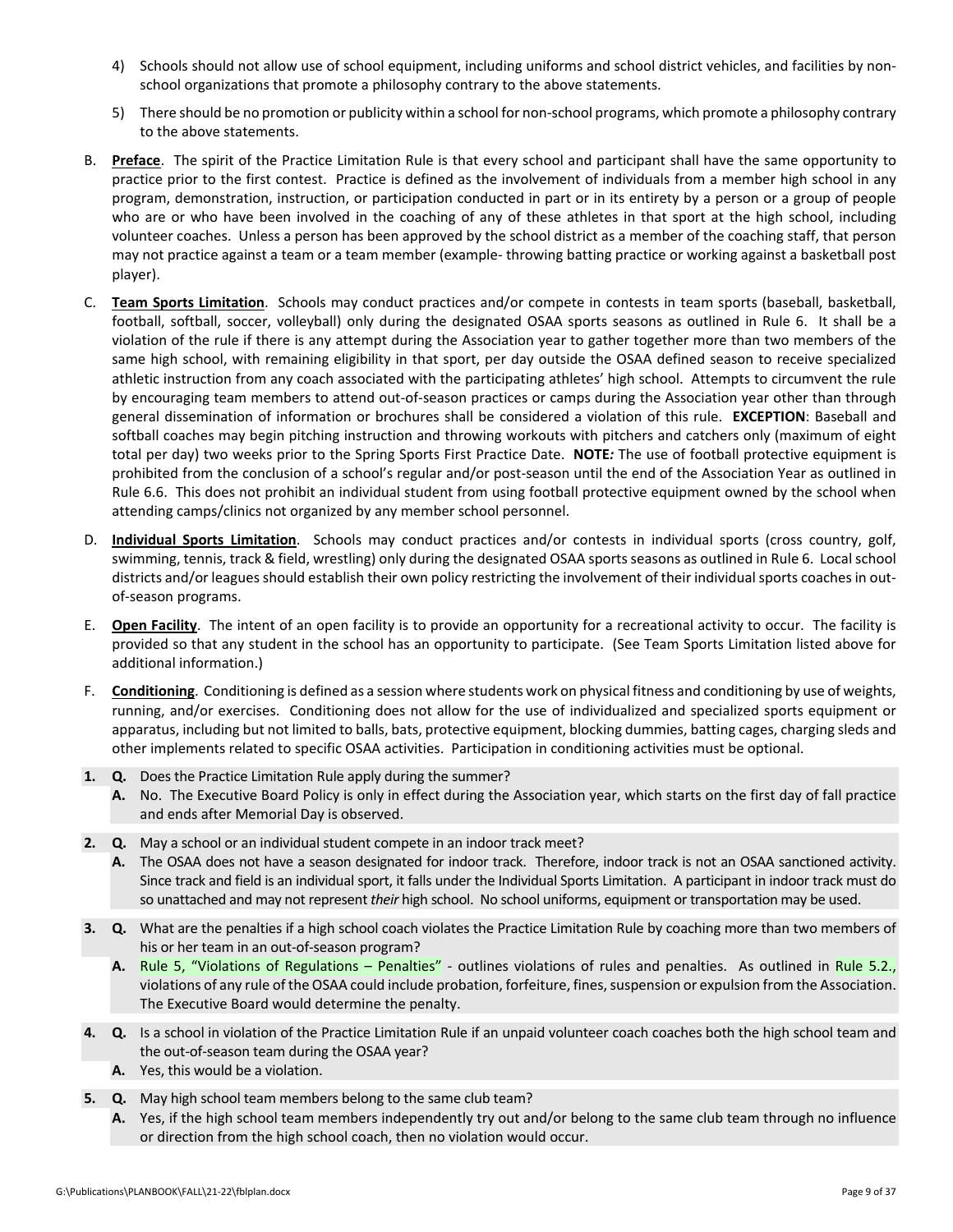4) Schools should not allow use of school equipment, including uniforms and school district vehicles, and facilities by non-school organizations that promote a philosophy contrary to the above statements.

5) There should be no promotion or publicity within a school for non-school programs, which promote a philosophy contrary to the above statements.

B. **Preface**. The spirit of the Practice Limitation Rule is that every school and participant shall have the same opportunity to practice prior to the first contest. Practice is defined as the involvement of individuals from a member high school in any program, demonstration, instruction, or participation conducted in part or in its entirety by a person or a group of people who are or who have been involved in the coaching of any of these athletes in that sport at the high school, including volunteer coaches. Unless a person has been approved by the school district as a member of the coaching staff, that person may not practice against a team or a team member (example- throwing batting practice or working against a basketball post player).

C. **Team Sports Limitation**. Schools may conduct practices and/or compete in contests in team sports (baseball, basketball, football, softball, soccer, volleyball) only during the designated OSAA sports seasons as outlined in Rule 6. It shall be a violation of the rule if there is any attempt during the Association year to gather together more than two members of the same high school, with remaining eligibility in that sport, per day outside the OSAA defined season to receive specialized athletic instruction from any coach associated with the participating athletes' high school. Attempts to circumvent the rule by encouraging team members to attend out-of-season practices or camps during the Association year other than through general dissemination of information or brochures shall be considered a violation of this rule. **EXCEPTION**: Baseball and softball coaches may begin pitching instruction and throwing workouts with pitchers and catchers only (maximum of eight total per day) two weeks prior to the Spring Sports First Practice Date. **NOTE*:*** The use of football protective equipment is prohibited from the conclusion of a school's regular and/or post-season until the end of the Association Year as outlined in Rule 6.6. This does not prohibit an individual student from using football protective equipment owned by the school when attending camps/clinics not organized by any member school personnel.

D. **Individual Sports Limitation**. Schools may conduct practices and/or contests in individual sports (cross country, golf, swimming, tennis, track & field, wrestling) only during the designated OSAA sports seasons as outlined in Rule 6. Local school districts and/or leagues should establish their own policy restricting the involvement of their individual sports coaches in out-of-season programs.

E. **Open Facility**. The intent of an open facility is to provide an opportunity for a recreational activity to occur. The facility is provided so that any student in the school has an opportunity to participate. (See Team Sports Limitation listed above for additional information.)

F. **Conditioning**. Conditioning is defined as a session where students work on physical fitness and conditioning by use of weights, running, and/or exercises. Conditioning does not allow for the use of individualized and specialized sports equipment or apparatus, including but not limited to balls, bats, protective equipment, blocking dummies, batting cages, charging sleds and other implements related to specific OSAA activities. Participation in conditioning activities must be optional.

**1. Q.** Does the Practice Limitation Rule apply during the summer?
**A.** No. The Executive Board Policy is only in effect during the Association year, which starts on the first day of fall practice and ends after Memorial Day is observed.

**2. Q.** May a school or an individual student compete in an indoor track meet?
**A.** The OSAA does not have a season designated for indoor track. Therefore, indoor track is not an OSAA sanctioned activity. Since track and field is an individual sport, it falls under the Individual Sports Limitation. A participant in indoor track must do so unattached and may not represent *their* high school. No school uniforms, equipment or transportation may be used.

**3. Q.** What are the penalties if a high school coach violates the Practice Limitation Rule by coaching more than two members of his or her team in an out-of-season program?
**A.** Rule 5, "Violations of Regulations – Penalties" - outlines violations of rules and penalties. As outlined in Rule 5.2., violations of any rule of the OSAA could include probation, forfeiture, fines, suspension or expulsion from the Association. The Executive Board would determine the penalty.

**4. Q.** Is a school in violation of the Practice Limitation Rule if an unpaid volunteer coach coaches both the high school team and the out-of-season team during the OSAA year?
**A.** Yes, this would be a violation.

**5. Q.** May high school team members belong to the same club team?
**A.** Yes, if the high school team members independently try out and/or belong to the same club team through no influence or direction from the high school coach, then no violation would occur.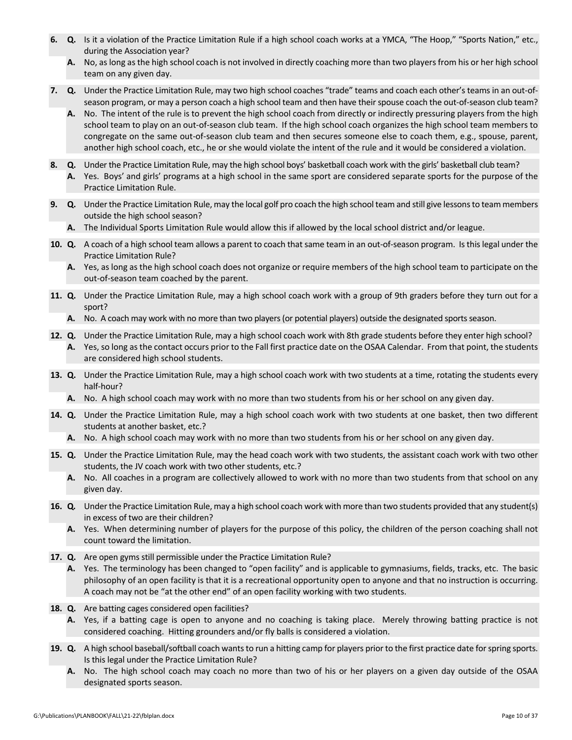6. **Q.** Is it a violation of the Practice Limitation Rule if a high school coach works at a YMCA, "The Hoop," "Sports Nation," etc., during the Association year?

   **A.** No, as long as the high school coach is not involved in directly coaching more than two players from his or her high school team on any given day.

7. **Q.** Under the Practice Limitation Rule, may two high school coaches "trade" teams and coach each other's teams in an out-of-season program, or may a person coach a high school team and then have their spouse coach the out-of-season club team?

   **A.** No. The intent of the rule is to prevent the high school coach from directly or indirectly pressuring players from the high school team to play on an out-of-season club team. If the high school coach organizes the high school team members to congregate on the same out-of-season club team and then secures someone else to coach them, e.g., spouse, parent, another high school coach, etc., he or she would violate the intent of the rule and it would be considered a violation.

8. **Q.** Under the Practice Limitation Rule, may the high school boys' basketball coach work with the girls' basketball club team?

   **A.** Yes. Boys' and girls' programs at a high school in the same sport are considered separate sports for the purpose of the Practice Limitation Rule.

9. **Q.** Under the Practice Limitation Rule, may the local golf pro coach the high school team and still give lessons to team members outside the high school season?

   **A.** The Individual Sports Limitation Rule would allow this if allowed by the local school district and/or league.

10. **Q.** A coach of a high school team allows a parent to coach that same team in an out-of-season program. Is this legal under the Practice Limitation Rule?

    **A.** Yes, as long as the high school coach does not organize or require members of the high school team to participate on the out-of-season team coached by the parent.

11. **Q.** Under the Practice Limitation Rule, may a high school coach work with a group of 9th graders before they turn out for a sport?

    **A.** No. A coach may work with no more than two players (or potential players) outside the designated sports season.

12. **Q.** Under the Practice Limitation Rule, may a high school coach work with 8th grade students before they enter high school?

    **A.** Yes, so long as the contact occurs prior to the Fall first practice date on the OSAA Calendar. From that point, the students are considered high school students.

13. **Q.** Under the Practice Limitation Rule, may a high school coach work with two students at a time, rotating the students every half-hour?

    **A.** No. A high school coach may work with no more than two students from his or her school on any given day.

14. **Q.** Under the Practice Limitation Rule, may a high school coach work with two students at one basket, then two different students at another basket, etc.?

    **A.** No. A high school coach may work with no more than two students from his or her school on any given day.

15. **Q.** Under the Practice Limitation Rule, may the head coach work with two students, the assistant coach work with two other students, the JV coach work with two other students, etc.?

    **A.** No. All coaches in a program are collectively allowed to work with no more than two students from that school on any given day.

16. **Q.** Under the Practice Limitation Rule, may a high school coach work with more than two students provided that any student(s) in excess of two are their children?

    **A.** Yes. When determining number of players for the purpose of this policy, the children of the person coaching shall not count toward the limitation.

17. **Q.** Are open gyms still permissible under the Practice Limitation Rule?

    **A.** Yes. The terminology has been changed to "open facility" and is applicable to gymnasiums, fields, tracks, etc. The basic philosophy of an open facility is that it is a recreational opportunity open to anyone and that no instruction is occurring. A coach may not be "at the other end" of an open facility working with two students.

18. **Q.** Are batting cages considered open facilities?

    **A.** Yes, if a batting cage is open to anyone and no coaching is taking place. Merely throwing batting practice is not considered coaching. Hitting grounders and/or fly balls is considered a violation.

19. **Q.** A high school baseball/softball coach wants to run a hitting camp for players prior to the first practice date for spring sports. Is this legal under the Practice Limitation Rule?

    **A.** No. The high school coach may coach no more than two of his or her players on a given day outside of the OSAA designated sports season.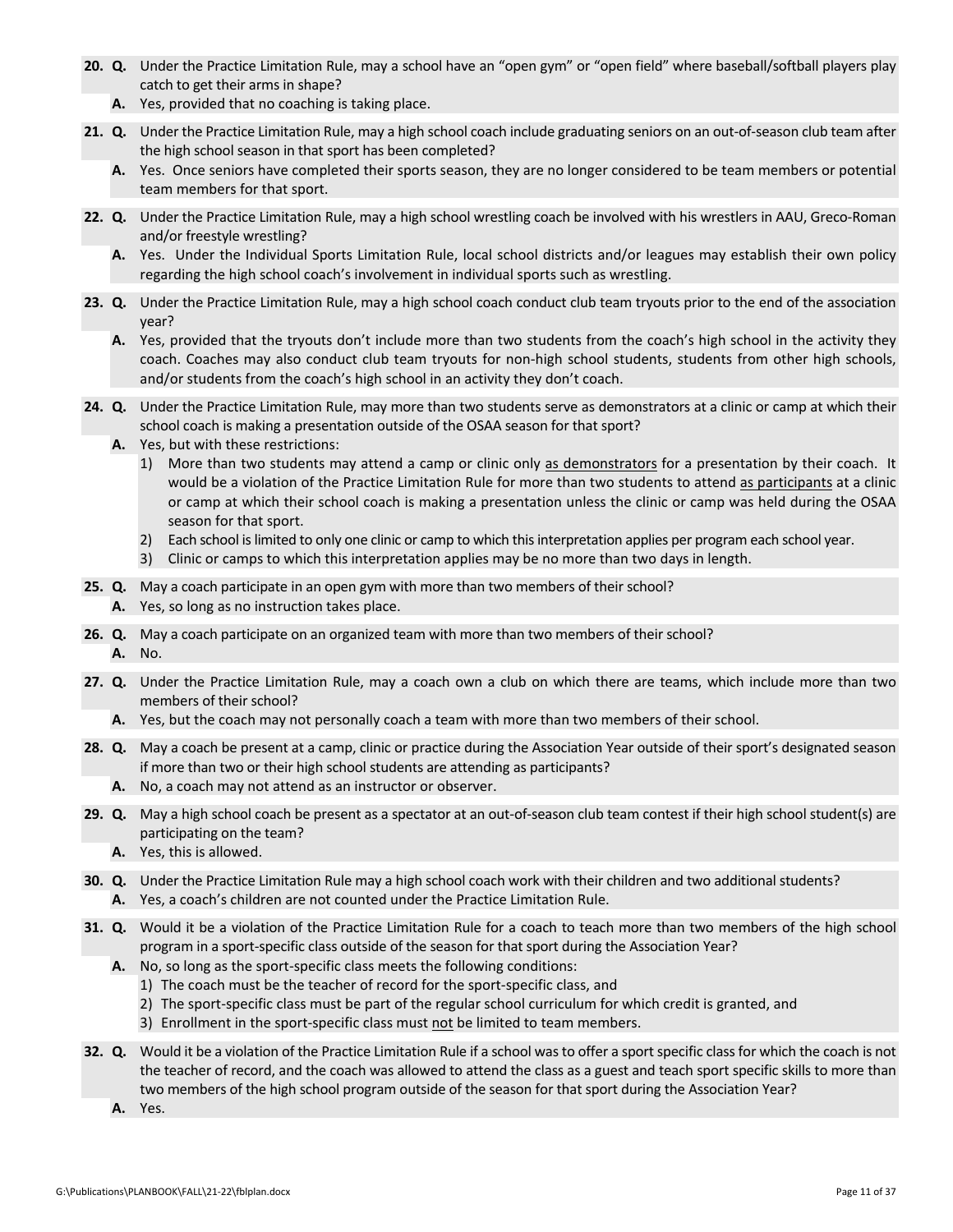**20. Q.** Under the Practice Limitation Rule, may a school have an "open gym" or "open field" where baseball/softball players play catch to get their arms in shape?

**A.** Yes, provided that no coaching is taking place.

**21. Q.** Under the Practice Limitation Rule, may a high school coach include graduating seniors on an out-of-season club team after the high school season in that sport has been completed?

**A.** Yes. Once seniors have completed their sports season, they are no longer considered to be team members or potential team members for that sport.

**22. Q.** Under the Practice Limitation Rule, may a high school wrestling coach be involved with his wrestlers in AAU, Greco-Roman and/or freestyle wrestling?

**A.** Yes. Under the Individual Sports Limitation Rule, local school districts and/or leagues may establish their own policy regarding the high school coach's involvement in individual sports such as wrestling.

**23. Q.** Under the Practice Limitation Rule, may a high school coach conduct club team tryouts prior to the end of the association year?

**A.** Yes, provided that the tryouts don't include more than two students from the coach's high school in the activity they coach. Coaches may also conduct club team tryouts for non-high school students, students from other high schools, and/or students from the coach's high school in an activity they don't coach.

**24. Q.** Under the Practice Limitation Rule, may more than two students serve as demonstrators at a clinic or camp at which their school coach is making a presentation outside of the OSAA season for that sport?

**A.** Yes, but with these restrictions:

1) More than two students may attend a camp or clinic only <u>as demonstrators</u> for a presentation by their coach. It would be a violation of the Practice Limitation Rule for more than two students to attend <u>as participants</u> at a clinic or camp at which their school coach is making a presentation unless the clinic or camp was held during the OSAA season for that sport.
2) Each school is limited to only one clinic or camp to which this interpretation applies per program each school year.
3) Clinic or camps to which this interpretation applies may be no more than two days in length.

**25. Q.** May a coach participate in an open gym with more than two members of their school?

**A.** Yes, so long as no instruction takes place.

**26. Q.** May a coach participate on an organized team with more than two members of their school?

**A.** No.

**27. Q.** Under the Practice Limitation Rule, may a coach own a club on which there are teams, which include more than two members of their school?

**A.** Yes, but the coach may not personally coach a team with more than two members of their school.

**28. Q.** May a coach be present at a camp, clinic or practice during the Association Year outside of their sport's designated season if more than two or their high school students are attending as participants?

**A.** No, a coach may not attend as an instructor or observer.

**29. Q.** May a high school coach be present as a spectator at an out-of-season club team contest if their high school student(s) are participating on the team?

**A.** Yes, this is allowed.

**30. Q.** Under the Practice Limitation Rule may a high school coach work with their children and two additional students?

**A.** Yes, a coach's children are not counted under the Practice Limitation Rule.

**31. Q.** Would it be a violation of the Practice Limitation Rule for a coach to teach more than two members of the high school program in a sport-specific class outside of the season for that sport during the Association Year?

**A.** No, so long as the sport-specific class meets the following conditions:

1) The coach must be the teacher of record for the sport-specific class, and
2) The sport-specific class must be part of the regular school curriculum for which credit is granted, and
3) Enrollment in the sport-specific class must <u>not</u> be limited to team members.

**32. Q.** Would it be a violation of the Practice Limitation Rule if a school was to offer a sport specific class for which the coach is not the teacher of record, and the coach was allowed to attend the class as a guest and teach sport specific skills to more than two members of the high school program outside of the season for that sport during the Association Year?

**A.** Yes.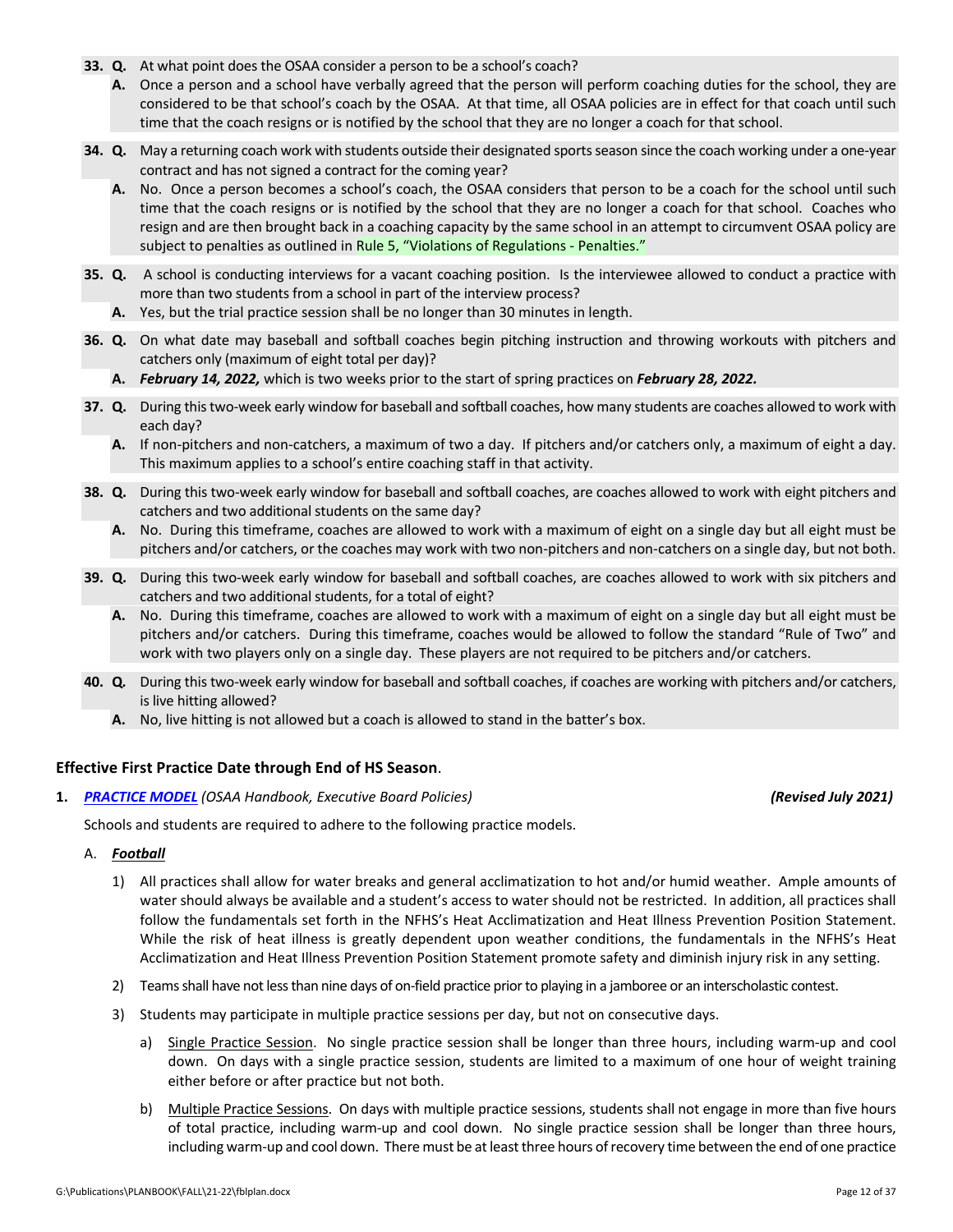**33. Q.** At what point does the OSAA consider a person to be a school's coach?

**A.** Once a person and a school have verbally agreed that the person will perform coaching duties for the school, they are considered to be that school's coach by the OSAA. At that time, all OSAA policies are in effect for that coach until such time that the coach resigns or is notified by the school that they are no longer a coach for that school.

**34. Q.** May a returning coach work with students outside their designated sports season since the coach working under a one-year contract and has not signed a contract for the coming year?

**A.** No. Once a person becomes a school's coach, the OSAA considers that person to be a coach for the school until such time that the coach resigns or is notified by the school that they are no longer a coach for that school. Coaches who resign and are then brought back in a coaching capacity by the same school in an attempt to circumvent OSAA policy are subject to penalties as outlined in Rule 5, "Violations of Regulations - Penalties."

**35. Q.** A school is conducting interviews for a vacant coaching position. Is the interviewee allowed to conduct a practice with more than two students from a school in part of the interview process?

**A.** Yes, but the trial practice session shall be no longer than 30 minutes in length.

**36. Q.** On what date may baseball and softball coaches begin pitching instruction and throwing workouts with pitchers and catchers only (maximum of eight total per day)?

**A.** ***February 14, 2022,*** which is two weeks prior to the start of spring practices on ***February 28, 2022.***

**37. Q.** During this two-week early window for baseball and softball coaches, how many students are coaches allowed to work with each day?

**A.** If non-pitchers and non-catchers, a maximum of two a day. If pitchers and/or catchers only, a maximum of eight a day. This maximum applies to a school's entire coaching staff in that activity.

**38. Q.** During this two-week early window for baseball and softball coaches, are coaches allowed to work with eight pitchers and catchers and two additional students on the same day?

**A.** No. During this timeframe, coaches are allowed to work with a maximum of eight on a single day but all eight must be pitchers and/or catchers, or the coaches may work with two non-pitchers and non-catchers on a single day, but not both.

**39. Q.** During this two-week early window for baseball and softball coaches, are coaches allowed to work with six pitchers and catchers and two additional students, for a total of eight?

**A.** No. During this timeframe, coaches are allowed to work with a maximum of eight on a single day but all eight must be pitchers and/or catchers. During this timeframe, coaches would be allowed to follow the standard "Rule of Two" and work with two players only on a single day. These players are not required to be pitchers and/or catchers.

**40. Q.** During this two-week early window for baseball and softball coaches, if coaches are working with pitchers and/or catchers, is live hitting allowed?

**A.** No, live hitting is not allowed but a coach is allowed to stand in the batter's box.

### Effective First Practice Date through End of HS Season.

**1.** ***PRACTICE MODEL*** *(OSAA Handbook, Executive Board Policies)* ***(Revised July 2021)***

Schools and students are required to adhere to the following practice models.

A. ***Football***

1) All practices shall allow for water breaks and general acclimatization to hot and/or humid weather. Ample amounts of water should always be available and a student's access to water should not be restricted. In addition, all practices shall follow the fundamentals set forth in the NFHS's Heat Acclimatization and Heat Illness Prevention Position Statement. While the risk of heat illness is greatly dependent upon weather conditions, the fundamentals in the NFHS's Heat Acclimatization and Heat Illness Prevention Position Statement promote safety and diminish injury risk in any setting.

2) Teams shall have not less than nine days of on-field practice prior to playing in a jamboree or an interscholastic contest.

3) Students may participate in multiple practice sessions per day, but not on consecutive days.

a) Single Practice Session. No single practice session shall be longer than three hours, including warm-up and cool down. On days with a single practice session, students are limited to a maximum of one hour of weight training either before or after practice but not both.

b) Multiple Practice Sessions. On days with multiple practice sessions, students shall not engage in more than five hours of total practice, including warm-up and cool down. No single practice session shall be longer than three hours, including warm-up and cool down. There must be at least three hours of recovery time between the end of one practice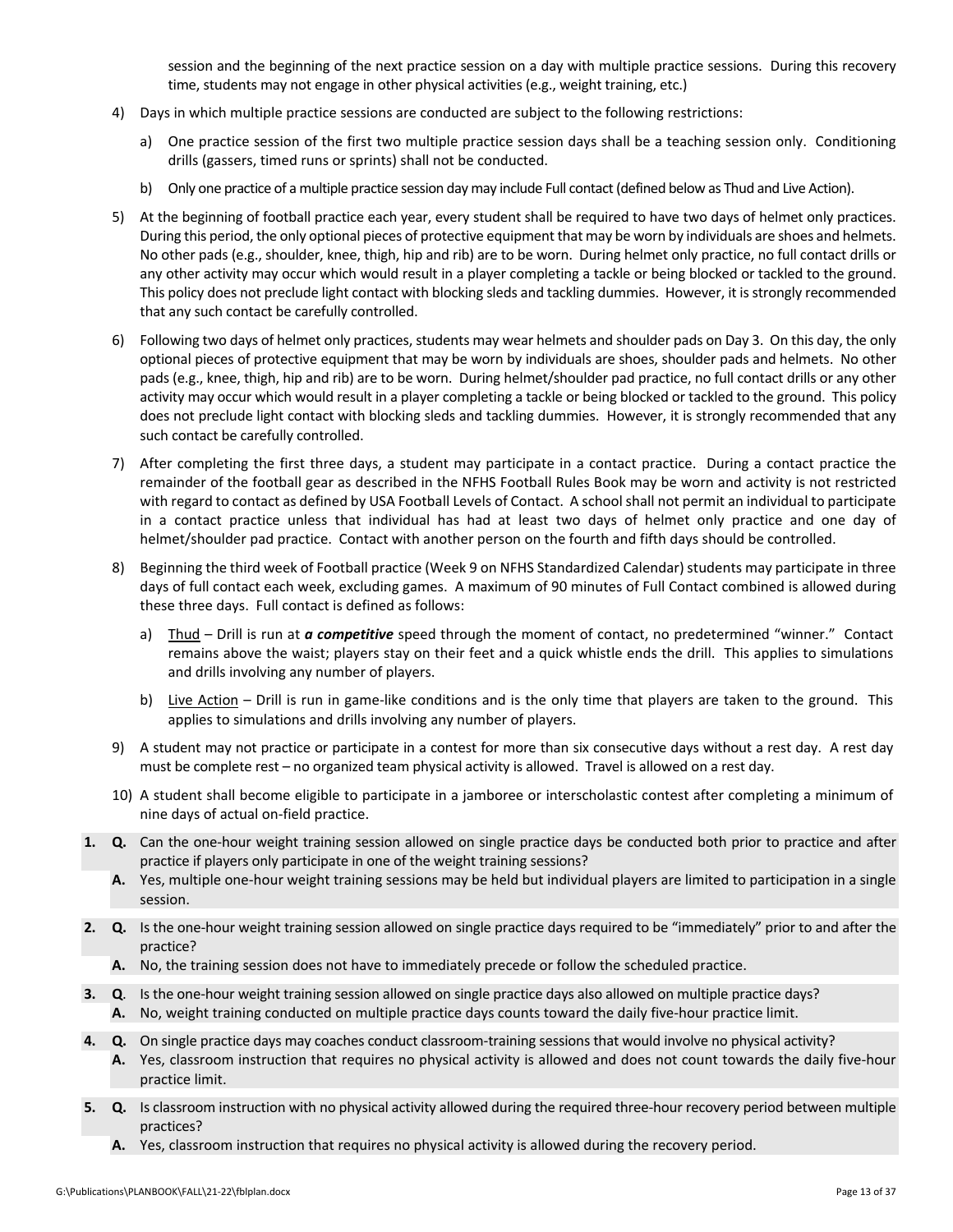session and the beginning of the next practice session on a day with multiple practice sessions. During this recovery time, students may not engage in other physical activities (e.g., weight training, etc.)

4) Days in which multiple practice sessions are conducted are subject to the following restrictions:

   a) One practice session of the first two multiple practice session days shall be a teaching session only. Conditioning drills (gassers, timed runs or sprints) shall not be conducted.

   b) Only one practice of a multiple practice session day may include Full contact (defined below as Thud and Live Action).

5) At the beginning of football practice each year, every student shall be required to have two days of helmet only practices. During this period, the only optional pieces of protective equipment that may be worn by individuals are shoes and helmets. No other pads (e.g., shoulder, knee, thigh, hip and rib) are to be worn. During helmet only practice, no full contact drills or any other activity may occur which would result in a player completing a tackle or being blocked or tackled to the ground. This policy does not preclude light contact with blocking sleds and tackling dummies. However, it is strongly recommended that any such contact be carefully controlled.

6) Following two days of helmet only practices, students may wear helmets and shoulder pads on Day 3. On this day, the only optional pieces of protective equipment that may be worn by individuals are shoes, shoulder pads and helmets. No other pads (e.g., knee, thigh, hip and rib) are to be worn. During helmet/shoulder pad practice, no full contact drills or any other activity may occur which would result in a player completing a tackle or being blocked or tackled to the ground. This policy does not preclude light contact with blocking sleds and tackling dummies. However, it is strongly recommended that any such contact be carefully controlled.

7) After completing the first three days, a student may participate in a contact practice. During a contact practice the remainder of the football gear as described in the NFHS Football Rules Book may be worn and activity is not restricted with regard to contact as defined by USA Football Levels of Contact. A school shall not permit an individual to participate in a contact practice unless that individual has had at least two days of helmet only practice and one day of helmet/shoulder pad practice. Contact with another person on the fourth and fifth days should be controlled.

8) Beginning the third week of Football practice (Week 9 on NFHS Standardized Calendar) students may participate in three days of full contact each week, excluding games. A maximum of 90 minutes of Full Contact combined is allowed during these three days. Full contact is defined as follows:

   a) Thud – Drill is run at ***a competitive*** speed through the moment of contact, no predetermined "winner." Contact remains above the waist; players stay on their feet and a quick whistle ends the drill. This applies to simulations and drills involving any number of players.

   b) Live Action – Drill is run in game-like conditions and is the only time that players are taken to the ground. This applies to simulations and drills involving any number of players.

9) A student may not practice or participate in a contest for more than six consecutive days without a rest day. A rest day must be complete rest – no organized team physical activity is allowed. Travel is allowed on a rest day.

10) A student shall become eligible to participate in a jamboree or interscholastic contest after completing a minimum of nine days of actual on-field practice.

**1. Q.** Can the one-hour weight training session allowed on single practice days be conducted both prior to practice and after practice if players only participate in one of the weight training sessions?
**A.** Yes, multiple one-hour weight training sessions may be held but individual players are limited to participation in a single session.

**2. Q.** Is the one-hour weight training session allowed on single practice days required to be "immediately" prior to and after the practice?
**A.** No, the training session does not have to immediately precede or follow the scheduled practice.

**3. Q.** Is the one-hour weight training session allowed on single practice days also allowed on multiple practice days?
**A.** No, weight training conducted on multiple practice days counts toward the daily five-hour practice limit.

**4. Q.** On single practice days may coaches conduct classroom-training sessions that would involve no physical activity?
**A.** Yes, classroom instruction that requires no physical activity is allowed and does not count towards the daily five-hour practice limit.

**5. Q.** Is classroom instruction with no physical activity allowed during the required three-hour recovery period between multiple practices?
**A.** Yes, classroom instruction that requires no physical activity is allowed during the recovery period.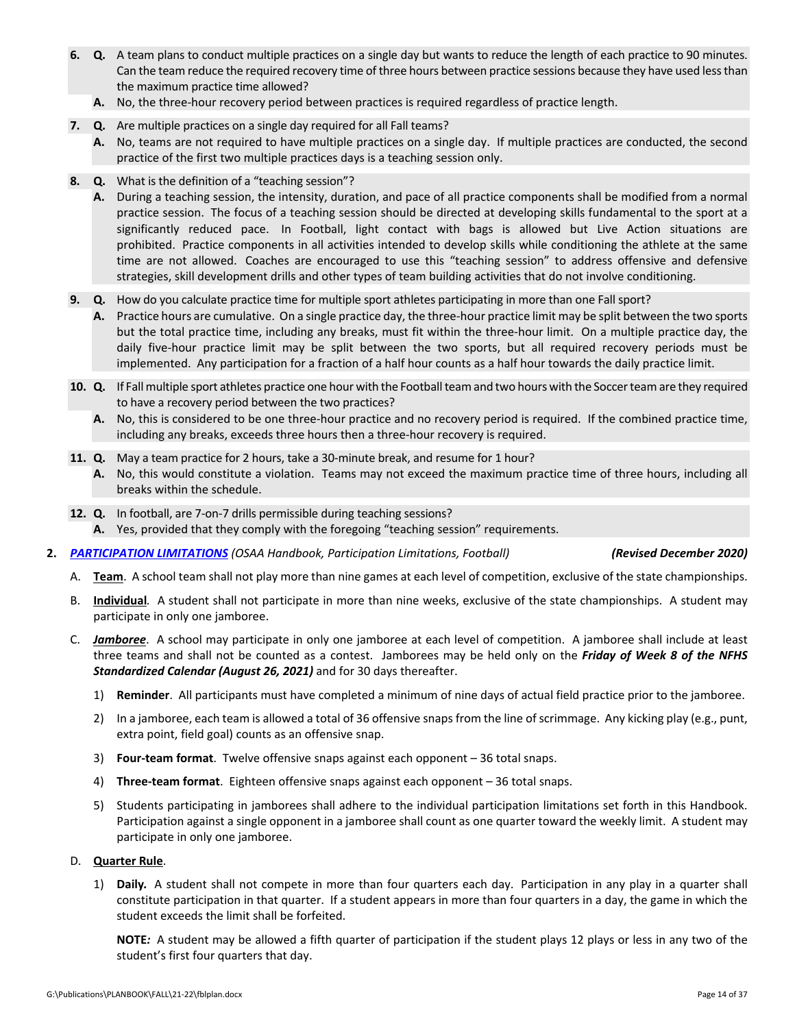6. **Q.** A team plans to conduct multiple practices on a single day but wants to reduce the length of each practice to 90 minutes. Can the team reduce the required recovery time of three hours between practice sessions because they have used less than the maximum practice time allowed?

   **A.** No, the three-hour recovery period between practices is required regardless of practice length.

7. **Q.** Are multiple practices on a single day required for all Fall teams?

   **A.** No, teams are not required to have multiple practices on a single day. If multiple practices are conducted, the second practice of the first two multiple practices days is a teaching session only.

8. **Q.** What is the definition of a "teaching session"?

   **A.** During a teaching session, the intensity, duration, and pace of all practice components shall be modified from a normal practice session. The focus of a teaching session should be directed at developing skills fundamental to the sport at a significantly reduced pace. In Football, light contact with bags is allowed but Live Action situations are prohibited. Practice components in all activities intended to develop skills while conditioning the athlete at the same time are not allowed. Coaches are encouraged to use this "teaching session" to address offensive and defensive strategies, skill development drills and other types of team building activities that do not involve conditioning.

9. **Q.** How do you calculate practice time for multiple sport athletes participating in more than one Fall sport?

   **A.** Practice hours are cumulative. On a single practice day, the three-hour practice limit may be split between the two sports but the total practice time, including any breaks, must fit within the three-hour limit. On a multiple practice day, the daily five-hour practice limit may be split between the two sports, but all required recovery periods must be implemented. Any participation for a fraction of a half hour counts as a half hour towards the daily practice limit.

10. **Q.** If Fall multiple sport athletes practice one hour with the Football team and two hours with the Soccer team are they required to have a recovery period between the two practices?

    **A.** No, this is considered to be one three-hour practice and no recovery period is required. If the combined practice time, including any breaks, exceeds three hours then a three-hour recovery is required.

11. **Q.** May a team practice for 2 hours, take a 30-minute break, and resume for 1 hour?

    **A.** No, this would constitute a violation. Teams may not exceed the maximum practice time of three hours, including all breaks within the schedule.

12. **Q.** In football, are 7-on-7 drills permissible during teaching sessions?

    **A.** Yes, provided that they comply with the foregoing "teaching session" requirements.

**2.** ***PARTICIPATION LIMITATIONS*** *(OSAA Handbook, Participation Limitations, Football)* ***(Revised December 2020)***

A. **Team**. A school team shall not play more than nine games at each level of competition, exclusive of the state championships.

B. **Individual**. A student shall not participate in more than nine weeks, exclusive of the state championships. A student may participate in only one jamboree.

C. ***Jamboree***. A school may participate in only one jamboree at each level of competition. A jamboree shall include at least three teams and shall not be counted as a contest. Jamborees may be held only on the ***Friday of Week 8 of the NFHS Standardized Calendar (August 26, 2021)*** and for 30 days thereafter.

1) **Reminder**. All participants must have completed a minimum of nine days of actual field practice prior to the jamboree.

2) In a jamboree, each team is allowed a total of 36 offensive snaps from the line of scrimmage. Any kicking play (e.g., punt, extra point, field goal) counts as an offensive snap.

3) **Four-team format**. Twelve offensive snaps against each opponent – 36 total snaps.

4) **Three-team format**. Eighteen offensive snaps against each opponent – 36 total snaps.

5) Students participating in jamborees shall adhere to the individual participation limitations set forth in this Handbook. Participation against a single opponent in a jamboree shall count as one quarter toward the weekly limit. A student may participate in only one jamboree.

D. **Quarter Rule**.

1) **Daily.** A student shall not compete in more than four quarters each day. Participation in any play in a quarter shall constitute participation in that quarter. If a student appears in more than four quarters in a day, the game in which the student exceeds the limit shall be forfeited.

   **NOTE***:* A student may be allowed a fifth quarter of participation if the student plays 12 plays or less in any two of the student's first four quarters that day.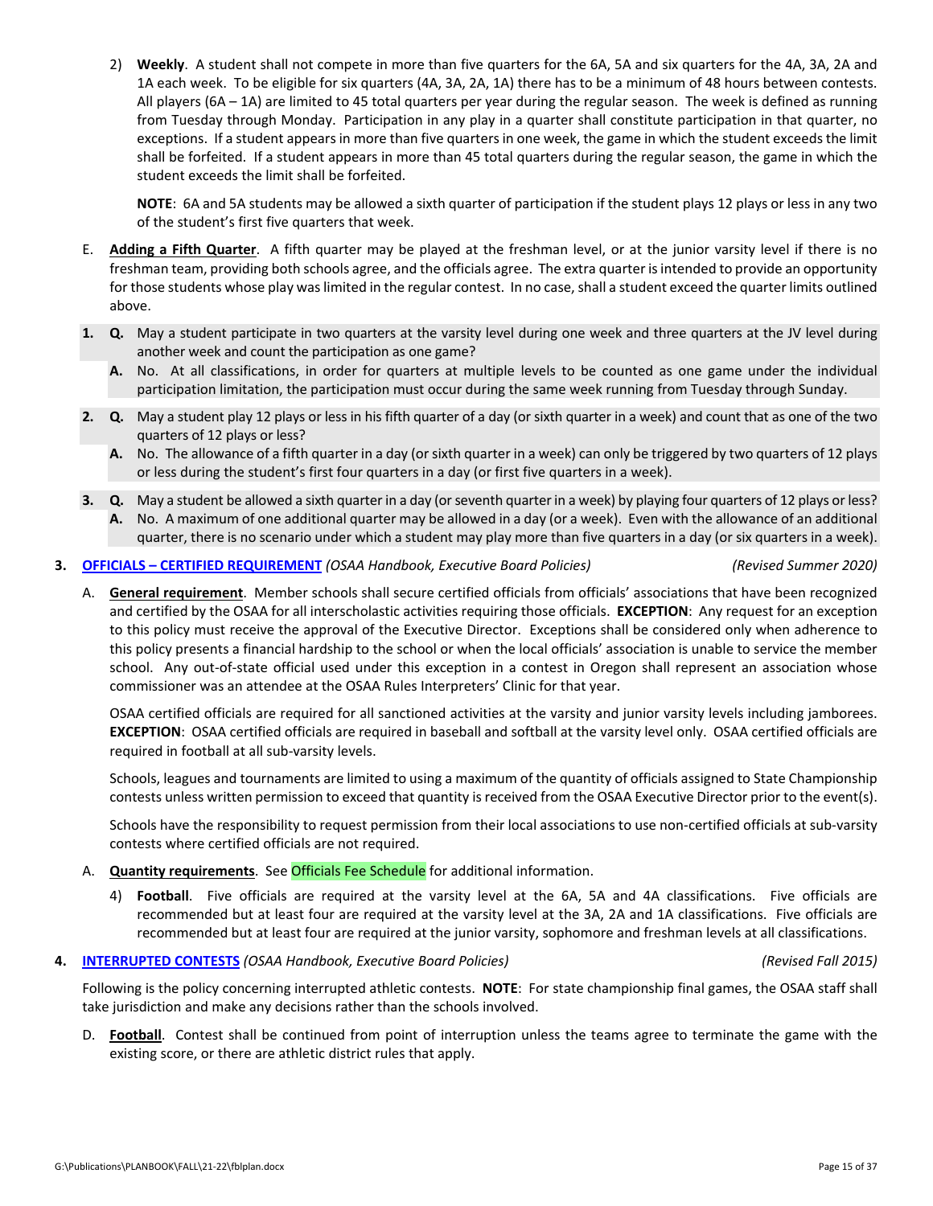2) **Weekly**. A student shall not compete in more than five quarters for the 6A, 5A and six quarters for the 4A, 3A, 2A and 1A each week. To be eligible for six quarters (4A, 3A, 2A, 1A) there has to be a minimum of 48 hours between contests. All players (6A – 1A) are limited to 45 total quarters per year during the regular season. The week is defined as running from Tuesday through Monday. Participation in any play in a quarter shall constitute participation in that quarter, no exceptions. If a student appears in more than five quarters in one week, the game in which the student exceeds the limit shall be forfeited. If a student appears in more than 45 total quarters during the regular season, the game in which the student exceeds the limit shall be forfeited.

   **NOTE**: 6A and 5A students may be allowed a sixth quarter of participation if the student plays 12 plays or less in any two of the student's first five quarters that week.

E. **Adding a Fifth Quarter**. A fifth quarter may be played at the freshman level, or at the junior varsity level if there is no freshman team, providing both schools agree, and the officials agree. The extra quarter is intended to provide an opportunity for those students whose play was limited in the regular contest. In no case, shall a student exceed the quarter limits outlined above.

**1. Q.** May a student participate in two quarters at the varsity level during one week and three quarters at the JV level during another week and count the participation as one game?

**A.** No. At all classifications, in order for quarters at multiple levels to be counted as one game under the individual participation limitation, the participation must occur during the same week running from Tuesday through Sunday.

**2. Q.** May a student play 12 plays or less in his fifth quarter of a day (or sixth quarter in a week) and count that as one of the two quarters of 12 plays or less?

**A.** No. The allowance of a fifth quarter in a day (or sixth quarter in a week) can only be triggered by two quarters of 12 plays or less during the student's first four quarters in a day (or first five quarters in a week).

**3. Q.** May a student be allowed a sixth quarter in a day (or seventh quarter in a week) by playing four quarters of 12 plays or less?

**A.** No. A maximum of one additional quarter may be allowed in a day (or a week). Even with the allowance of an additional quarter, there is no scenario under which a student may play more than five quarters in a day (or six quarters in a week).

**3. OFFICIALS – CERTIFIED REQUIREMENT** *(OSAA Handbook, Executive Board Policies)* *(Revised Summer 2020)*

A. **General requirement**. Member schools shall secure certified officials from officials' associations that have been recognized and certified by the OSAA for all interscholastic activities requiring those officials. **EXCEPTION**: Any request for an exception to this policy must receive the approval of the Executive Director. Exceptions shall be considered only when adherence to this policy presents a financial hardship to the school or when the local officials' association is unable to service the member school. Any out-of-state official used under this exception in a contest in Oregon shall represent an association whose commissioner was an attendee at the OSAA Rules Interpreters' Clinic for that year.

OSAA certified officials are required for all sanctioned activities at the varsity and junior varsity levels including jamborees. **EXCEPTION**: OSAA certified officials are required in baseball and softball at the varsity level only. OSAA certified officials are required in football at all sub-varsity levels.

Schools, leagues and tournaments are limited to using a maximum of the quantity of officials assigned to State Championship contests unless written permission to exceed that quantity is received from the OSAA Executive Director prior to the event(s).

Schools have the responsibility to request permission from their local associations to use non-certified officials at sub-varsity contests where certified officials are not required.

A. **Quantity requirements**. See Officials Fee Schedule for additional information.

4) **Football**. Five officials are required at the varsity level at the 6A, 5A and 4A classifications. Five officials are recommended but at least four are required at the varsity level at the 3A, 2A and 1A classifications. Five officials are recommended but at least four are required at the junior varsity, sophomore and freshman levels at all classifications.

**4. INTERRUPTED CONTESTS** *(OSAA Handbook, Executive Board Policies)* *(Revised Fall 2015)*

Following is the policy concerning interrupted athletic contests. **NOTE**: For state championship final games, the OSAA staff shall take jurisdiction and make any decisions rather than the schools involved.

D. **Football**. Contest shall be continued from point of interruption unless the teams agree to terminate the game with the existing score, or there are athletic district rules that apply.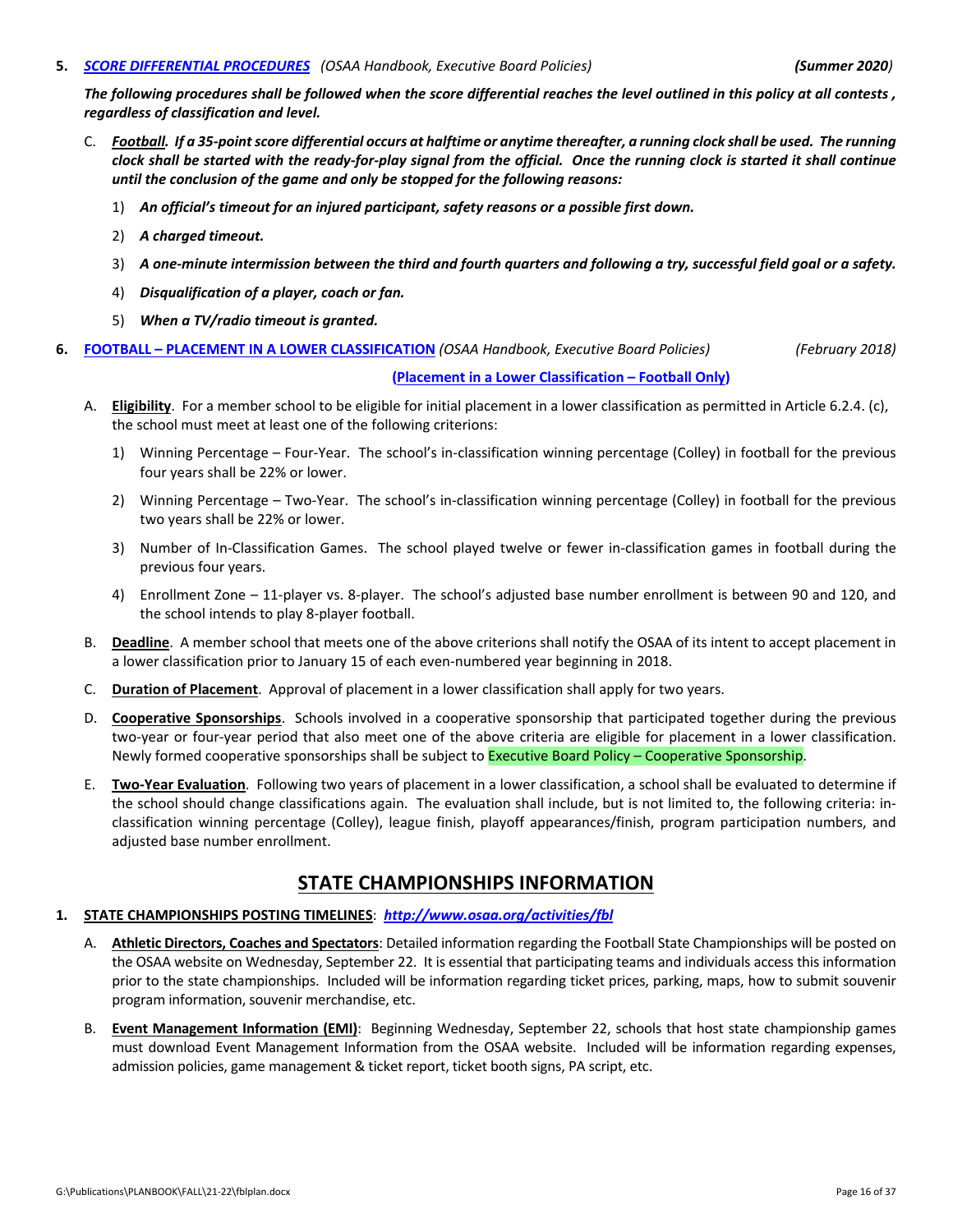5. ***SCORE DIFFERENTIAL PROCEDURES*** *(OSAA Handbook, Executive Board Policies)* ***(Summer 2020)***

***The following procedures shall be followed when the score differential reaches the level outlined in this policy at all contests , regardless of classification and level.***

C. ***Football. If a 35-point score differential occurs at halftime or anytime thereafter, a running clock shall be used. The running clock shall be started with the ready-for-play signal from the official. Once the running clock is started it shall continue until the conclusion of the game and only be stopped for the following reasons:***

   1) ***An official's timeout for an injured participant, safety reasons or a possible first down.***
   2) ***A charged timeout.***
   3) ***A one-minute intermission between the third and fourth quarters and following a try, successful field goal or a safety.***
   4) ***Disqualification of a player, coach or fan.***
   5) ***When a TV/radio timeout is granted.***

6. **FOOTBALL – PLACEMENT IN A LOWER CLASSIFICATION** *(OSAA Handbook, Executive Board Policies)* *(February 2018)*

**(Placement in a Lower Classification – Football Only)**

A. **Eligibility**. For a member school to be eligible for initial placement in a lower classification as permitted in Article 6.2.4. (c), the school must meet at least one of the following criterions:

   1) Winning Percentage – Four-Year. The school's in-classification winning percentage (Colley) in football for the previous four years shall be 22% or lower.
   2) Winning Percentage – Two-Year. The school's in-classification winning percentage (Colley) in football for the previous two years shall be 22% or lower.
   3) Number of In-Classification Games. The school played twelve or fewer in-classification games in football during the previous four years.
   4) Enrollment Zone – 11-player vs. 8-player. The school's adjusted base number enrollment is between 90 and 120, and the school intends to play 8-player football.

B. **Deadline**. A member school that meets one of the above criterions shall notify the OSAA of its intent to accept placement in a lower classification prior to January 15 of each even-numbered year beginning in 2018.

C. **Duration of Placement**. Approval of placement in a lower classification shall apply for two years.

D. **Cooperative Sponsorships**. Schools involved in a cooperative sponsorship that participated together during the previous two-year or four-year period that also meet one of the above criteria are eligible for placement in a lower classification. Newly formed cooperative sponsorships shall be subject to Executive Board Policy – Cooperative Sponsorship.

E. **Two-Year Evaluation**. Following two years of placement in a lower classification, a school shall be evaluated to determine if the school should change classifications again. The evaluation shall include, but is not limited to, the following criteria: in-classification winning percentage (Colley), league finish, playoff appearances/finish, program participation numbers, and adjusted base number enrollment.

## STATE CHAMPIONSHIPS INFORMATION

1. **STATE CHAMPIONSHIPS POSTING TIMELINES**: ***http://www.osaa.org/activities/fbl***

A. **Athletic Directors, Coaches and Spectators**: Detailed information regarding the Football State Championships will be posted on the OSAA website on Wednesday, September 22. It is essential that participating teams and individuals access this information prior to the state championships. Included will be information regarding ticket prices, parking, maps, how to submit souvenir program information, souvenir merchandise, etc.

B. **Event Management Information (EMI)**: Beginning Wednesday, September 22, schools that host state championship games must download Event Management Information from the OSAA website. Included will be information regarding expenses, admission policies, game management & ticket report, ticket booth signs, PA script, etc.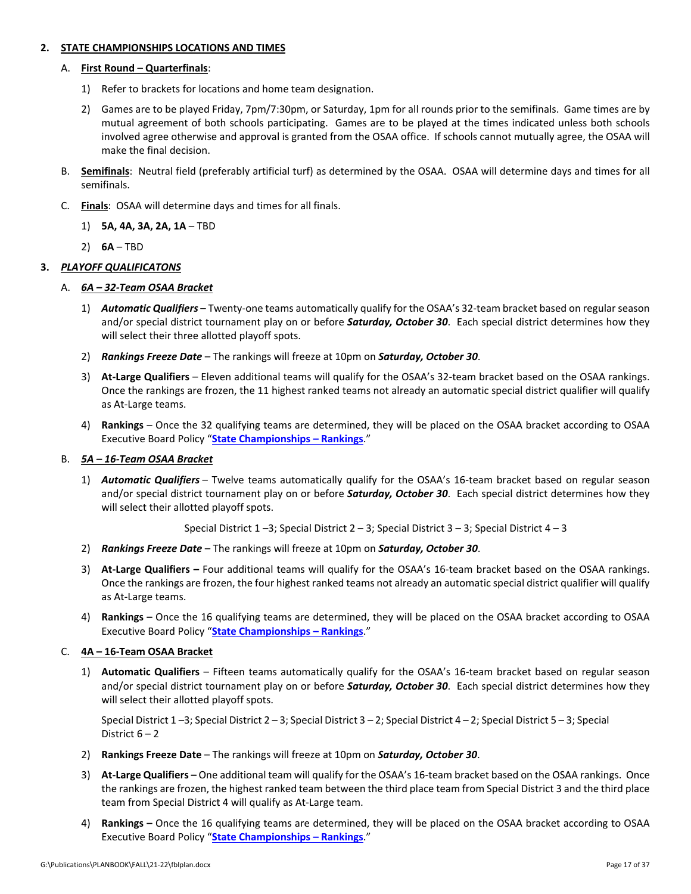## 2. STATE CHAMPIONSHIPS LOCATIONS AND TIMES

A. **First Round – Quarterfinals**:

1) Refer to brackets for locations and home team designation.

2) Games are to be played Friday, 7pm/7:30pm, or Saturday, 1pm for all rounds prior to the semifinals. Game times are by mutual agreement of both schools participating. Games are to be played at the times indicated unless both schools involved agree otherwise and approval is granted from the OSAA office. If schools cannot mutually agree, the OSAA will make the final decision.

B. **Semifinals**: Neutral field (preferably artificial turf) as determined by the OSAA. OSAA will determine days and times for all semifinals.

C. **Finals**: OSAA will determine days and times for all finals.

1) **5A, 4A, 3A, 2A, 1A** – TBD

2) **6A** – TBD

## 3. *PLAYOFF QUALIFICATONS*

A. ***6A – 32-Team OSAA Bracket***

1) ***Automatic Qualifiers*** – Twenty-one teams automatically qualify for the OSAA's 32-team bracket based on regular season and/or special district tournament play on or before ***Saturday, October 30***. Each special district determines how they will select their three allotted playoff spots.

2) ***Rankings Freeze Date*** – The rankings will freeze at 10pm on ***Saturday, October 30***.

3) **At-Large Qualifiers** – Eleven additional teams will qualify for the OSAA's 32-team bracket based on the OSAA rankings. Once the rankings are frozen, the 11 highest ranked teams not already an automatic special district qualifier will qualify as At-Large teams.

4) **Rankings** – Once the 32 qualifying teams are determined, they will be placed on the OSAA bracket according to OSAA Executive Board Policy "**State Championships – Rankings**."

B. ***5A – 16-Team OSAA Bracket***

1) ***Automatic Qualifiers*** – Twelve teams automatically qualify for the OSAA's 16-team bracket based on regular season and/or special district tournament play on or before ***Saturday, October 30***. Each special district determines how they will select their allotted playoff spots.

Special District 1 –3; Special District 2 – 3; Special District 3 – 3; Special District 4 – 3

2) ***Rankings Freeze Date*** – The rankings will freeze at 10pm on ***Saturday, October 30***.

3) **At-Large Qualifiers –** Four additional teams will qualify for the OSAA's 16-team bracket based on the OSAA rankings. Once the rankings are frozen, the four highest ranked teams not already an automatic special district qualifier will qualify as At-Large teams.

4) **Rankings –** Once the 16 qualifying teams are determined, they will be placed on the OSAA bracket according to OSAA Executive Board Policy "**State Championships – Rankings**."

C. **4A – 16-Team OSAA Bracket**

1) **Automatic Qualifiers** – Fifteen teams automatically qualify for the OSAA's 16-team bracket based on regular season and/or special district tournament play on or before ***Saturday, October 30***. Each special district determines how they will select their allotted playoff spots.

Special District 1 –3; Special District 2 – 3; Special District 3 – 2; Special District 4 – 2; Special District 5 – 3; Special District 6 – 2

2) **Rankings Freeze Date** – The rankings will freeze at 10pm on ***Saturday, October 30***.

3) **At-Large Qualifiers –** One additional team will qualify for the OSAA's 16-team bracket based on the OSAA rankings. Once the rankings are frozen, the highest ranked team between the third place team from Special District 3 and the third place team from Special District 4 will qualify as At-Large team.

4) **Rankings –** Once the 16 qualifying teams are determined, they will be placed on the OSAA bracket according to OSAA Executive Board Policy "**State Championships – Rankings**."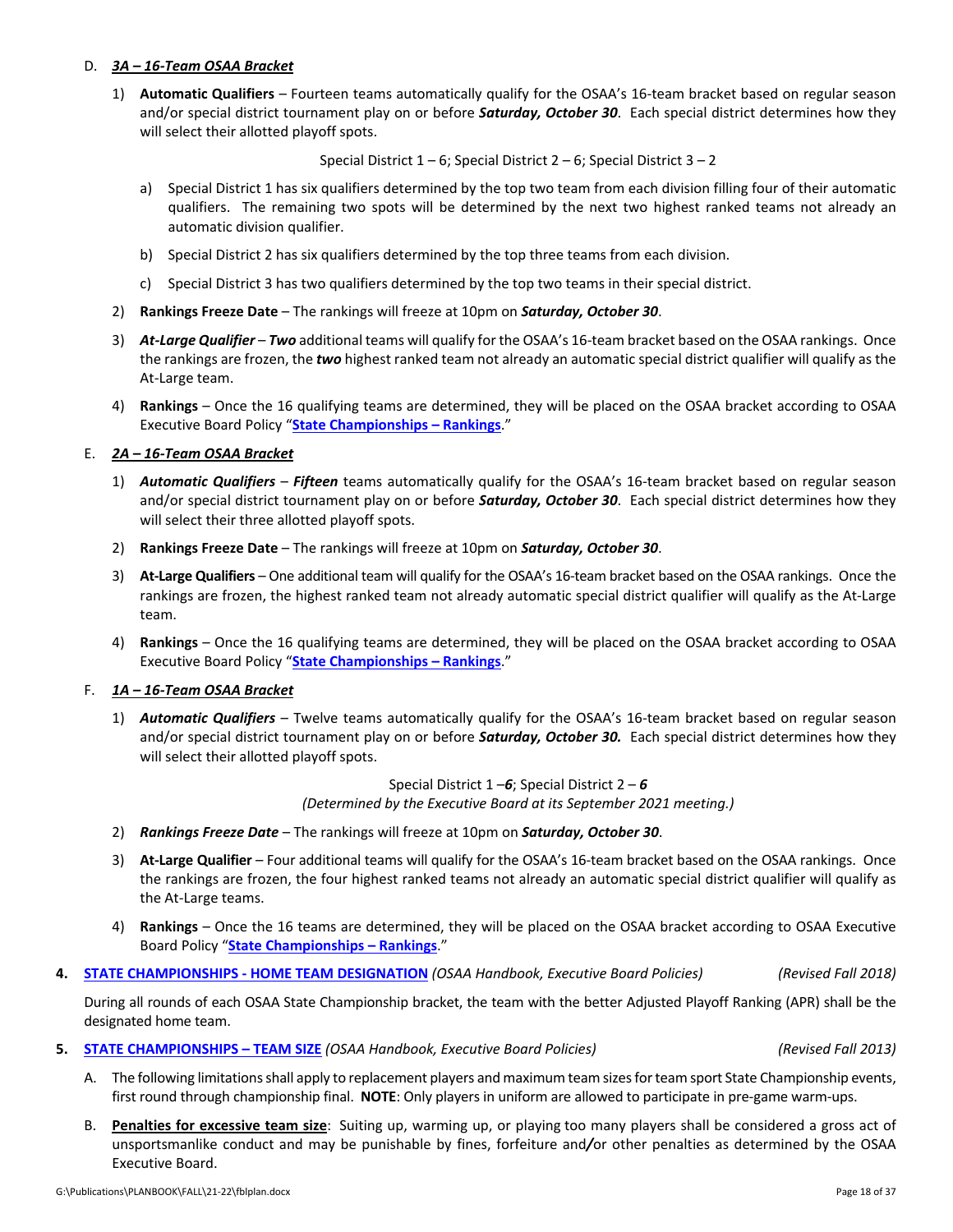D. ***3A – 16-Team OSAA Bracket***

1) **Automatic Qualifiers** – Fourteen teams automatically qualify for the OSAA's 16-team bracket based on regular season and/or special district tournament play on or before ***Saturday, October 30***. Each special district determines how they will select their allotted playoff spots.

   Special District 1 – 6; Special District 2 – 6; Special District 3 – 2

   a) Special District 1 has six qualifiers determined by the top two team from each division filling four of their automatic qualifiers. The remaining two spots will be determined by the next two highest ranked teams not already an automatic division qualifier.

   b) Special District 2 has six qualifiers determined by the top three teams from each division.

   c) Special District 3 has two qualifiers determined by the top two teams in their special district.

2) **Rankings Freeze Date** – The rankings will freeze at 10pm on ***Saturday, October 30***.

3) ***At-Large Qualifier*** – ***Two*** additional teams will qualify for the OSAA's 16-team bracket based on the OSAA rankings. Once the rankings are frozen, the ***two*** highest ranked team not already an automatic special district qualifier will qualify as the At-Large team.

4) **Rankings** – Once the 16 qualifying teams are determined, they will be placed on the OSAA bracket according to OSAA Executive Board Policy "**State Championships – Rankings**."

E. ***2A – 16-Team OSAA Bracket***

1) ***Automatic Qualifiers*** – ***Fifteen*** teams automatically qualify for the OSAA's 16-team bracket based on regular season and/or special district tournament play on or before ***Saturday, October 30***. Each special district determines how they will select their three allotted playoff spots.

2) **Rankings Freeze Date** – The rankings will freeze at 10pm on ***Saturday, October 30***.

3) **At-Large Qualifiers** – One additional team will qualify for the OSAA's 16-team bracket based on the OSAA rankings. Once the rankings are frozen, the highest ranked team not already automatic special district qualifier will qualify as the At-Large team.

4) **Rankings** – Once the 16 qualifying teams are determined, they will be placed on the OSAA bracket according to OSAA Executive Board Policy "**State Championships – Rankings**."

F. ***1A – 16-Team OSAA Bracket***

1) ***Automatic Qualifiers*** – Twelve teams automatically qualify for the OSAA's 16-team bracket based on regular season and/or special district tournament play on or before ***Saturday, October 30.*** Each special district determines how they will select their allotted playoff spots.

   Special District 1 –***6***; Special District 2 – ***6***
   *(Determined by the Executive Board at its September 2021 meeting.)*

2) ***Rankings Freeze Date*** – The rankings will freeze at 10pm on ***Saturday, October 30***.

3) **At-Large Qualifier** – Four additional teams will qualify for the OSAA's 16-team bracket based on the OSAA rankings. Once the rankings are frozen, the four highest ranked teams not already an automatic special district qualifier will qualify as the At-Large teams.

4) **Rankings** – Once the 16 teams are determined, they will be placed on the OSAA bracket according to OSAA Executive Board Policy "**State Championships – Rankings**."

**4. STATE CHAMPIONSHIPS - HOME TEAM DESIGNATION** *(OSAA Handbook, Executive Board Policies)* *(Revised Fall 2018)*

During all rounds of each OSAA State Championship bracket, the team with the better Adjusted Playoff Ranking (APR) shall be the designated home team.

**5. STATE CHAMPIONSHIPS – TEAM SIZE** *(OSAA Handbook, Executive Board Policies)* *(Revised Fall 2013)*

A. The following limitations shall apply to replacement players and maximum team sizes for team sport State Championship events, first round through championship final. **NOTE**: Only players in uniform are allowed to participate in pre-game warm-ups.

B. **Penalties for excessive team size**: Suiting up, warming up, or playing too many players shall be considered a gross act of unsportsmanlike conduct and may be punishable by fines, forfeiture and/or other penalties as determined by the OSAA Executive Board.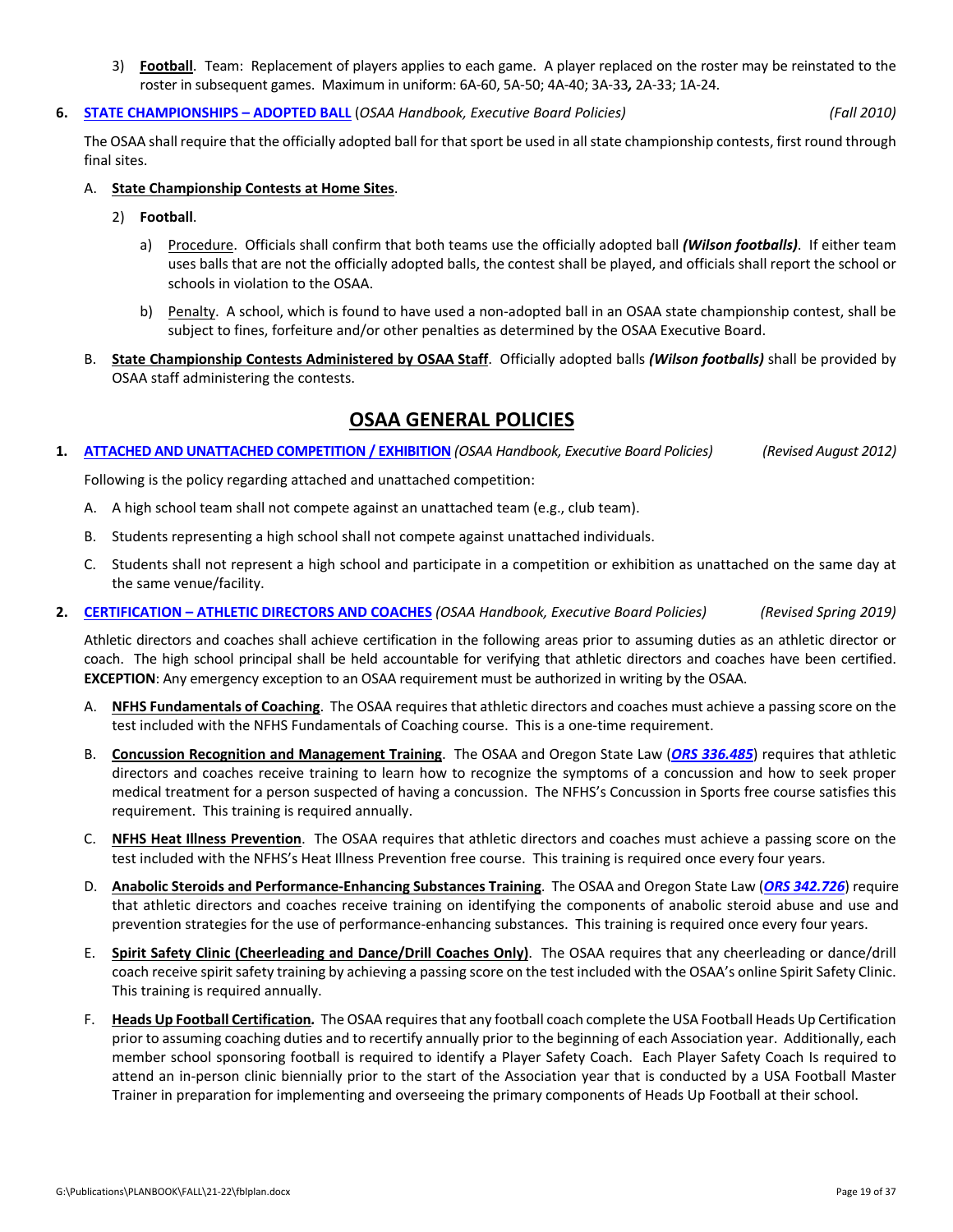3) **Football**. Team: Replacement of players applies to each game. A player replaced on the roster may be reinstated to the roster in subsequent games. Maximum in uniform: 6A-60, 5A-50; 4A-40; 3A-33**,** 2A-33; 1A-24.

**6. STATE CHAMPIONSHIPS – ADOPTED BALL** (*OSAA Handbook, Executive Board Policies*) *(Fall 2010)*

The OSAA shall require that the officially adopted ball for that sport be used in all state championship contests, first round through final sites.

A. **State Championship Contests at Home Sites**.

2) **Football**.

a) Procedure. Officials shall confirm that both teams use the officially adopted ball ***(Wilson footballs)***. If either team uses balls that are not the officially adopted balls, the contest shall be played, and officials shall report the school or schools in violation to the OSAA.

b) Penalty. A school, which is found to have used a non-adopted ball in an OSAA state championship contest, shall be subject to fines, forfeiture and/or other penalties as determined by the OSAA Executive Board.

B. **State Championship Contests Administered by OSAA Staff**. Officially adopted balls ***(Wilson footballs)*** shall be provided by OSAA staff administering the contests.

# OSAA GENERAL POLICIES

**1. ATTACHED AND UNATTACHED COMPETITION / EXHIBITION** *(OSAA Handbook, Executive Board Policies)* *(Revised August 2012)*

Following is the policy regarding attached and unattached competition:

A. A high school team shall not compete against an unattached team (e.g., club team).

B. Students representing a high school shall not compete against unattached individuals.

C. Students shall not represent a high school and participate in a competition or exhibition as unattached on the same day at the same venue/facility.

**2. CERTIFICATION – ATHLETIC DIRECTORS AND COACHES** *(OSAA Handbook, Executive Board Policies)* *(Revised Spring 2019)*

Athletic directors and coaches shall achieve certification in the following areas prior to assuming duties as an athletic director or coach. The high school principal shall be held accountable for verifying that athletic directors and coaches have been certified. **EXCEPTION**: Any emergency exception to an OSAA requirement must be authorized in writing by the OSAA.

A. **NFHS Fundamentals of Coaching**. The OSAA requires that athletic directors and coaches must achieve a passing score on the test included with the NFHS Fundamentals of Coaching course. This is a one-time requirement.

B. **Concussion Recognition and Management Training**. The OSAA and Oregon State Law (***ORS 336.485***) requires that athletic directors and coaches receive training to learn how to recognize the symptoms of a concussion and how to seek proper medical treatment for a person suspected of having a concussion. The NFHS's Concussion in Sports free course satisfies this requirement. This training is required annually.

C. **NFHS Heat Illness Prevention**. The OSAA requires that athletic directors and coaches must achieve a passing score on the test included with the NFHS's Heat Illness Prevention free course. This training is required once every four years.

D. **Anabolic Steroids and Performance-Enhancing Substances Training**. The OSAA and Oregon State Law (***ORS 342.726***) require that athletic directors and coaches receive training on identifying the components of anabolic steroid abuse and use and prevention strategies for the use of performance-enhancing substances. This training is required once every four years.

E. **Spirit Safety Clinic (Cheerleading and Dance/Drill Coaches Only)**. The OSAA requires that any cheerleading or dance/drill coach receive spirit safety training by achieving a passing score on the test included with the OSAA's online Spirit Safety Clinic. This training is required annually.

F. ***Heads Up Football Certification.*** The OSAA requires that any football coach complete the USA Football Heads Up Certification prior to assuming coaching duties and to recertify annually prior to the beginning of each Association year. Additionally, each member school sponsoring football is required to identify a Player Safety Coach. Each Player Safety Coach Is required to attend an in-person clinic biennially prior to the start of the Association year that is conducted by a USA Football Master Trainer in preparation for implementing and overseeing the primary components of Heads Up Football at their school.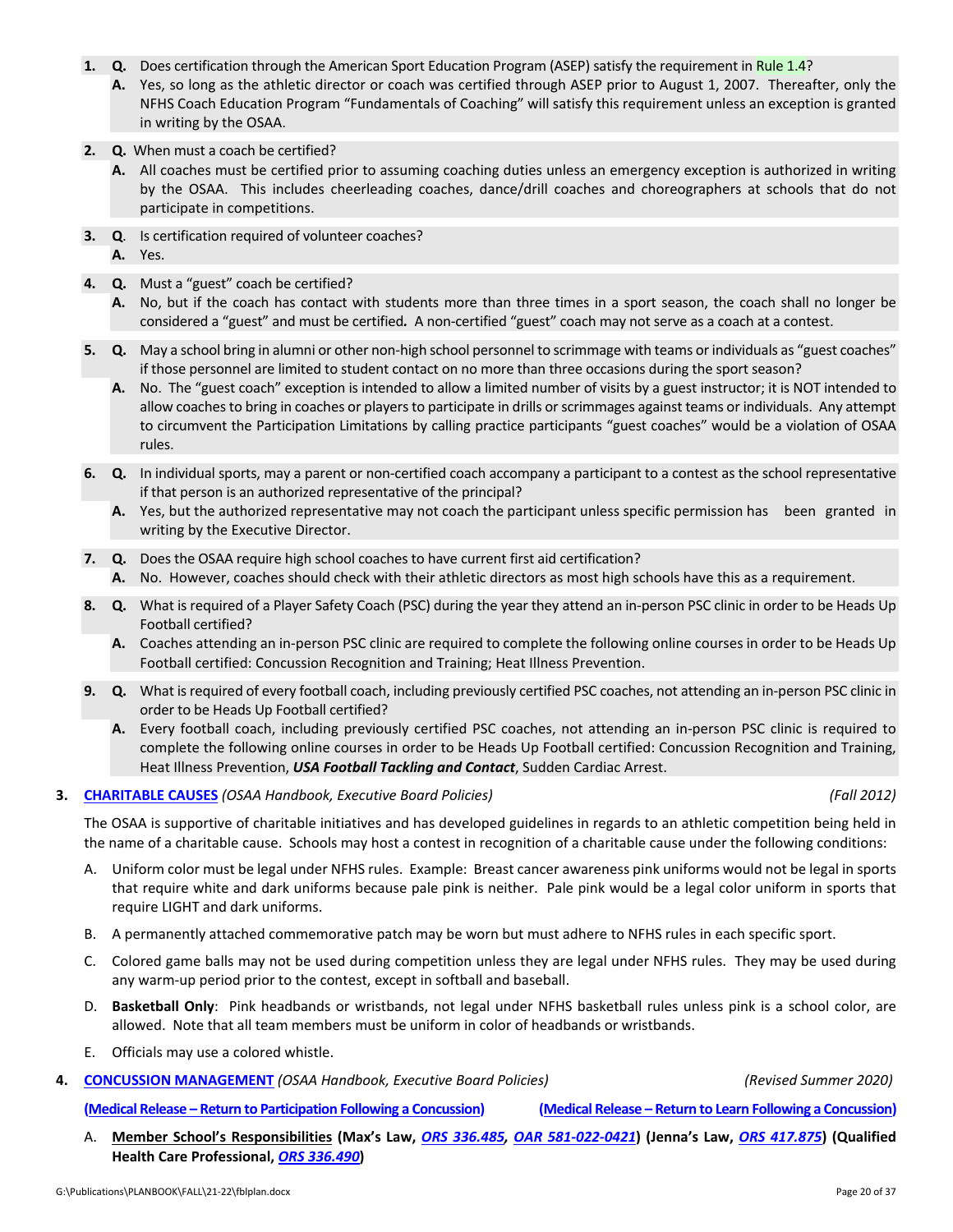1. **Q.** Does certification through the American Sport Education Program (ASEP) satisfy the requirement in Rule 1.4?
   **A.** Yes, so long as the athletic director or coach was certified through ASEP prior to August 1, 2007. Thereafter, only the NFHS Coach Education Program "Fundamentals of Coaching" will satisfy this requirement unless an exception is granted in writing by the OSAA.

2. **Q.** When must a coach be certified?
   **A.** All coaches must be certified prior to assuming coaching duties unless an emergency exception is authorized in writing by the OSAA. This includes cheerleading coaches, dance/drill coaches and choreographers at schools that do not participate in competitions.

3. **Q.** Is certification required of volunteer coaches?
   **A.** Yes.

4. **Q.** Must a "guest" coach be certified?
   **A.** No, but if the coach has contact with students more than three times in a sport season, the coach shall no longer be considered a "guest" and must be certified. A non-certified "guest" coach may not serve as a coach at a contest.

5. **Q.** May a school bring in alumni or other non-high school personnel to scrimmage with teams or individuals as "guest coaches" if those personnel are limited to student contact on no more than three occasions during the sport season?
   **A.** No. The "guest coach" exception is intended to allow a limited number of visits by a guest instructor; it is NOT intended to allow coaches to bring in coaches or players to participate in drills or scrimmages against teams or individuals. Any attempt to circumvent the Participation Limitations by calling practice participants "guest coaches" would be a violation of OSAA rules.

6. **Q.** In individual sports, may a parent or non-certified coach accompany a participant to a contest as the school representative if that person is an authorized representative of the principal?
   **A.** Yes, but the authorized representative may not coach the participant unless specific permission has been granted in writing by the Executive Director.

7. **Q.** Does the OSAA require high school coaches to have current first aid certification?
   **A.** No. However, coaches should check with their athletic directors as most high schools have this as a requirement.

8. **Q.** What is required of a Player Safety Coach (PSC) during the year they attend an in-person PSC clinic in order to be Heads Up Football certified?
   **A.** Coaches attending an in-person PSC clinic are required to complete the following online courses in order to be Heads Up Football certified: Concussion Recognition and Training; Heat Illness Prevention.

9. **Q.** What is required of every football coach, including previously certified PSC coaches, not attending an in-person PSC clinic in order to be Heads Up Football certified?
   **A.** Every football coach, including previously certified PSC coaches, not attending an in-person PSC clinic is required to complete the following online courses in order to be Heads Up Football certified: Concussion Recognition and Training, Heat Illness Prevention, ***USA Football Tackling and Contact***, Sudden Cardiac Arrest.

## 3. CHARITABLE CAUSES *(OSAA Handbook, Executive Board Policies)* *(Fall 2012)*

The OSAA is supportive of charitable initiatives and has developed guidelines in regards to an athletic competition being held in the name of a charitable cause. Schools may host a contest in recognition of a charitable cause under the following conditions:

A. Uniform color must be legal under NFHS rules. Example: Breast cancer awareness pink uniforms would not be legal in sports that require white and dark uniforms because pale pink is neither. Pale pink would be a legal color uniform in sports that require LIGHT and dark uniforms.

B. A permanently attached commemorative patch may be worn but must adhere to NFHS rules in each specific sport.

C. Colored game balls may not be used during competition unless they are legal under NFHS rules. They may be used during any warm-up period prior to the contest, except in softball and baseball.

D. **Basketball Only**: Pink headbands or wristbands, not legal under NFHS basketball rules unless pink is a school color, are allowed. Note that all team members must be uniform in color of headbands or wristbands.

E. Officials may use a colored whistle.

## 4. CONCUSSION MANAGEMENT *(OSAA Handbook, Executive Board Policies)* *(Revised Summer 2020)*

**(Medical Release – Return to Participation Following a Concussion)** **(Medical Release – Return to Learn Following a Concussion)**

A. **Member School's Responsibilities** **(Max's Law, *ORS 336.485*, *OAR 581-022-0421*) (Jenna's Law, *ORS 417.875*) (Qualified Health Care Professional, *ORS 336.490*)**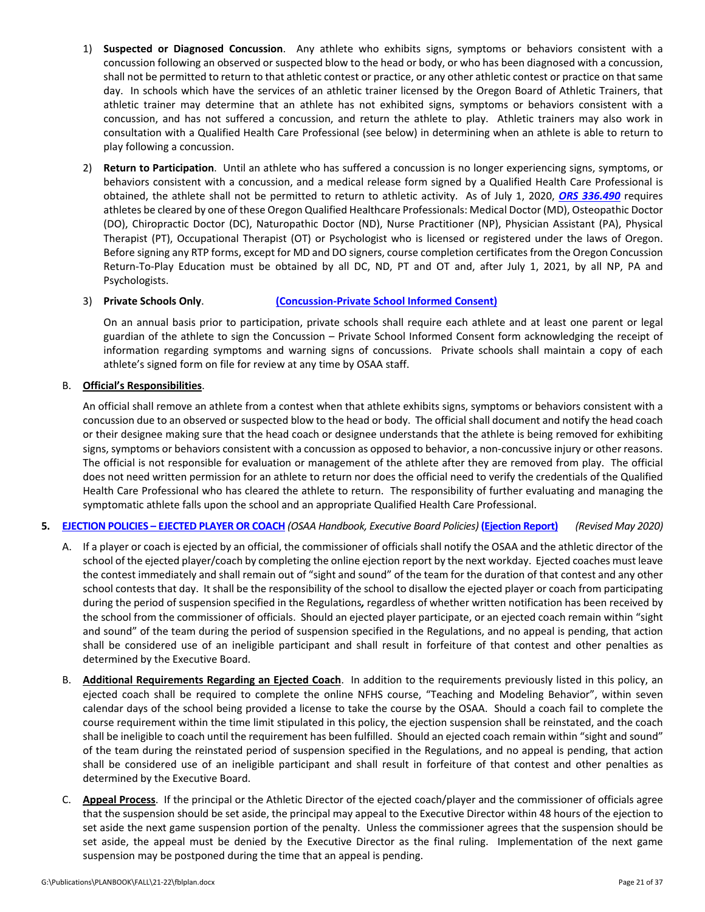1) **Suspected or Diagnosed Concussion**. Any athlete who exhibits signs, symptoms or behaviors consistent with a concussion following an observed or suspected blow to the head or body, or who has been diagnosed with a concussion, shall not be permitted to return to that athletic contest or practice, or any other athletic contest or practice on that same day. In schools which have the services of an athletic trainer licensed by the Oregon Board of Athletic Trainers, that athletic trainer may determine that an athlete has not exhibited signs, symptoms or behaviors consistent with a concussion, and has not suffered a concussion, and return the athlete to play. Athletic trainers may also work in consultation with a Qualified Health Care Professional (see below) in determining when an athlete is able to return to play following a concussion.

2) **Return to Participation**. Until an athlete who has suffered a concussion is no longer experiencing signs, symptoms, or behaviors consistent with a concussion, and a medical release form signed by a Qualified Health Care Professional is obtained, the athlete shall not be permitted to return to athletic activity. As of July 1, 2020, ***ORS 336.490*** requires athletes be cleared by one of these Oregon Qualified Healthcare Professionals: Medical Doctor (MD), Osteopathic Doctor (DO), Chiropractic Doctor (DC), Naturopathic Doctor (ND), Nurse Practitioner (NP), Physician Assistant (PA), Physical Therapist (PT), Occupational Therapist (OT) or Psychologist who is licensed or registered under the laws of Oregon. Before signing any RTP forms, except for MD and DO signers, course completion certificates from the Oregon Concussion Return-To-Play Education must be obtained by all DC, ND, PT and OT and, after July 1, 2021, by all NP, PA and Psychologists.

3) **Private Schools Only**. **(Concussion-Private School Informed Consent)**

   On an annual basis prior to participation, private schools shall require each athlete and at least one parent or legal guardian of the athlete to sign the Concussion – Private School Informed Consent form acknowledging the receipt of information regarding symptoms and warning signs of concussions. Private schools shall maintain a copy of each athlete's signed form on file for review at any time by OSAA staff.

B. **Official's Responsibilities**.

An official shall remove an athlete from a contest when that athlete exhibits signs, symptoms or behaviors consistent with a concussion due to an observed or suspected blow to the head or body. The official shall document and notify the head coach or their designee making sure that the head coach or designee understands that the athlete is being removed for exhibiting signs, symptoms or behaviors consistent with a concussion as opposed to behavior, a non-concussive injury or other reasons. The official is not responsible for evaluation or management of the athlete after they are removed from play. The official does not need written permission for an athlete to return nor does the official need to verify the credentials of the Qualified Health Care Professional who has cleared the athlete to return. The responsibility of further evaluating and managing the symptomatic athlete falls upon the school and an appropriate Qualified Health Care Professional.

**5. EJECTION POLICIES – EJECTED PLAYER OR COACH** *(OSAA Handbook, Executive Board Policies)* **(Ejection Report)** *(Revised May 2020)*

A. If a player or coach is ejected by an official, the commissioner of officials shall notify the OSAA and the athletic director of the school of the ejected player/coach by completing the online ejection report by the next workday. Ejected coaches must leave the contest immediately and shall remain out of "sight and sound" of the team for the duration of that contest and any other school contests that day. It shall be the responsibility of the school to disallow the ejected player or coach from participating during the period of suspension specified in the Regulations*,* regardless of whether written notification has been received by the school from the commissioner of officials. Should an ejected player participate, or an ejected coach remain within "sight and sound" of the team during the period of suspension specified in the Regulations, and no appeal is pending, that action shall be considered use of an ineligible participant and shall result in forfeiture of that contest and other penalties as determined by the Executive Board.

B. **Additional Requirements Regarding an Ejected Coach**. In addition to the requirements previously listed in this policy, an ejected coach shall be required to complete the online NFHS course, "Teaching and Modeling Behavior", within seven calendar days of the school being provided a license to take the course by the OSAA. Should a coach fail to complete the course requirement within the time limit stipulated in this policy, the ejection suspension shall be reinstated, and the coach shall be ineligible to coach until the requirement has been fulfilled. Should an ejected coach remain within "sight and sound" of the team during the reinstated period of suspension specified in the Regulations, and no appeal is pending, that action shall be considered use of an ineligible participant and shall result in forfeiture of that contest and other penalties as determined by the Executive Board.

C. **Appeal Process**. If the principal or the Athletic Director of the ejected coach/player and the commissioner of officials agree that the suspension should be set aside, the principal may appeal to the Executive Director within 48 hours of the ejection to set aside the next game suspension portion of the penalty. Unless the commissioner agrees that the suspension should be set aside, the appeal must be denied by the Executive Director as the final ruling. Implementation of the next game suspension may be postponed during the time that an appeal is pending.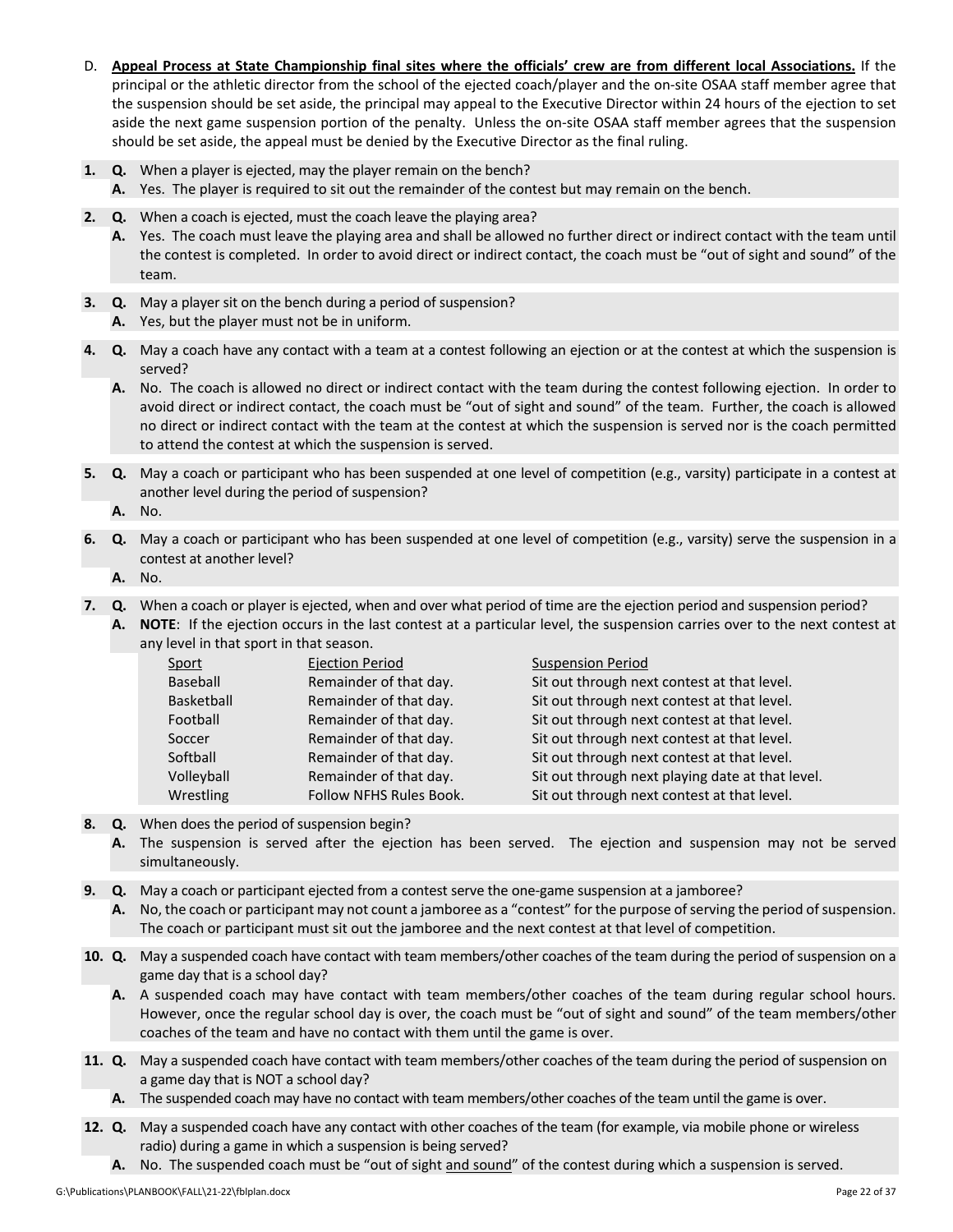D. **Appeal Process at State Championship final sites where the officials' crew are from different local Associations.** If the principal or the athletic director from the school of the ejected coach/player and the on-site OSAA staff member agree that the suspension should be set aside, the principal may appeal to the Executive Director within 24 hours of the ejection to set aside the next game suspension portion of the penalty. Unless the on-site OSAA staff member agrees that the suspension should be set aside, the appeal must be denied by the Executive Director as the final ruling.

**1. Q.** When a player is ejected, may the player remain on the bench?
**A.** Yes. The player is required to sit out the remainder of the contest but may remain on the bench.

**2. Q.** When a coach is ejected, must the coach leave the playing area?
**A.** Yes. The coach must leave the playing area and shall be allowed no further direct or indirect contact with the team until the contest is completed. In order to avoid direct or indirect contact, the coach must be "out of sight and sound" of the team.

**3. Q.** May a player sit on the bench during a period of suspension?
**A.** Yes, but the player must not be in uniform.

**4. Q.** May a coach have any contact with a team at a contest following an ejection or at the contest at which the suspension is served?
**A.** No. The coach is allowed no direct or indirect contact with the team during the contest following ejection. In order to avoid direct or indirect contact, the coach must be "out of sight and sound" of the team. Further, the coach is allowed no direct or indirect contact with the team at the contest at which the suspension is served nor is the coach permitted to attend the contest at which the suspension is served.

**5. Q.** May a coach or participant who has been suspended at one level of competition (e.g., varsity) participate in a contest at another level during the period of suspension?
**A.** No.

**6. Q.** May a coach or participant who has been suspended at one level of competition (e.g., varsity) serve the suspension in a contest at another level?
**A.** No.

**7. Q.** When a coach or player is ejected, when and over what period of time are the ejection period and suspension period?
**A. NOTE**: If the ejection occurs in the last contest at a particular level, the suspension carries over to the next contest at any level in that sport in that season.

| Sport | Ejection Period | Suspension Period |
|---|---|---|
| Baseball | Remainder of that day. | Sit out through next contest at that level. |
| Basketball | Remainder of that day. | Sit out through next contest at that level. |
| Football | Remainder of that day. | Sit out through next contest at that level. |
| Soccer | Remainder of that day. | Sit out through next contest at that level. |
| Softball | Remainder of that day. | Sit out through next contest at that level. |
| Volleyball | Remainder of that day. | Sit out through next playing date at that level. |
| Wrestling | Follow NFHS Rules Book. | Sit out through next contest at that level. |

**8. Q.** When does the period of suspension begin?
**A.** The suspension is served after the ejection has been served. The ejection and suspension may not be served simultaneously.

**9. Q.** May a coach or participant ejected from a contest serve the one-game suspension at a jamboree?
**A.** No, the coach or participant may not count a jamboree as a "contest" for the purpose of serving the period of suspension. The coach or participant must sit out the jamboree and the next contest at that level of competition.

**10. Q.** May a suspended coach have contact with team members/other coaches of the team during the period of suspension on a game day that is a school day?
**A.** A suspended coach may have contact with team members/other coaches of the team during regular school hours. However, once the regular school day is over, the coach must be "out of sight and sound" of the team members/other coaches of the team and have no contact with them until the game is over.

**11. Q.** May a suspended coach have contact with team members/other coaches of the team during the period of suspension on a game day that is NOT a school day?
**A.** The suspended coach may have no contact with team members/other coaches of the team until the game is over.

**12. Q.** May a suspended coach have any contact with other coaches of the team (for example, via mobile phone or wireless radio) during a game in which a suspension is being served?
**A.** No. The suspended coach must be "out of sight and sound" of the contest during which a suspension is served.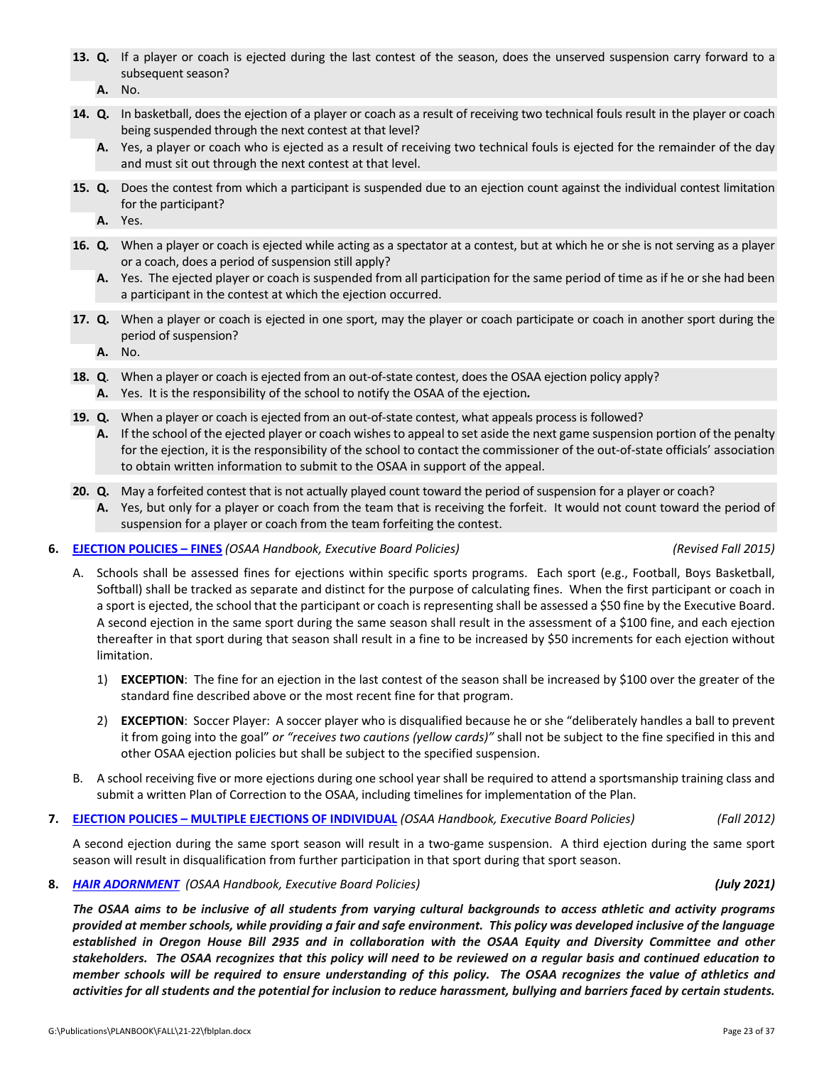13. **Q.** If a player or coach is ejected during the last contest of the season, does the unserved suspension carry forward to a subsequent season?

    **A.** No.

14. **Q.** In basketball, does the ejection of a player or coach as a result of receiving two technical fouls result in the player or coach being suspended through the next contest at that level?

    **A.** Yes, a player or coach who is ejected as a result of receiving two technical fouls is ejected for the remainder of the day and must sit out through the next contest at that level.

15. **Q.** Does the contest from which a participant is suspended due to an ejection count against the individual contest limitation for the participant?

    **A.** Yes.

16. **Q.** When a player or coach is ejected while acting as a spectator at a contest, but at which he or she is not serving as a player or a coach, does a period of suspension still apply?

    **A.** Yes. The ejected player or coach is suspended from all participation for the same period of time as if he or she had been a participant in the contest at which the ejection occurred.

17. **Q.** When a player or coach is ejected in one sport, may the player or coach participate or coach in another sport during the period of suspension?

    **A.** No.

18. **Q**. When a player or coach is ejected from an out-of-state contest, does the OSAA ejection policy apply?

    **A.** Yes. It is the responsibility of the school to notify the OSAA of the ejection.

19. **Q.** When a player or coach is ejected from an out-of-state contest, what appeals process is followed?

    **A.** If the school of the ejected player or coach wishes to appeal to set aside the next game suspension portion of the penalty for the ejection, it is the responsibility of the school to contact the commissioner of the out-of-state officials' association to obtain written information to submit to the OSAA in support of the appeal.

20. **Q.** May a forfeited contest that is not actually played count toward the period of suspension for a player or coach?

    **A.** Yes, but only for a player or coach from the team that is receiving the forfeit. It would not count toward the period of suspension for a player or coach from the team forfeiting the contest.

6. **EJECTION POLICIES – FINES** *(OSAA Handbook, Executive Board Policies)* *(Revised Fall 2015)*

   A. Schools shall be assessed fines for ejections within specific sports programs. Each sport (e.g., Football, Boys Basketball, Softball) shall be tracked as separate and distinct for the purpose of calculating fines. When the first participant or coach in a sport is ejected, the school that the participant or coach is representing shall be assessed a $50 fine by the Executive Board. A second ejection in the same sport during the same season shall result in the assessment of a $100 fine, and each ejection thereafter in that sport during that season shall result in a fine to be increased by $50 increments for each ejection without limitation.

      1) **EXCEPTION**: The fine for an ejection in the last contest of the season shall be increased by $100 over the greater of the standard fine described above or the most recent fine for that program.

      2) **EXCEPTION**: Soccer Player: A soccer player who is disqualified because he or she "deliberately handles a ball to prevent it from going into the goal" *or "receives two cautions (yellow cards)"* shall not be subject to the fine specified in this and other OSAA ejection policies but shall be subject to the specified suspension.

   B. A school receiving five or more ejections during one school year shall be required to attend a sportsmanship training class and submit a written Plan of Correction to the OSAA, including timelines for implementation of the Plan.

7. **EJECTION POLICIES – MULTIPLE EJECTIONS OF INDIVIDUAL** *(OSAA Handbook, Executive Board Policies)* *(Fall 2012)*

   A second ejection during the same sport season will result in a two-game suspension. A third ejection during the same sport season will result in disqualification from further participation in that sport during that sport season.

8. ***HAIR ADORNMENT*** *(OSAA Handbook, Executive Board Policies)* ***(July 2021)***

   ***The OSAA aims to be inclusive of all students from varying cultural backgrounds to access athletic and activity programs provided at member schools, while providing a fair and safe environment. This policy was developed inclusive of the language established in Oregon House Bill 2935 and in collaboration with the OSAA Equity and Diversity Committee and other stakeholders. The OSAA recognizes that this policy will need to be reviewed on a regular basis and continued education to member schools will be required to ensure understanding of this policy. The OSAA recognizes the value of athletics and activities for all students and the potential for inclusion to reduce harassment, bullying and barriers faced by certain students.***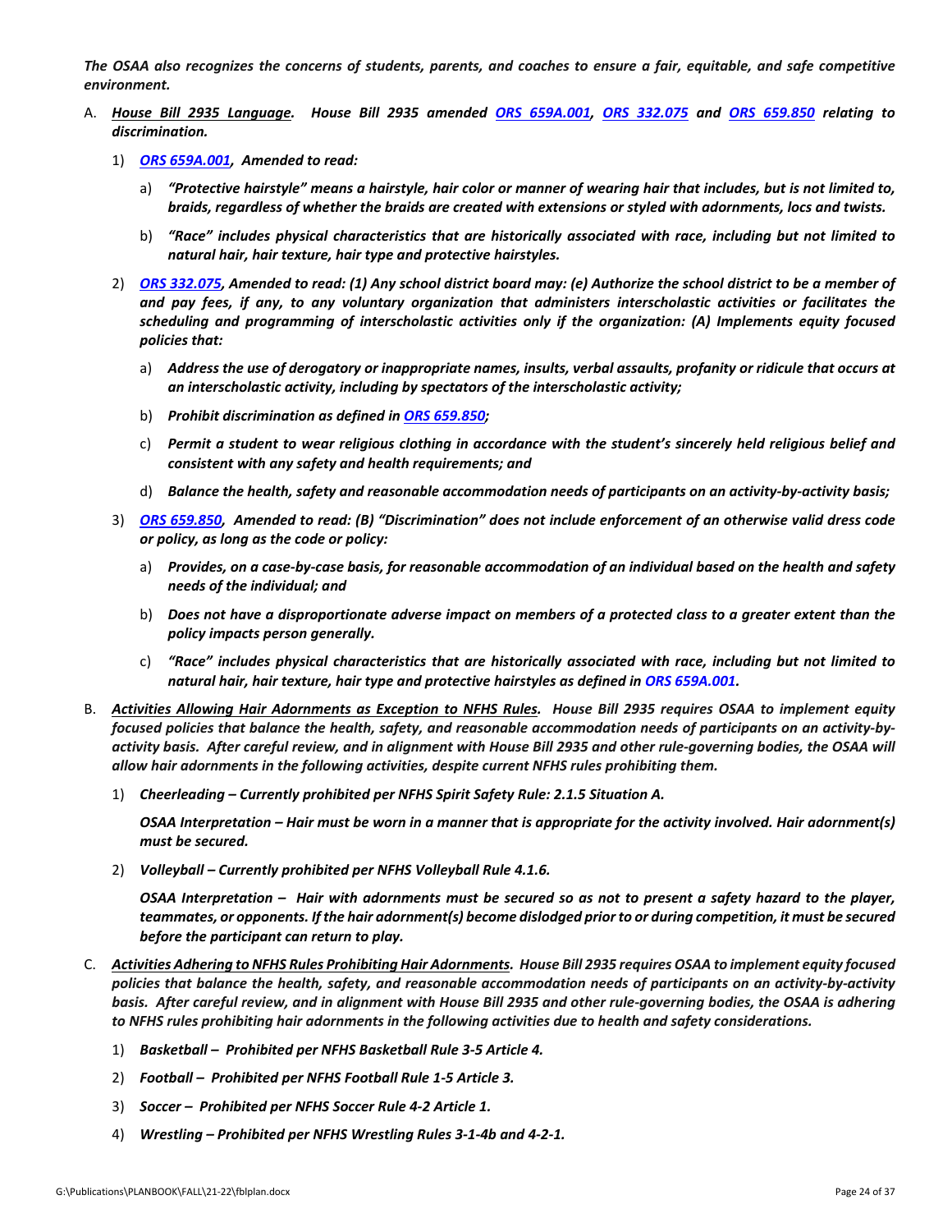***The OSAA also recognizes the concerns of students, parents, and coaches to ensure a fair, equitable, and safe competitive environment.***

A. ***House Bill 2935 Language.*** ***House Bill 2935 amended ORS 659A.001, ORS 332.075 and ORS 659.850 relating to discrimination.***

   1) ***ORS 659A.001, Amended to read:***

      a) ***"Protective hairstyle" means a hairstyle, hair color or manner of wearing hair that includes, but is not limited to, braids, regardless of whether the braids are created with extensions or styled with adornments, locs and twists.***

      b) ***"Race" includes physical characteristics that are historically associated with race, including but not limited to natural hair, hair texture, hair type and protective hairstyles.***

   2) ***ORS 332.075, Amended to read: (1) Any school district board may: (e) Authorize the school district to be a member of and pay fees, if any, to any voluntary organization that administers interscholastic activities or facilitates the scheduling and programming of interscholastic activities only if the organization: (A) Implements equity focused policies that:***

      a) ***Address the use of derogatory or inappropriate names, insults, verbal assaults, profanity or ridicule that occurs at an interscholastic activity, including by spectators of the interscholastic activity;***

      b) ***Prohibit discrimination as defined in ORS 659.850;***

      c) ***Permit a student to wear religious clothing in accordance with the student's sincerely held religious belief and consistent with any safety and health requirements; and***

      d) ***Balance the health, safety and reasonable accommodation needs of participants on an activity-by-activity basis;***

   3) ***ORS 659.850, Amended to read: (B) "Discrimination" does not include enforcement of an otherwise valid dress code or policy, as long as the code or policy:***

      a) ***Provides, on a case-by-case basis, for reasonable accommodation of an individual based on the health and safety needs of the individual; and***

      b) ***Does not have a disproportionate adverse impact on members of a protected class to a greater extent than the policy impacts person generally.***

      c) ***"Race" includes physical characteristics that are historically associated with race, including but not limited to natural hair, hair texture, hair type and protective hairstyles as defined in ORS 659A.001.***

B. ***Activities Allowing Hair Adornments as Exception to NFHS Rules.*** ***House Bill 2935 requires OSAA to implement equity focused policies that balance the health, safety, and reasonable accommodation needs of participants on an activity-by-activity basis. After careful review, and in alignment with House Bill 2935 and other rule-governing bodies, the OSAA will allow hair adornments in the following activities, despite current NFHS rules prohibiting them.***

   1) ***Cheerleading – Currently prohibited per NFHS Spirit Safety Rule: 2.1.5 Situation A.***

      ***OSAA Interpretation – Hair must be worn in a manner that is appropriate for the activity involved. Hair adornment(s) must be secured.***

   2) ***Volleyball – Currently prohibited per NFHS Volleyball Rule 4.1.6.***

      ***OSAA Interpretation – Hair with adornments must be secured so as not to present a safety hazard to the player, teammates, or opponents. If the hair adornment(s) become dislodged prior to or during competition, it must be secured before the participant can return to play.***

C. ***Activities Adhering to NFHS Rules Prohibiting Hair Adornments.*** ***House Bill 2935 requires OSAA to implement equity focused policies that balance the health, safety, and reasonable accommodation needs of participants on an activity-by-activity basis. After careful review, and in alignment with House Bill 2935 and other rule-governing bodies, the OSAA is adhering to NFHS rules prohibiting hair adornments in the following activities due to health and safety considerations.***

   1) ***Basketball – Prohibited per NFHS Basketball Rule 3-5 Article 4.***

   2) ***Football – Prohibited per NFHS Football Rule 1-5 Article 3.***

   3) ***Soccer – Prohibited per NFHS Soccer Rule 4-2 Article 1.***

   4) ***Wrestling – Prohibited per NFHS Wrestling Rules 3-1-4b and 4-2-1.***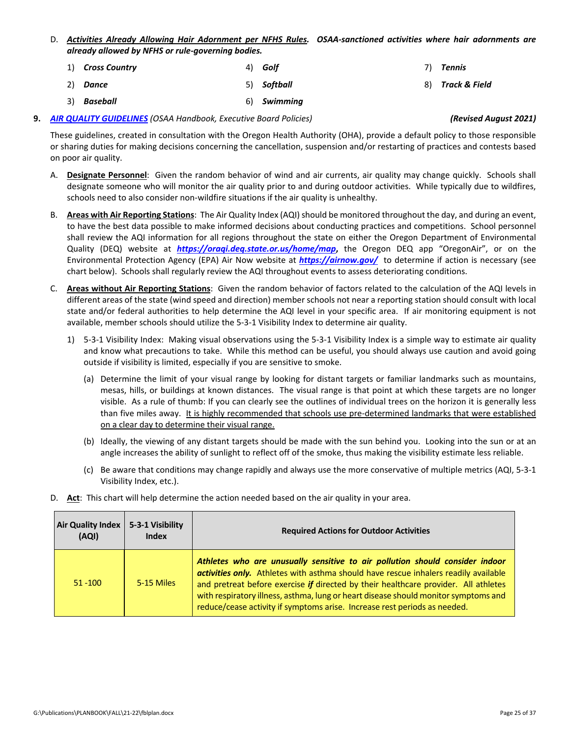D. ***Activities Already Allowing Hair Adornment per NFHS Rules***. ***OSAA-sanctioned activities where hair adornments are already allowed by NFHS or rule-governing bodies.***

1) ***Cross Country***
2) ***Dance***
3) ***Baseball***
4) ***Golf***
5) ***Softball***
6) ***Swimming***
7) ***Tennis***
8) ***Track & Field***

**9.** ***AIR QUALITY GUIDELINES*** *(OSAA Handbook, Executive Board Policies)* ***(Revised August 2021)***

These guidelines, created in consultation with the Oregon Health Authority (OHA), provide a default policy to those responsible or sharing duties for making decisions concerning the cancellation, suspension and/or restarting of practices and contests based on poor air quality.

A. **Designate Personnel**: Given the random behavior of wind and air currents, air quality may change quickly. Schools shall designate someone who will monitor the air quality prior to and during outdoor activities. While typically due to wildfires, schools need to also consider non-wildfire situations if the air quality is unhealthy.

B. **Areas with Air Reporting Stations**: The Air Quality Index (AQI) should be monitored throughout the day, and during an event, to have the best data possible to make informed decisions about conducting practices and competitions. School personnel shall review the AQI information for all regions throughout the state on either the Oregon Department of Environmental Quality (DEQ) website at ***https://oraqi.deq.state.or.us/home/map***, the Oregon DEQ app "OregonAir", or on the Environmental Protection Agency (EPA) Air Now website at ***https://airnow.gov/*** to determine if action is necessary (see chart below). Schools shall regularly review the AQI throughout events to assess deteriorating conditions.

C. **Areas without Air Reporting Stations**: Given the random behavior of factors related to the calculation of the AQI levels in different areas of the state (wind speed and direction) member schools not near a reporting station should consult with local state and/or federal authorities to help determine the AQI level in your specific area. If air monitoring equipment is not available, member schools should utilize the 5-3-1 Visibility Index to determine air quality.

1) 5-3-1 Visibility Index: Making visual observations using the 5-3-1 Visibility Index is a simple way to estimate air quality and know what precautions to take. While this method can be useful, you should always use caution and avoid going outside if visibility is limited, especially if you are sensitive to smoke.

(a) Determine the limit of your visual range by looking for distant targets or familiar landmarks such as mountains, mesas, hills, or buildings at known distances. The visual range is that point at which these targets are no longer visible. As a rule of thumb: If you can clearly see the outlines of individual trees on the horizon it is generally less than five miles away. <u>It is highly recommended that schools use pre-determined landmarks that were established on a clear day to determine their visual range.</u>

(b) Ideally, the viewing of any distant targets should be made with the sun behind you. Looking into the sun or at an angle increases the ability of sunlight to reflect off of the smoke, thus making the visibility estimate less reliable.

(c) Be aware that conditions may change rapidly and always use the more conservative of multiple metrics (AQI, 5-3-1 Visibility Index, etc.).

D. **Act**: This chart will help determine the action needed based on the air quality in your area.

| Air Quality Index (AQI) | 5-3-1 Visibility Index | Required Actions for Outdoor Activities |
|---|---|---|
| 51 -100 | 5-15 Miles | ***Athletes who are unusually sensitive to air pollution should consider indoor activities only.*** Athletes with asthma should have rescue inhalers readily available and pretreat before exercise ***if*** directed by their healthcare provider. All athletes with respiratory illness, asthma, lung or heart disease should monitor symptoms and reduce/cease activity if symptoms arise. Increase rest periods as needed. |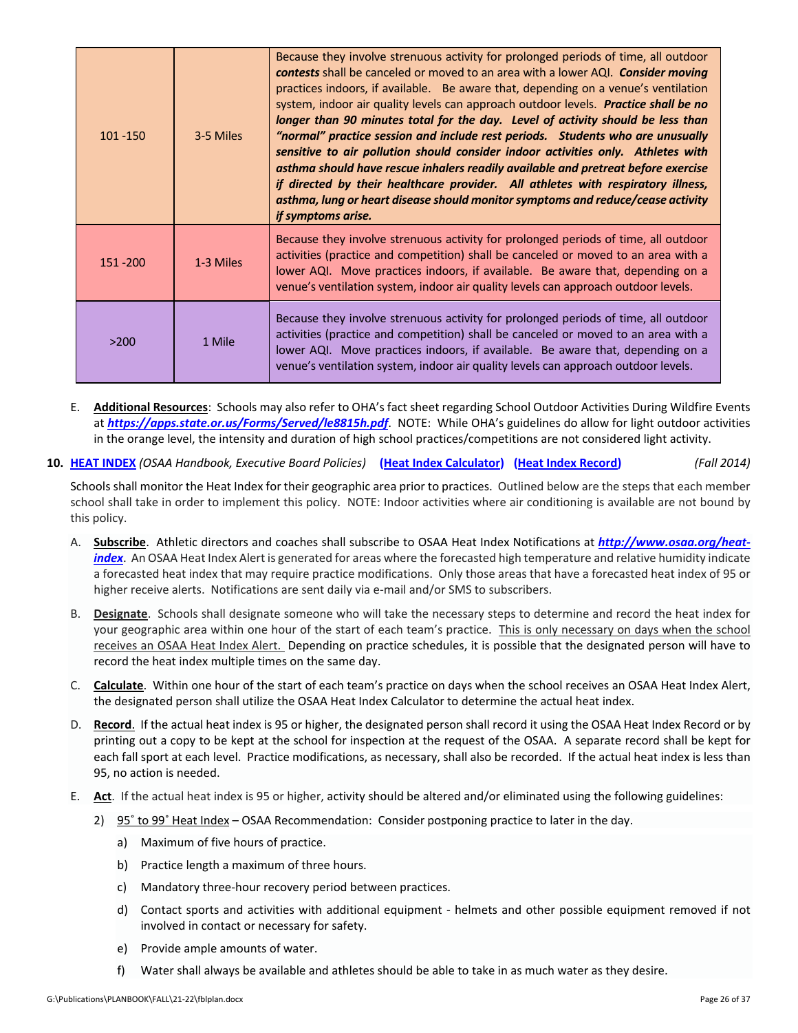| | | |
|---|---|---|
| 101 -150 | 3-5 Miles | Because they involve strenuous activity for prolonged periods of time, all outdoor ***contests*** shall be canceled or moved to an area with a lower AQI. ***Consider moving*** practices indoors, if available. Be aware that, depending on a venue's ventilation system, indoor air quality levels can approach outdoor levels. ***Practice shall be no longer than 90 minutes total for the day. Level of activity should be less than "normal" practice session and include rest periods. Students who are unusually sensitive to air pollution should consider indoor activities only. Athletes with asthma should have rescue inhalers readily available and pretreat before exercise if directed by their healthcare provider. All athletes with respiratory illness, asthma, lung or heart disease should monitor symptoms and reduce/cease activity if symptoms arise.*** |
| 151 -200 | 1-3 Miles | Because they involve strenuous activity for prolonged periods of time, all outdoor activities (practice and competition) shall be canceled or moved to an area with a lower AQI. Move practices indoors, if available. Be aware that, depending on a venue's ventilation system, indoor air quality levels can approach outdoor levels. |
| >200 | 1 Mile | Because they involve strenuous activity for prolonged periods of time, all outdoor activities (practice and competition) shall be canceled or moved to an area with a lower AQI. Move practices indoors, if available. Be aware that, depending on a venue's ventilation system, indoor air quality levels can approach outdoor levels. |

E. **Additional Resources**: Schools may also refer to OHA's fact sheet regarding School Outdoor Activities During Wildfire Events at ***https://apps.state.or.us/Forms/Served/le8815h.pdf***. NOTE: While OHA's guidelines do allow for light outdoor activities in the orange level, the intensity and duration of high school practices/competitions are not considered light activity.

**10. HEAT INDEX** *(OSAA Handbook, Executive Board Policies)* **(Heat Index Calculator) (Heat Index Record)** *(Fall 2014)*

Schools shall monitor the Heat Index for their geographic area prior to practices. Outlined below are the steps that each member school shall take in order to implement this policy. NOTE: Indoor activities where air conditioning is available are not bound by this policy.

A. **Subscribe**. Athletic directors and coaches shall subscribe to OSAA Heat Index Notifications at ***http://www.osaa.org/heat-index***. An OSAA Heat Index Alert is generated for areas where the forecasted high temperature and relative humidity indicate a forecasted heat index that may require practice modifications. Only those areas that have a forecasted heat index of 95 or higher receive alerts. Notifications are sent daily via e-mail and/or SMS to subscribers.

B. **Designate**. Schools shall designate someone who will take the necessary steps to determine and record the heat index for your geographic area within one hour of the start of each team's practice. This is only necessary on days when the school receives an OSAA Heat Index Alert. Depending on practice schedules, it is possible that the designated person will have to record the heat index multiple times on the same day.

C. **Calculate**. Within one hour of the start of each team's practice on days when the school receives an OSAA Heat Index Alert, the designated person shall utilize the OSAA Heat Index Calculator to determine the actual heat index.

D. **Record**. If the actual heat index is 95 or higher, the designated person shall record it using the OSAA Heat Index Record or by printing out a copy to be kept at the school for inspection at the request of the OSAA. A separate record shall be kept for each fall sport at each level. Practice modifications, as necessary, shall also be recorded. If the actual heat index is less than 95, no action is needed.

E. **Act**. If the actual heat index is 95 or higher, activity should be altered and/or eliminated using the following guidelines:

2) 95˚ to 99˚ Heat Index – OSAA Recommendation: Consider postponing practice to later in the day.

   a) Maximum of five hours of practice.

   b) Practice length a maximum of three hours.

   c) Mandatory three-hour recovery period between practices.

   d) Contact sports and activities with additional equipment - helmets and other possible equipment removed if not involved in contact or necessary for safety.

   e) Provide ample amounts of water.

   f) Water shall always be available and athletes should be able to take in as much water as they desire.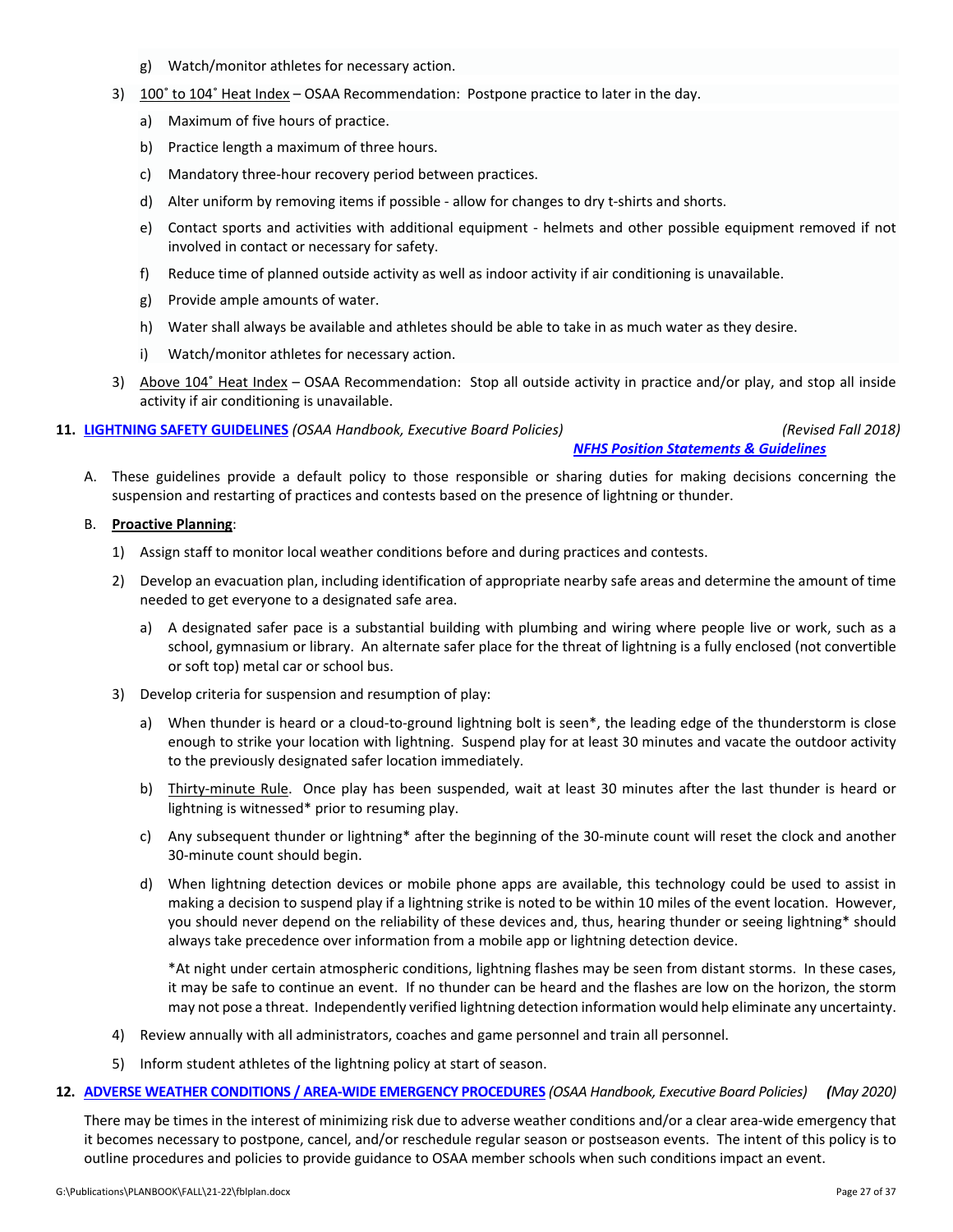g) Watch/monitor athletes for necessary action.

3) <u>100˚ to 104˚ Heat Index</u> – OSAA Recommendation: Postpone practice to later in the day.

   a) Maximum of five hours of practice.

   b) Practice length a maximum of three hours.

   c) Mandatory three-hour recovery period between practices.

   d) Alter uniform by removing items if possible - allow for changes to dry t-shirts and shorts.

   e) Contact sports and activities with additional equipment - helmets and other possible equipment removed if not involved in contact or necessary for safety.

   f) Reduce time of planned outside activity as well as indoor activity if air conditioning is unavailable.

   g) Provide ample amounts of water.

   h) Water shall always be available and athletes should be able to take in as much water as they desire.

   i) Watch/monitor athletes for necessary action.

3) <u>Above 104˚ Heat Index</u> – OSAA Recommendation: Stop all outside activity in practice and/or play, and stop all inside activity if air conditioning is unavailable.

**11. <u>LIGHTNING SAFETY GUIDELINES</u>** *(OSAA Handbook, Executive Board Policies)* *(Revised Fall 2018)*
***<u>NFHS Position Statements & Guidelines</u>***

A. These guidelines provide a default policy to those responsible or sharing duties for making decisions concerning the suspension and restarting of practices and contests based on the presence of lightning or thunder.

B. **<u>Proactive Planning</u>**:

1) Assign staff to monitor local weather conditions before and during practices and contests.

2) Develop an evacuation plan, including identification of appropriate nearby safe areas and determine the amount of time needed to get everyone to a designated safe area.

   a) A designated safer pace is a substantial building with plumbing and wiring where people live or work, such as a school, gymnasium or library. An alternate safer place for the threat of lightning is a fully enclosed (not convertible or soft top) metal car or school bus.

3) Develop criteria for suspension and resumption of play:

   a) When thunder is heard or a cloud-to-ground lightning bolt is seen*, the leading edge of the thunderstorm is close enough to strike your location with lightning. Suspend play for at least 30 minutes and vacate the outdoor activity to the previously designated safer location immediately.

   b) <u>Thirty-minute Rule</u>. Once play has been suspended, wait at least 30 minutes after the last thunder is heard or lightning is witnessed* prior to resuming play.

   c) Any subsequent thunder or lightning* after the beginning of the 30-minute count will reset the clock and another 30-minute count should begin.

   d) When lightning detection devices or mobile phone apps are available, this technology could be used to assist in making a decision to suspend play if a lightning strike is noted to be within 10 miles of the event location. However, you should never depend on the reliability of these devices and, thus, hearing thunder or seeing lightning* should always take precedence over information from a mobile app or lightning detection device.

   *At night under certain atmospheric conditions, lightning flashes may be seen from distant storms. In these cases, it may be safe to continue an event. If no thunder can be heard and the flashes are low on the horizon, the storm may not pose a threat. Independently verified lightning detection information would help eliminate any uncertainty.

4) Review annually with all administrators, coaches and game personnel and train all personnel.

5) Inform student athletes of the lightning policy at start of season.

**12. <u>ADVERSE WEATHER CONDITIONS / AREA-WIDE EMERGENCY PROCEDURES</u>** *(OSAA Handbook, Executive Board Policies)* ***(****May 2020)*

There may be times in the interest of minimizing risk due to adverse weather conditions and/or a clear area-wide emergency that it becomes necessary to postpone, cancel, and/or reschedule regular season or postseason events. The intent of this policy is to outline procedures and policies to provide guidance to OSAA member schools when such conditions impact an event.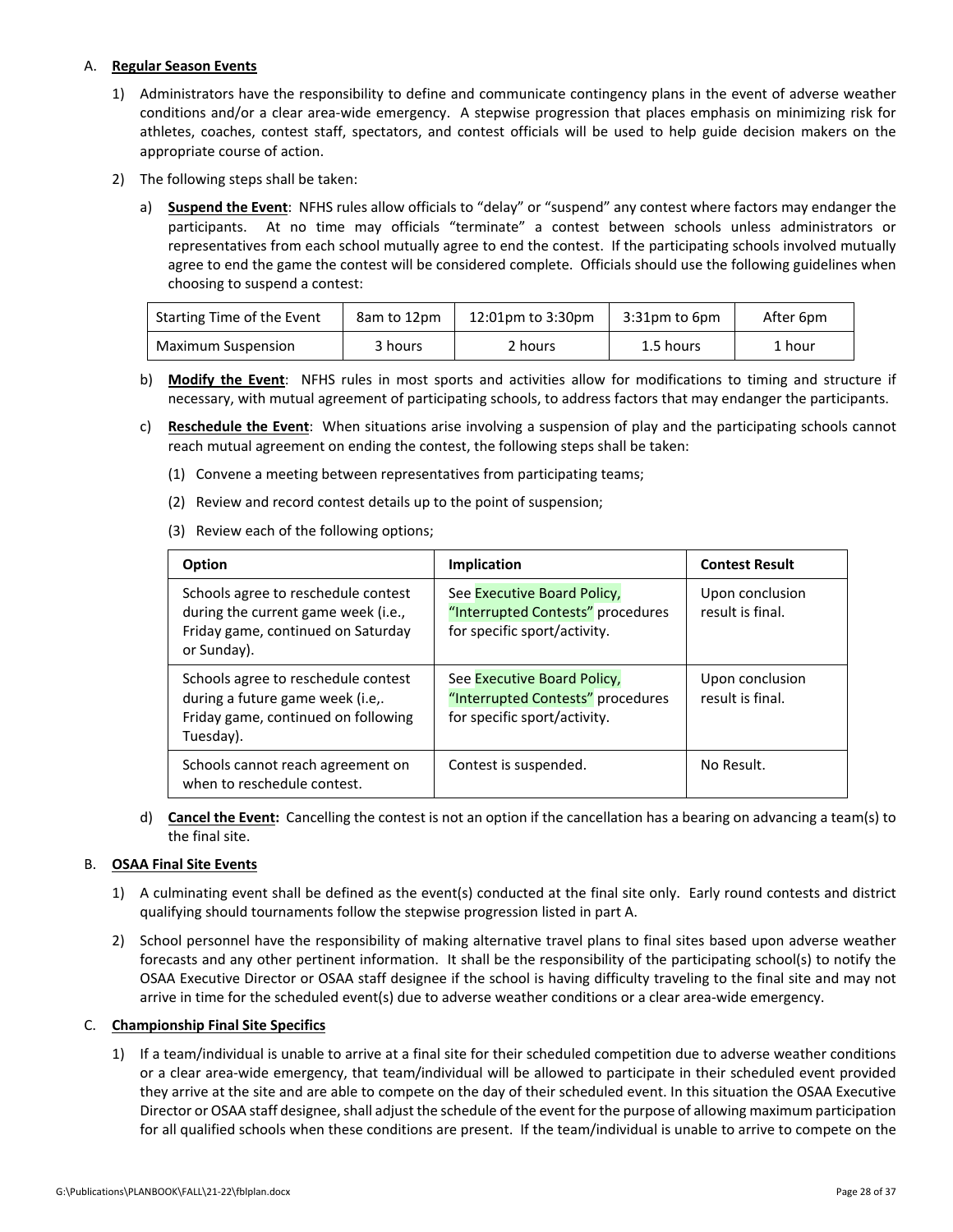A. **Regular Season Events**

1) Administrators have the responsibility to define and communicate contingency plans in the event of adverse weather conditions and/or a clear area-wide emergency. A stepwise progression that places emphasis on minimizing risk for athletes, coaches, contest staff, spectators, and contest officials will be used to help guide decision makers on the appropriate course of action.

2) The following steps shall be taken:

a) **Suspend the Event**: NFHS rules allow officials to "delay" or "suspend" any contest where factors may endanger the participants. At no time may officials "terminate" a contest between schools unless administrators or representatives from each school mutually agree to end the contest. If the participating schools involved mutually agree to end the game the contest will be considered complete. Officials should use the following guidelines when choosing to suspend a contest:

| Starting Time of the Event | 8am to 12pm | 12:01pm to 3:30pm | 3:31pm to 6pm | After 6pm |
|---|---|---|---|---|
| Maximum Suspension | 3 hours | 2 hours | 1.5 hours | 1 hour |

b) **Modify the Event**: NFHS rules in most sports and activities allow for modifications to timing and structure if necessary, with mutual agreement of participating schools, to address factors that may endanger the participants.

c) **Reschedule the Event**: When situations arise involving a suspension of play and the participating schools cannot reach mutual agreement on ending the contest, the following steps shall be taken:

(1) Convene a meeting between representatives from participating teams;

(2) Review and record contest details up to the point of suspension;

(3) Review each of the following options;

| Option | Implication | Contest Result |
|---|---|---|
| Schools agree to reschedule contest during the current game week (i.e., Friday game, continued on Saturday or Sunday). | See Executive Board Policy, "Interrupted Contests" procedures for specific sport/activity. | Upon conclusion result is final. |
| Schools agree to reschedule contest during a future game week (i.e,. Friday game, continued on following Tuesday). | See Executive Board Policy, "Interrupted Contests" procedures for specific sport/activity. | Upon conclusion result is final. |
| Schools cannot reach agreement on when to reschedule contest. | Contest is suspended. | No Result. |

d) **Cancel the Event:** Cancelling the contest is not an option if the cancellation has a bearing on advancing a team(s) to the final site.

B. **OSAA Final Site Events**

1) A culminating event shall be defined as the event(s) conducted at the final site only. Early round contests and district qualifying should tournaments follow the stepwise progression listed in part A.

2) School personnel have the responsibility of making alternative travel plans to final sites based upon adverse weather forecasts and any other pertinent information. It shall be the responsibility of the participating school(s) to notify the OSAA Executive Director or OSAA staff designee if the school is having difficulty traveling to the final site and may not arrive in time for the scheduled event(s) due to adverse weather conditions or a clear area-wide emergency.

C. **Championship Final Site Specifics**

1) If a team/individual is unable to arrive at a final site for their scheduled competition due to adverse weather conditions or a clear area-wide emergency, that team/individual will be allowed to participate in their scheduled event provided they arrive at the site and are able to compete on the day of their scheduled event. In this situation the OSAA Executive Director or OSAA staff designee, shall adjust the schedule of the event for the purpose of allowing maximum participation for all qualified schools when these conditions are present. If the team/individual is unable to arrive to compete on the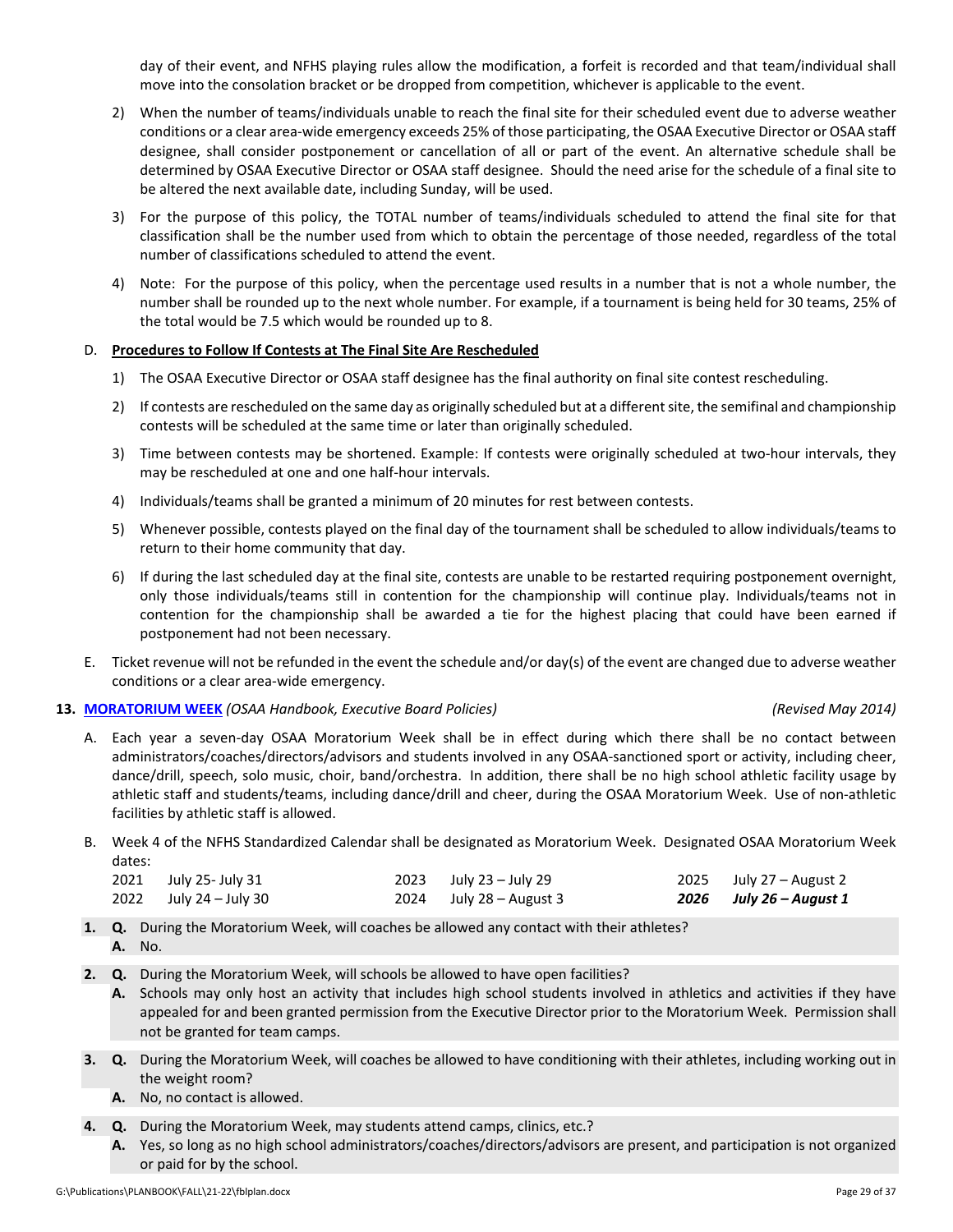day of their event, and NFHS playing rules allow the modification, a forfeit is recorded and that team/individual shall move into the consolation bracket or be dropped from competition, whichever is applicable to the event.

2) When the number of teams/individuals unable to reach the final site for their scheduled event due to adverse weather conditions or a clear area-wide emergency exceeds 25% of those participating, the OSAA Executive Director or OSAA staff designee, shall consider postponement or cancellation of all or part of the event. An alternative schedule shall be determined by OSAA Executive Director or OSAA staff designee. Should the need arise for the schedule of a final site to be altered the next available date, including Sunday, will be used.

3) For the purpose of this policy, the TOTAL number of teams/individuals scheduled to attend the final site for that classification shall be the number used from which to obtain the percentage of those needed, regardless of the total number of classifications scheduled to attend the event.

4) Note: For the purpose of this policy, when the percentage used results in a number that is not a whole number, the number shall be rounded up to the next whole number. For example, if a tournament is being held for 30 teams, 25% of the total would be 7.5 which would be rounded up to 8.

D. **<u>Procedures to Follow If Contests at The Final Site Are Rescheduled</u>**

1) The OSAA Executive Director or OSAA staff designee has the final authority on final site contest rescheduling.

2) If contests are rescheduled on the same day as originally scheduled but at a different site, the semifinal and championship contests will be scheduled at the same time or later than originally scheduled.

3) Time between contests may be shortened. Example: If contests were originally scheduled at two-hour intervals, they may be rescheduled at one and one half-hour intervals.

4) Individuals/teams shall be granted a minimum of 20 minutes for rest between contests.

5) Whenever possible, contests played on the final day of the tournament shall be scheduled to allow individuals/teams to return to their home community that day.

6) If during the last scheduled day at the final site, contests are unable to be restarted requiring postponement overnight, only those individuals/teams still in contention for the championship will continue play. Individuals/teams not in contention for the championship shall be awarded a tie for the highest placing that could have been earned if postponement had not been necessary.

E. Ticket revenue will not be refunded in the event the schedule and/or day(s) of the event are changed due to adverse weather conditions or a clear area-wide emergency.

**13. MORATORIUM WEEK** *(OSAA Handbook, Executive Board Policies)* *(Revised May 2014)*

A. Each year a seven-day OSAA Moratorium Week shall be in effect during which there shall be no contact between administrators/coaches/directors/advisors and students involved in any OSAA-sanctioned sport or activity, including cheer, dance/drill, speech, solo music, choir, band/orchestra. In addition, there shall be no high school athletic facility usage by athletic staff and students/teams, including dance/drill and cheer, during the OSAA Moratorium Week. Use of non-athletic facilities by athletic staff is allowed.

B. Week 4 of the NFHS Standardized Calendar shall be designated as Moratorium Week. Designated OSAA Moratorium Week dates:

| | | | | | |
|---|---|---|---|---|---|
| 2021 | July 25- July 31 | 2023 | July 23 – July 29 | 2025 | July 27 – August 2 |
| 2022 | July 24 – July 30 | 2024 | July 28 – August 3 | ***2026*** | ***July 26 – August 1*** |

**1. Q.** During the Moratorium Week, will coaches be allowed any contact with their athletes?
**A.** No.

**2. Q.** During the Moratorium Week, will schools be allowed to have open facilities?
**A.** Schools may only host an activity that includes high school students involved in athletics and activities if they have appealed for and been granted permission from the Executive Director prior to the Moratorium Week. Permission shall not be granted for team camps.

**3. Q.** During the Moratorium Week, will coaches be allowed to have conditioning with their athletes, including working out in the weight room?
**A.** No, no contact is allowed.

**4. Q.** During the Moratorium Week, may students attend camps, clinics, etc.?
**A.** Yes, so long as no high school administrators/coaches/directors/advisors are present, and participation is not organized or paid for by the school.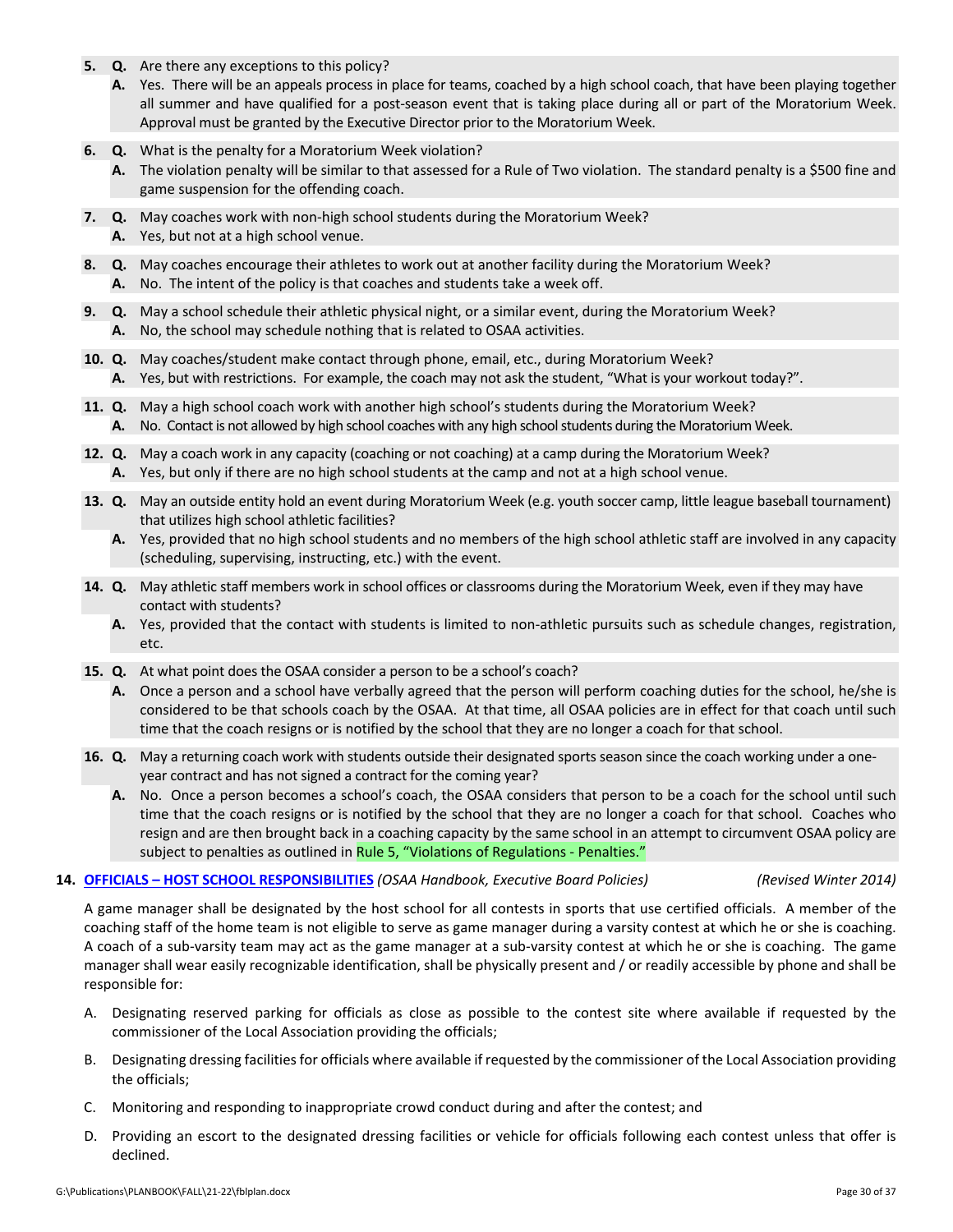5. **Q.** Are there any exceptions to this policy?
   **A.** Yes. There will be an appeals process in place for teams, coached by a high school coach, that have been playing together all summer and have qualified for a post-season event that is taking place during all or part of the Moratorium Week. Approval must be granted by the Executive Director prior to the Moratorium Week.

6. **Q.** What is the penalty for a Moratorium Week violation?
   **A.** The violation penalty will be similar to that assessed for a Rule of Two violation. The standard penalty is a $500 fine and game suspension for the offending coach.

7. **Q.** May coaches work with non-high school students during the Moratorium Week?
   **A.** Yes, but not at a high school venue.

8. **Q.** May coaches encourage their athletes to work out at another facility during the Moratorium Week?
   **A.** No. The intent of the policy is that coaches and students take a week off.

9. **Q.** May a school schedule their athletic physical night, or a similar event, during the Moratorium Week?
   **A.** No, the school may schedule nothing that is related to OSAA activities.

10. **Q.** May coaches/student make contact through phone, email, etc., during Moratorium Week?
    **A.** Yes, but with restrictions. For example, the coach may not ask the student, "What is your workout today?".

11. **Q.** May a high school coach work with another high school's students during the Moratorium Week?
    **A.** No. Contact is not allowed by high school coaches with any high school students during the Moratorium Week.

12. **Q.** May a coach work in any capacity (coaching or not coaching) at a camp during the Moratorium Week?
    **A.** Yes, but only if there are no high school students at the camp and not at a high school venue.

13. **Q.** May an outside entity hold an event during Moratorium Week (e.g. youth soccer camp, little league baseball tournament) that utilizes high school athletic facilities?
    **A.** Yes, provided that no high school students and no members of the high school athletic staff are involved in any capacity (scheduling, supervising, instructing, etc.) with the event.

14. **Q.** May athletic staff members work in school offices or classrooms during the Moratorium Week, even if they may have contact with students?
    **A.** Yes, provided that the contact with students is limited to non-athletic pursuits such as schedule changes, registration, etc.

15. **Q.** At what point does the OSAA consider a person to be a school's coach?
    **A.** Once a person and a school have verbally agreed that the person will perform coaching duties for the school, he/she is considered to be that schools coach by the OSAA. At that time, all OSAA policies are in effect for that coach until such time that the coach resigns or is notified by the school that they are no longer a coach for that school.

16. **Q.** May a returning coach work with students outside their designated sports season since the coach working under a one-year contract and has not signed a contract for the coming year?
    **A.** No. Once a person becomes a school's coach, the OSAA considers that person to be a coach for the school until such time that the coach resigns or is notified by the school that they are no longer a coach for that school. Coaches who resign and are then brought back in a coaching capacity by the same school in an attempt to circumvent OSAA policy are subject to penalties as outlined in Rule 5, "Violations of Regulations - Penalties."

**14. OFFICIALS – HOST SCHOOL RESPONSIBILITIES** *(OSAA Handbook, Executive Board Policies)* *(Revised Winter 2014)*

A game manager shall be designated by the host school for all contests in sports that use certified officials. A member of the coaching staff of the home team is not eligible to serve as game manager during a varsity contest at which he or she is coaching. A coach of a sub-varsity team may act as the game manager at a sub-varsity contest at which he or she is coaching. The game manager shall wear easily recognizable identification, shall be physically present and / or readily accessible by phone and shall be responsible for:

A. Designating reserved parking for officials as close as possible to the contest site where available if requested by the commissioner of the Local Association providing the officials;

B. Designating dressing facilities for officials where available if requested by the commissioner of the Local Association providing the officials;

C. Monitoring and responding to inappropriate crowd conduct during and after the contest; and

D. Providing an escort to the designated dressing facilities or vehicle for officials following each contest unless that offer is declined.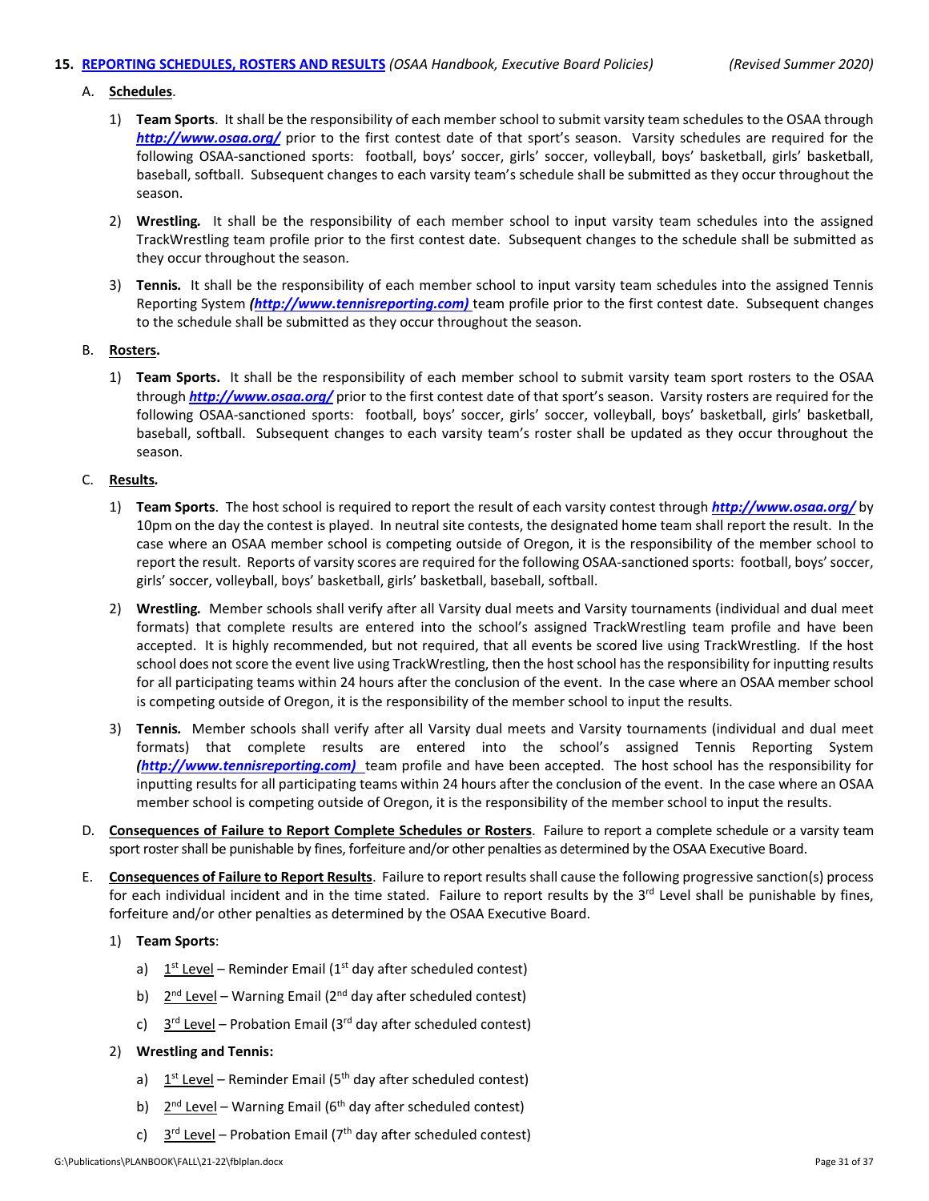**15. REPORTING SCHEDULES, ROSTERS AND RESULTS** *(OSAA Handbook, Executive Board Policies)* *(Revised Summer 2020)*

A. **Schedules**.

1) **Team Sports**. It shall be the responsibility of each member school to submit varsity team schedules to the OSAA through ***http://www.osaa.org/*** prior to the first contest date of that sport's season. Varsity schedules are required for the following OSAA-sanctioned sports: football, boys' soccer, girls' soccer, volleyball, boys' basketball, girls' basketball, baseball, softball. Subsequent changes to each varsity team's schedule shall be submitted as they occur throughout the season.

2) ***Wrestling.*** It shall be the responsibility of each member school to input varsity team schedules into the assigned TrackWrestling team profile prior to the first contest date. Subsequent changes to the schedule shall be submitted as they occur throughout the season.

3) ***Tennis.*** It shall be the responsibility of each member school to input varsity team schedules into the assigned Tennis Reporting System ***(http://www.tennisreporting.com)*** team profile prior to the first contest date. Subsequent changes to the schedule shall be submitted as they occur throughout the season.

B. **Rosters.**

1) **Team Sports.** It shall be the responsibility of each member school to submit varsity team sport rosters to the OSAA through ***http://www.osaa.org/*** prior to the first contest date of that sport's season. Varsity rosters are required for the following OSAA-sanctioned sports: football, boys' soccer, girls' soccer, volleyball, boys' basketball, girls' basketball, baseball, softball. Subsequent changes to each varsity team's roster shall be updated as they occur throughout the season.

C. ***Results.***

1) **Team Sports**. The host school is required to report the result of each varsity contest through ***http://www.osaa.org/*** by 10pm on the day the contest is played. In neutral site contests, the designated home team shall report the result. In the case where an OSAA member school is competing outside of Oregon, it is the responsibility of the member school to report the result. Reports of varsity scores are required for the following OSAA-sanctioned sports: football, boys' soccer, girls' soccer, volleyball, boys' basketball, girls' basketball, baseball, softball.

2) ***Wrestling.*** Member schools shall verify after all Varsity dual meets and Varsity tournaments (individual and dual meet formats) that complete results are entered into the school's assigned TrackWrestling team profile and have been accepted. It is highly recommended, but not required, that all events be scored live using TrackWrestling. If the host school does not score the event live using TrackWrestling, then the host school has the responsibility for inputting results for all participating teams within 24 hours after the conclusion of the event. In the case where an OSAA member school is competing outside of Oregon, it is the responsibility of the member school to input the results.

3) ***Tennis.*** Member schools shall verify after all Varsity dual meets and Varsity tournaments (individual and dual meet formats) that complete results are entered into the school's assigned Tennis Reporting System ***(http://www.tennisreporting.com)*** team profile and have been accepted. The host school has the responsibility for inputting results for all participating teams within 24 hours after the conclusion of the event. In the case where an OSAA member school is competing outside of Oregon, it is the responsibility of the member school to input the results.

D. **Consequences of Failure to Report Complete Schedules or Rosters**. Failure to report a complete schedule or a varsity team sport roster shall be punishable by fines, forfeiture and/or other penalties as determined by the OSAA Executive Board.

E. **Consequences of Failure to Report Results**. Failure to report results shall cause the following progressive sanction(s) process for each individual incident and in the time stated. Failure to report results by the 3rd Level shall be punishable by fines, forfeiture and/or other penalties as determined by the OSAA Executive Board.

1) **Team Sports**:

a) 1st Level – Reminder Email (1st day after scheduled contest)

b) 2nd Level – Warning Email (2nd day after scheduled contest)

c) 3rd Level – Probation Email (3rd day after scheduled contest)

2) **Wrestling and Tennis:**

a) 1st Level – Reminder Email (5th day after scheduled contest)

b) 2nd Level – Warning Email (6th day after scheduled contest)

c) 3rd Level – Probation Email (7th day after scheduled contest)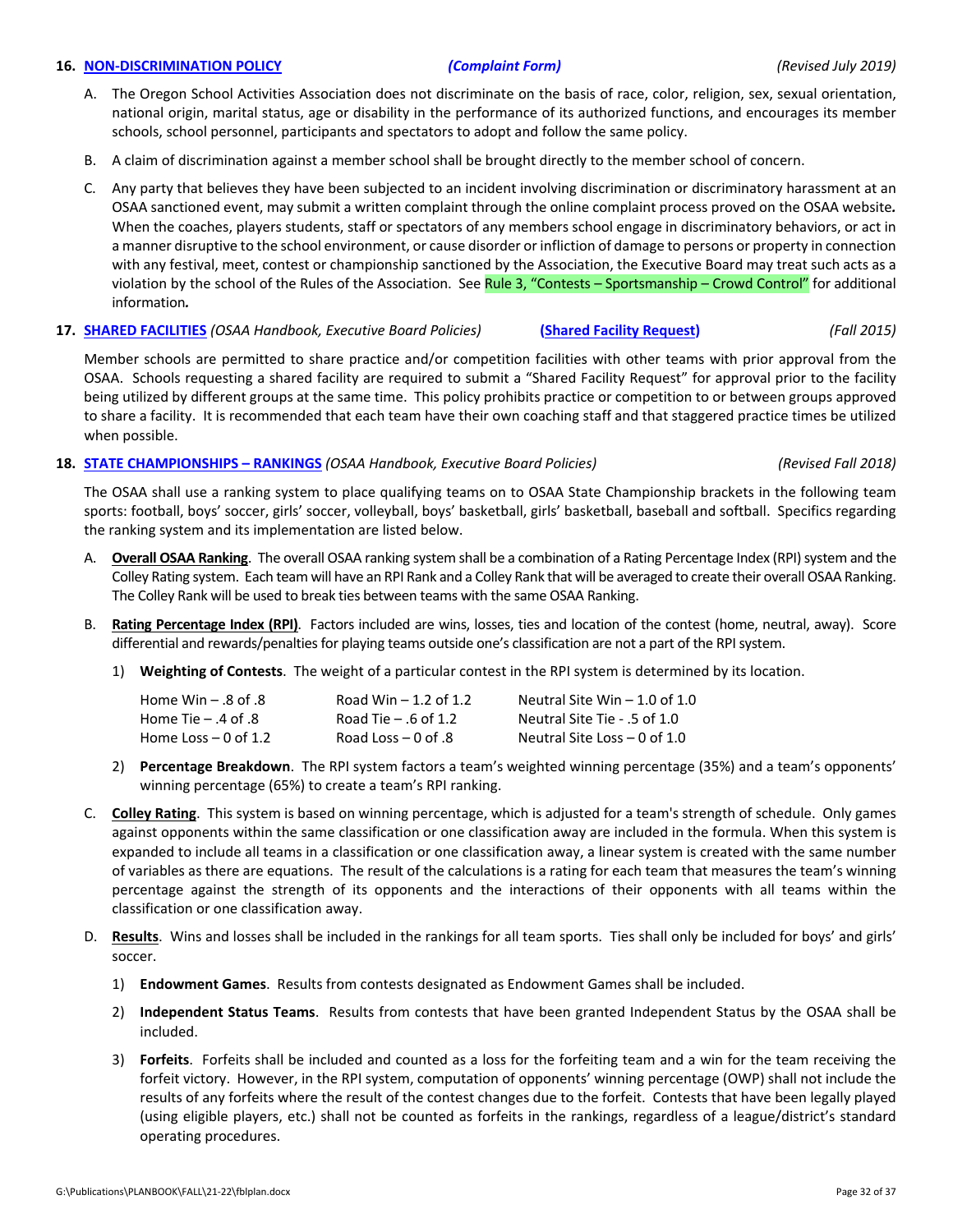### 16. NON-DISCRIMINATION POLICY *(Complaint Form)* *(Revised July 2019)*

A. The Oregon School Activities Association does not discriminate on the basis of race, color, religion, sex, sexual orientation, national origin, marital status, age or disability in the performance of its authorized functions, and encourages its member schools, school personnel, participants and spectators to adopt and follow the same policy.

B. A claim of discrimination against a member school shall be brought directly to the member school of concern.

C. Any party that believes they have been subjected to an incident involving discrimination or discriminatory harassment at an OSAA sanctioned event, may submit a written complaint through the online complaint process proved on the OSAA website*.* When the coaches, players students, staff or spectators of any members school engage in discriminatory behaviors, or act in a manner disruptive to the school environment, or cause disorder or infliction of damage to persons or property in connection with any festival, meet, contest or championship sanctioned by the Association, the Executive Board may treat such acts as a violation by the school of the Rules of the Association. See Rule 3, "Contests – Sportsmanship – Crowd Control" for additional information*.*

### 17. SHARED FACILITIES *(OSAA Handbook, Executive Board Policies)* (Shared Facility Request) *(Fall 2015)*

Member schools are permitted to share practice and/or competition facilities with other teams with prior approval from the OSAA. Schools requesting a shared facility are required to submit a "Shared Facility Request" for approval prior to the facility being utilized by different groups at the same time. This policy prohibits practice or competition to or between groups approved to share a facility. It is recommended that each team have their own coaching staff and that staggered practice times be utilized when possible.

### 18. STATE CHAMPIONSHIPS – RANKINGS *(OSAA Handbook, Executive Board Policies)* *(Revised Fall 2018)*

The OSAA shall use a ranking system to place qualifying teams on to OSAA State Championship brackets in the following team sports: football, boys' soccer, girls' soccer, volleyball, boys' basketball, girls' basketball, baseball and softball. Specifics regarding the ranking system and its implementation are listed below.

A. **Overall OSAA Ranking**. The overall OSAA ranking system shall be a combination of a Rating Percentage Index (RPI) system and the Colley Rating system. Each team will have an RPI Rank and a Colley Rank that will be averaged to create their overall OSAA Ranking. The Colley Rank will be used to break ties between teams with the same OSAA Ranking.

B. **Rating Percentage Index (RPI)**. Factors included are wins, losses, ties and location of the contest (home, neutral, away). Score differential and rewards/penalties for playing teams outside one's classification are not a part of the RPI system.

1) **Weighting of Contests**. The weight of a particular contest in the RPI system is determined by its location.

| | | |
|---|---|---|
| Home Win – .8 of .8 | Road Win – 1.2 of 1.2 | Neutral Site Win – 1.0 of 1.0 |
| Home Tie – .4 of .8 | Road Tie – .6 of 1.2 | Neutral Site Tie - .5 of 1.0 |
| Home Loss – 0 of 1.2 | Road Loss – 0 of .8 | Neutral Site Loss – 0 of 1.0 |

2) **Percentage Breakdown**. The RPI system factors a team's weighted winning percentage (35%) and a team's opponents' winning percentage (65%) to create a team's RPI ranking.

C. **Colley Rating**. This system is based on winning percentage, which is adjusted for a team's strength of schedule. Only games against opponents within the same classification or one classification away are included in the formula. When this system is expanded to include all teams in a classification or one classification away, a linear system is created with the same number of variables as there are equations. The result of the calculations is a rating for each team that measures the team's winning percentage against the strength of its opponents and the interactions of their opponents with all teams within the classification or one classification away.

D. **Results**. Wins and losses shall be included in the rankings for all team sports. Ties shall only be included for boys' and girls' soccer.

1) **Endowment Games**. Results from contests designated as Endowment Games shall be included.

2) **Independent Status Teams**. Results from contests that have been granted Independent Status by the OSAA shall be included.

3) **Forfeits**. Forfeits shall be included and counted as a loss for the forfeiting team and a win for the team receiving the forfeit victory. However, in the RPI system, computation of opponents' winning percentage (OWP) shall not include the results of any forfeits where the result of the contest changes due to the forfeit. Contests that have been legally played (using eligible players, etc.) shall not be counted as forfeits in the rankings, regardless of a league/district's standard operating procedures.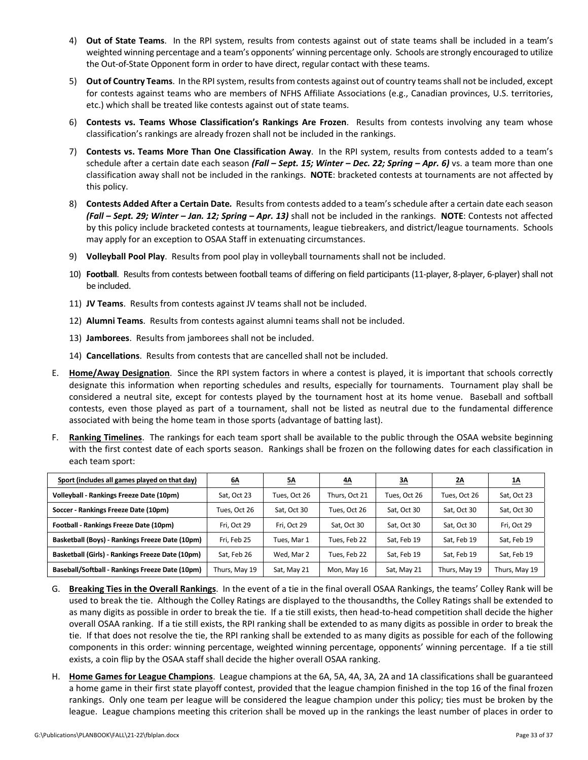4) **Out of State Teams**. In the RPI system, results from contests against out of state teams shall be included in a team's weighted winning percentage and a team's opponents' winning percentage only. Schools are strongly encouraged to utilize the Out-of-State Opponent form in order to have direct, regular contact with these teams.

5) **Out of Country Teams**. In the RPI system, results from contests against out of country teams shall not be included, except for contests against teams who are members of NFHS Affiliate Associations (e.g., Canadian provinces, U.S. territories, etc.) which shall be treated like contests against out of state teams.

6) **Contests vs. Teams Whose Classification's Rankings Are Frozen**. Results from contests involving any team whose classification's rankings are already frozen shall not be included in the rankings.

7) **Contests vs. Teams More Than One Classification Away**. In the RPI system, results from contests added to a team's schedule after a certain date each season ***(Fall – Sept. 15; Winter – Dec. 22; Spring – Apr. 6)*** vs. a team more than one classification away shall not be included in the rankings. **NOTE**: bracketed contests at tournaments are not affected by this policy.

8) **Contests Added After a Certain Date.** Results from contests added to a team's schedule after a certain date each season ***(Fall – Sept. 29; Winter – Jan. 12; Spring – Apr. 13)*** shall not be included in the rankings. **NOTE**: Contests not affected by this policy include bracketed contests at tournaments, league tiebreakers, and district/league tournaments. Schools may apply for an exception to OSAA Staff in extenuating circumstances.

9) **Volleyball Pool Play**. Results from pool play in volleyball tournaments shall not be included.

10) **Football**. Results from contests between football teams of differing on field participants (11-player, 8-player, 6-player) shall not be included.

11) **JV Teams**. Results from contests against JV teams shall not be included.

12) **Alumni Teams**. Results from contests against alumni teams shall not be included.

13) **Jamborees**. Results from jamborees shall not be included.

14) **Cancellations**. Results from contests that are cancelled shall not be included.

E. **Home/Away Designation**. Since the RPI system factors in where a contest is played, it is important that schools correctly designate this information when reporting schedules and results, especially for tournaments. Tournament play shall be considered a neutral site, except for contests played by the tournament host at its home venue. Baseball and softball contests, even those played as part of a tournament, shall not be listed as neutral due to the fundamental difference associated with being the home team in those sports (advantage of batting last).

F. **Ranking Timelines**. The rankings for each team sport shall be available to the public through the OSAA website beginning with the first contest date of each sports season. Rankings shall be frozen on the following dates for each classification in each team sport:

| Sport (includes all games played on that day) | 6A | 5A | 4A | 3A | 2A | 1A |
|---|---|---|---|---|---|---|
| **Volleyball - Rankings Freeze Date (10pm)** | Sat, Oct 23 | Tues, Oct 26 | Thurs, Oct 21 | Tues, Oct 26 | Tues, Oct 26 | Sat, Oct 23 |
| **Soccer - Rankings Freeze Date (10pm)** | Tues, Oct 26 | Sat, Oct 30 | Tues, Oct 26 | Sat, Oct 30 | Sat, Oct 30 | Sat, Oct 30 |
| **Football - Rankings Freeze Date (10pm)** | Fri, Oct 29 | Fri, Oct 29 | Sat, Oct 30 | Sat, Oct 30 | Sat, Oct 30 | Fri, Oct 29 |
| **Basketball (Boys) - Rankings Freeze Date (10pm)** | Fri, Feb 25 | Tues, Mar 1 | Tues, Feb 22 | Sat, Feb 19 | Sat, Feb 19 | Sat, Feb 19 |
| **Basketball (Girls) - Rankings Freeze Date (10pm)** | Sat, Feb 26 | Wed, Mar 2 | Tues, Feb 22 | Sat, Feb 19 | Sat, Feb 19 | Sat, Feb 19 |
| **Baseball/Softball - Rankings Freeze Date (10pm)** | Thurs, May 19 | Sat, May 21 | Mon, May 16 | Sat, May 21 | Thurs, May 19 | Thurs, May 19 |

G. **Breaking Ties in the Overall Rankings**. In the event of a tie in the final overall OSAA Rankings, the teams' Colley Rank will be used to break the tie. Although the Colley Ratings are displayed to the thousandths, the Colley Ratings shall be extended to as many digits as possible in order to break the tie. If a tie still exists, then head-to-head competition shall decide the higher overall OSAA ranking. If a tie still exists, the RPI ranking shall be extended to as many digits as possible in order to break the tie. If that does not resolve the tie, the RPI ranking shall be extended to as many digits as possible for each of the following components in this order: winning percentage, weighted winning percentage, opponents' winning percentage. If a tie still exists, a coin flip by the OSAA staff shall decide the higher overall OSAA ranking.

H. **Home Games for League Champions**. League champions at the 6A, 5A, 4A, 3A, 2A and 1A classifications shall be guaranteed a home game in their first state playoff contest, provided that the league champion finished in the top 16 of the final frozen rankings. Only one team per league will be considered the league champion under this policy; ties must be broken by the league. League champions meeting this criterion shall be moved up in the rankings the least number of places in order to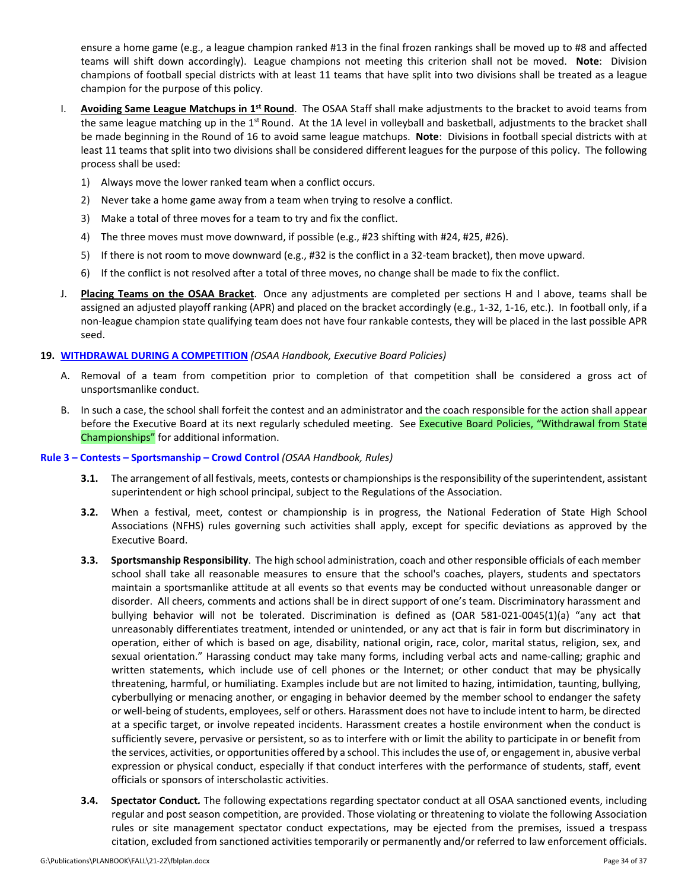ensure a home game (e.g., a league champion ranked #13 in the final frozen rankings shall be moved up to #8 and affected teams will shift down accordingly). League champions not meeting this criterion shall not be moved. **Note**: Division champions of football special districts with at least 11 teams that have split into two divisions shall be treated as a league champion for the purpose of this policy.

I. **Avoiding Same League Matchups in 1st Round**. The OSAA Staff shall make adjustments to the bracket to avoid teams from the same league matching up in the 1st Round. At the 1A level in volleyball and basketball, adjustments to the bracket shall be made beginning in the Round of 16 to avoid same league matchups. **Note**: Divisions in football special districts with at least 11 teams that split into two divisions shall be considered different leagues for the purpose of this policy. The following process shall be used:

   1) Always move the lower ranked team when a conflict occurs.
   2) Never take a home game away from a team when trying to resolve a conflict.
   3) Make a total of three moves for a team to try and fix the conflict.
   4) The three moves must move downward, if possible (e.g., #23 shifting with #24, #25, #26).
   5) If there is not room to move downward (e.g., #32 is the conflict in a 32-team bracket), then move upward.
   6) If the conflict is not resolved after a total of three moves, no change shall be made to fix the conflict.

J. **Placing Teams on the OSAA Bracket**. Once any adjustments are completed per sections H and I above, teams shall be assigned an adjusted playoff ranking (APR) and placed on the bracket accordingly (e.g., 1-32, 1-16, etc.). In football only, if a non-league champion state qualifying team does not have four rankable contests, they will be placed in the last possible APR seed.

**19. WITHDRAWAL DURING A COMPETITION** *(OSAA Handbook, Executive Board Policies)*

A. Removal of a team from competition prior to completion of that competition shall be considered a gross act of unsportsmanlike conduct.

B. In such a case, the school shall forfeit the contest and an administrator and the coach responsible for the action shall appear before the Executive Board at its next regularly scheduled meeting. See Executive Board Policies, "Withdrawal from State Championships" for additional information.

**Rule 3 – Contests – Sportsmanship – Crowd Control** *(OSAA Handbook, Rules)*

**3.1.** The arrangement of all festivals, meets, contests or championships is the responsibility of the superintendent, assistant superintendent or high school principal, subject to the Regulations of the Association.

**3.2.** When a festival, meet, contest or championship is in progress, the National Federation of State High School Associations (NFHS) rules governing such activities shall apply, except for specific deviations as approved by the Executive Board.

**3.3.** **Sportsmanship Responsibility**. The high school administration, coach and other responsible officials of each member school shall take all reasonable measures to ensure that the school's coaches, players, students and spectators maintain a sportsmanlike attitude at all events so that events may be conducted without unreasonable danger or disorder. All cheers, comments and actions shall be in direct support of one's team. Discriminatory harassment and bullying behavior will not be tolerated. Discrimination is defined as (OAR 581-021-0045(1)(a) "any act that unreasonably differentiates treatment, intended or unintended, or any act that is fair in form but discriminatory in operation, either of which is based on age, disability, national origin, race, color, marital status, religion, sex, and sexual orientation." Harassing conduct may take many forms, including verbal acts and name-calling; graphic and written statements, which include use of cell phones or the Internet; or other conduct that may be physically threatening, harmful, or humiliating. Examples include but are not limited to hazing, intimidation, taunting, bullying, cyberbullying or menacing another, or engaging in behavior deemed by the member school to endanger the safety or well-being of students, employees, self or others. Harassment does not have to include intent to harm, be directed at a specific target, or involve repeated incidents. Harassment creates a hostile environment when the conduct is sufficiently severe, pervasive or persistent, so as to interfere with or limit the ability to participate in or benefit from the services, activities, or opportunities offered by a school. This includes the use of, or engagement in, abusive verbal expression or physical conduct, especially if that conduct interferes with the performance of students, staff, event officials or sponsors of interscholastic activities.

**3.4.** ***Spectator Conduct.*** The following expectations regarding spectator conduct at all OSAA sanctioned events, including regular and post season competition, are provided. Those violating or threatening to violate the following Association rules or site management spectator conduct expectations, may be ejected from the premises, issued a trespass citation, excluded from sanctioned activities temporarily or permanently and/or referred to law enforcement officials.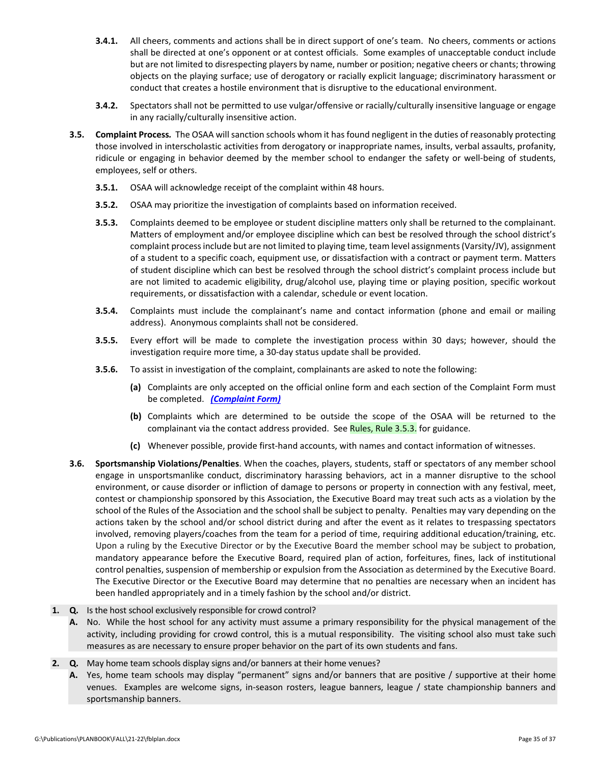**3.4.1.** All cheers, comments and actions shall be in direct support of one's team. No cheers, comments or actions shall be directed at one's opponent or at contest officials. Some examples of unacceptable conduct include but are not limited to disrespecting players by name, number or position; negative cheers or chants; throwing objects on the playing surface; use of derogatory or racially explicit language; discriminatory harassment or conduct that creates a hostile environment that is disruptive to the educational environment.

**3.4.2.** Spectators shall not be permitted to use vulgar/offensive or racially/culturally insensitive language or engage in any racially/culturally insensitive action.

**3.5.** ***Complaint Process.*** The OSAA will sanction schools whom it has found negligent in the duties of reasonably protecting those involved in interscholastic activities from derogatory or inappropriate names, insults, verbal assaults, profanity, ridicule or engaging in behavior deemed by the member school to endanger the safety or well-being of students, employees, self or others.

**3.5.1.** OSAA will acknowledge receipt of the complaint within 48 hours.

**3.5.2.** OSAA may prioritize the investigation of complaints based on information received.

**3.5.3.** Complaints deemed to be employee or student discipline matters only shall be returned to the complainant. Matters of employment and/or employee discipline which can best be resolved through the school district's complaint process include but are not limited to playing time, team level assignments (Varsity/JV), assignment of a student to a specific coach, equipment use, or dissatisfaction with a contract or payment term. Matters of student discipline which can best be resolved through the school district's complaint process include but are not limited to academic eligibility, drug/alcohol use, playing time or playing position, specific workout requirements, or dissatisfaction with a calendar, schedule or event location.

**3.5.4.** Complaints must include the complainant's name and contact information (phone and email or mailing address). Anonymous complaints shall not be considered.

**3.5.5.** Every effort will be made to complete the investigation process within 30 days; however, should the investigation require more time, a 30-day status update shall be provided.

**3.5.6.** To assist in investigation of the complaint, complainants are asked to note the following:

**(a)** Complaints are only accepted on the official online form and each section of the Complaint Form must be completed. ***(Complaint Form)***

**(b)** Complaints which are determined to be outside the scope of the OSAA will be returned to the complainant via the contact address provided. See Rules, Rule 3.5.3. for guidance.

**(c)** Whenever possible, provide first-hand accounts, with names and contact information of witnesses.

**3.6.** **Sportsmanship Violations/Penalties**. When the coaches, players, students, staff or spectators of any member school engage in unsportsmanlike conduct, discriminatory harassing behaviors, act in a manner disruptive to the school environment, or cause disorder or infliction of damage to persons or property in connection with any festival, meet, contest or championship sponsored by this Association, the Executive Board may treat such acts as a violation by the school of the Rules of the Association and the school shall be subject to penalty. Penalties may vary depending on the actions taken by the school and/or school district during and after the event as it relates to trespassing spectators involved, removing players/coaches from the team for a period of time, requiring additional education/training, etc. Upon a ruling by the Executive Director or by the Executive Board the member school may be subject to probation, mandatory appearance before the Executive Board, required plan of action, forfeitures, fines, lack of institutional control penalties, suspension of membership or expulsion from the Association as determined by the Executive Board. The Executive Director or the Executive Board may determine that no penalties are necessary when an incident has been handled appropriately and in a timely fashion by the school and/or district.

**1. Q.** Is the host school exclusively responsible for crowd control?
**A.** No. While the host school for any activity must assume a primary responsibility for the physical management of the activity, including providing for crowd control, this is a mutual responsibility. The visiting school also must take such measures as are necessary to ensure proper behavior on the part of its own students and fans.

**2. Q.** May home team schools display signs and/or banners at their home venues?
**A.** Yes, home team schools may display "permanent" signs and/or banners that are positive / supportive at their home venues. Examples are welcome signs, in-season rosters, league banners, league / state championship banners and sportsmanship banners.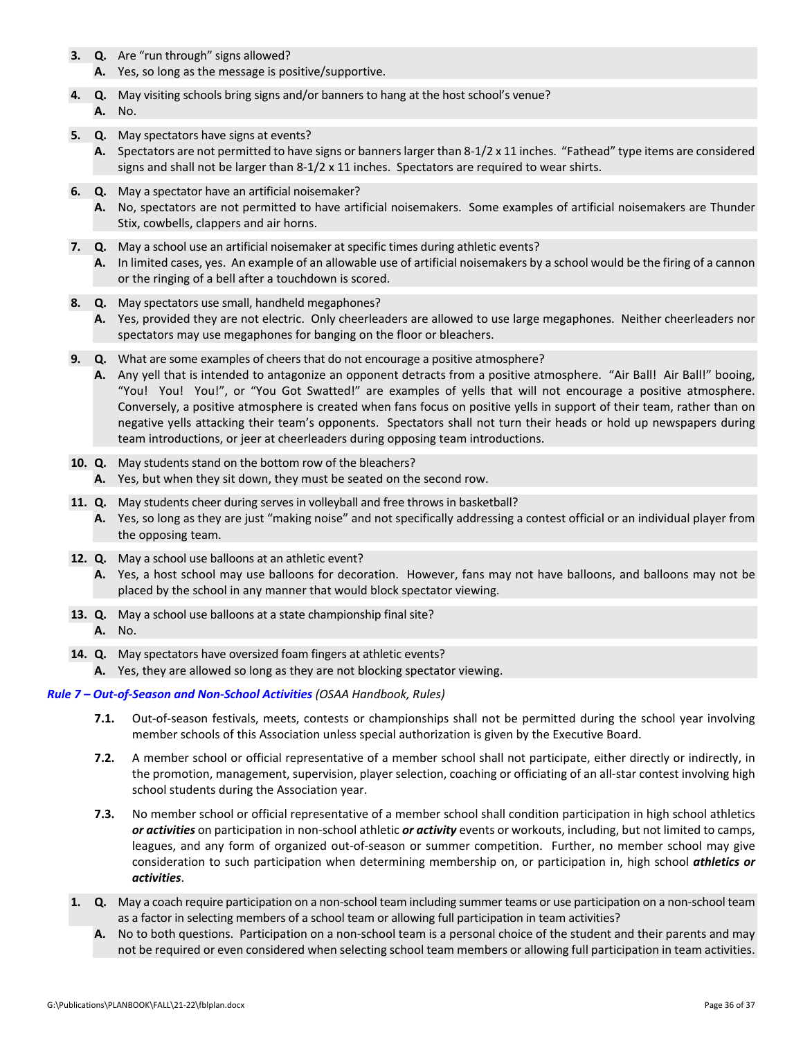3. **Q.** Are "run through" signs allowed?
   **A.** Yes, so long as the message is positive/supportive.

4. **Q.** May visiting schools bring signs and/or banners to hang at the host school's venue?
   **A.** No.

5. **Q.** May spectators have signs at events?
   **A.** Spectators are not permitted to have signs or banners larger than 8-1/2 x 11 inches. "Fathead" type items are considered signs and shall not be larger than 8-1/2 x 11 inches. Spectators are required to wear shirts.

6. **Q.** May a spectator have an artificial noisemaker?
   **A.** No, spectators are not permitted to have artificial noisemakers. Some examples of artificial noisemakers are Thunder Stix, cowbells, clappers and air horns.

7. **Q.** May a school use an artificial noisemaker at specific times during athletic events?
   **A.** In limited cases, yes. An example of an allowable use of artificial noisemakers by a school would be the firing of a cannon or the ringing of a bell after a touchdown is scored.

8. **Q.** May spectators use small, handheld megaphones?
   **A.** Yes, provided they are not electric. Only cheerleaders are allowed to use large megaphones. Neither cheerleaders nor spectators may use megaphones for banging on the floor or bleachers.

9. **Q.** What are some examples of cheers that do not encourage a positive atmosphere?
   **A.** Any yell that is intended to antagonize an opponent detracts from a positive atmosphere. "Air Ball! Air Ball!" booing, "You! You! You!", or "You Got Swatted!" are examples of yells that will not encourage a positive atmosphere. Conversely, a positive atmosphere is created when fans focus on positive yells in support of their team, rather than on negative yells attacking their team's opponents. Spectators shall not turn their heads or hold up newspapers during team introductions, or jeer at cheerleaders during opposing team introductions.

10. **Q.** May students stand on the bottom row of the bleachers?
    **A.** Yes, but when they sit down, they must be seated on the second row.

11. **Q.** May students cheer during serves in volleyball and free throws in basketball?
    **A.** Yes, so long as they are just "making noise" and not specifically addressing a contest official or an individual player from the opposing team.

12. **Q.** May a school use balloons at an athletic event?
    **A.** Yes, a host school may use balloons for decoration. However, fans may not have balloons, and balloons may not be placed by the school in any manner that would block spectator viewing.

13. **Q.** May a school use balloons at a state championship final site?
    **A.** No.

14. **Q.** May spectators have oversized foam fingers at athletic events?
    **A.** Yes, they are allowed so long as they are not blocking spectator viewing.

***Rule 7 – Out-of-Season and Non-School Activities*** *(OSAA Handbook, Rules)*

**7.1.** Out-of-season festivals, meets, contests or championships shall not be permitted during the school year involving member schools of this Association unless special authorization is given by the Executive Board.

**7.2.** A member school or official representative of a member school shall not participate, either directly or indirectly, in the promotion, management, supervision, player selection, coaching or officiating of an all-star contest involving high school students during the Association year.

**7.3.** No member school or official representative of a member school shall condition participation in high school athletics ***or activities*** on participation in non-school athletic ***or activity*** events or workouts, including, but not limited to camps, leagues, and any form of organized out-of-season or summer competition. Further, no member school may give consideration to such participation when determining membership on, or participation in, high school ***athletics or activities***.

1. **Q.** May a coach require participation on a non-school team including summer teams or use participation on a non-school team as a factor in selecting members of a school team or allowing full participation in team activities?
   **A.** No to both questions. Participation on a non-school team is a personal choice of the student and their parents and may not be required or even considered when selecting school team members or allowing full participation in team activities.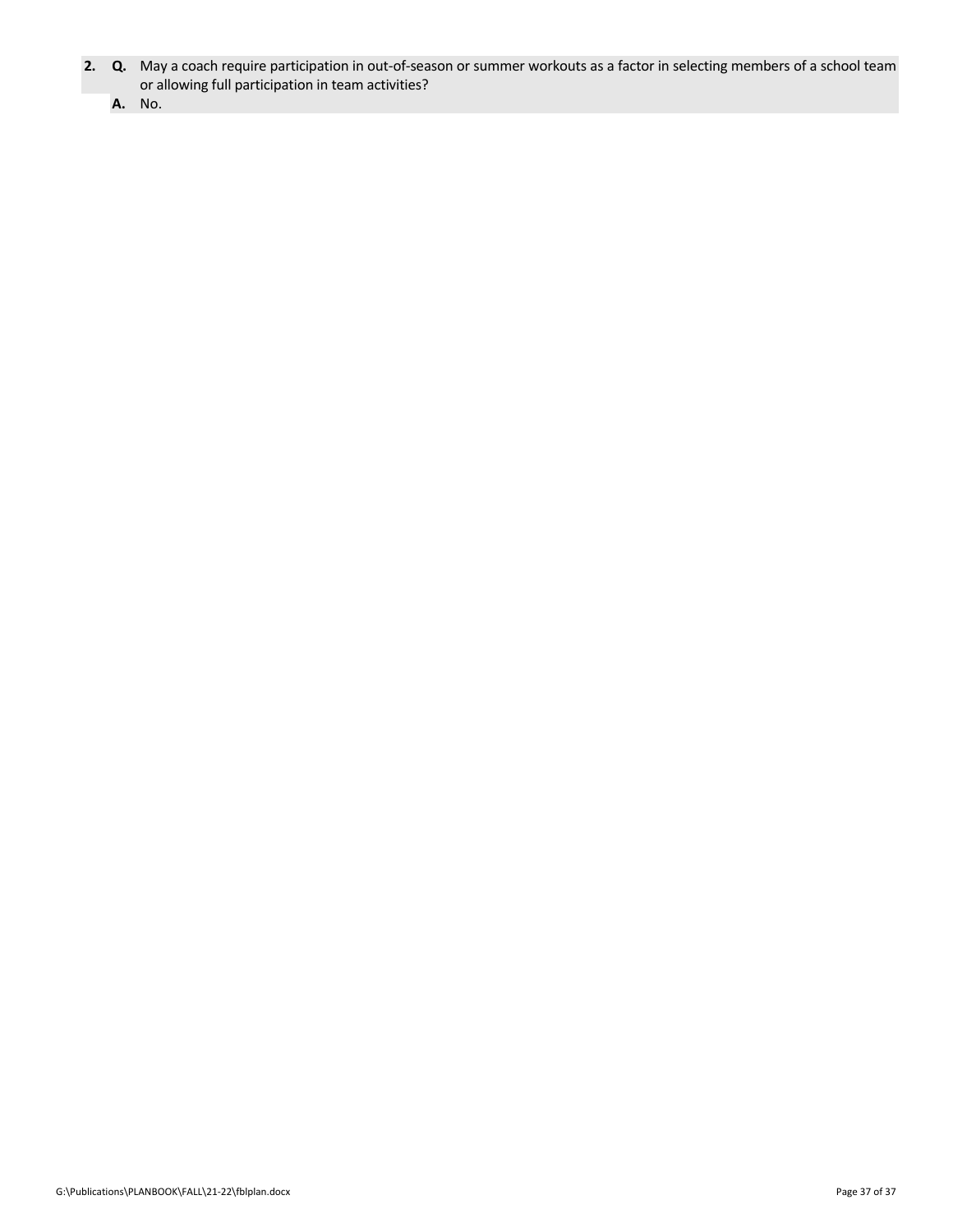2. **Q.** May a coach require participation in out-of-season or summer workouts as a factor in selecting members of a school team or allowing full participation in team activities?

   **A.** No.